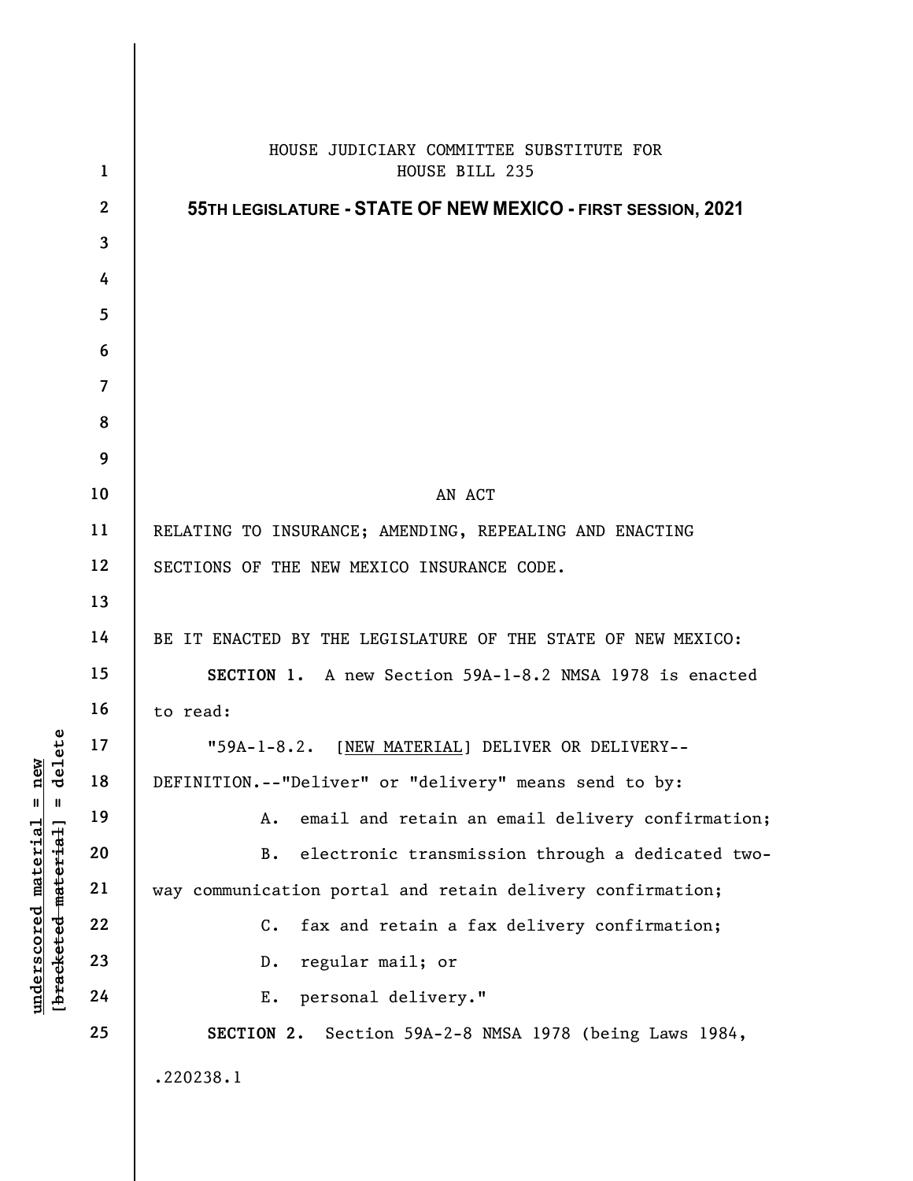HOUSE JUDICIARY COMMITTEE SUBSTITUTE FOR
HOUSE BILL 235

**55TH LEGISLATURE - STATE OF NEW MEXICO - FIRST SESSION, 2021**

AN ACT

RELATING TO INSURANCE; AMENDING, REPEALING AND ENACTING SECTIONS OF THE NEW MEXICO INSURANCE CODE.

BE IT ENACTED BY THE LEGISLATURE OF THE STATE OF NEW MEXICO:

**SECTION 1.** A new Section 59A-1-8.2 NMSA 1978 is enacted to read:

"59A-1-8.2. [NEW MATERIAL] DELIVER OR DELIVERY--DEFINITION.--"Deliver" or "delivery" means send to by:

A. email and retain an email delivery confirmation;

B. electronic transmission through a dedicated two-way communication portal and retain delivery confirmation;

C. fax and retain a fax delivery confirmation;

D. regular mail; or

E. personal delivery."

**SECTION 2.** Section 59A-2-8 NMSA 1978 (being Laws 1984,

.220238.1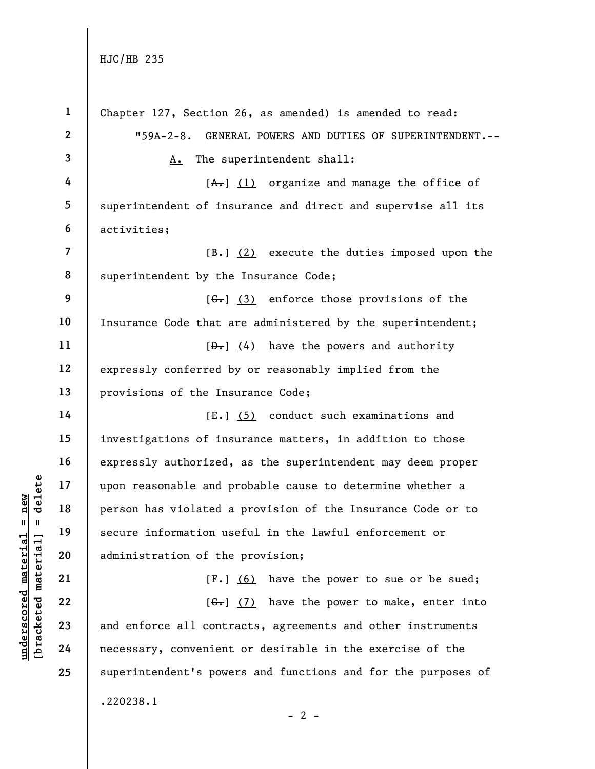Chapter 127, Section 26, as amended) is amended to read:

"59A-2-8. GENERAL POWERS AND DUTIES OF SUPERINTENDENT.--

<u>A.</u> The superintendent shall:

[~~A.~~] <u>(1)</u> organize and manage the office of superintendent of insurance and direct and supervise all its activities;

[~~B.~~] <u>(2)</u> execute the duties imposed upon the superintendent by the Insurance Code;

[~~C.~~] <u>(3)</u> enforce those provisions of the Insurance Code that are administered by the superintendent;

[~~D.~~] <u>(4)</u> have the powers and authority expressly conferred by or reasonably implied from the provisions of the Insurance Code;

[~~E.~~] <u>(5)</u> conduct such examinations and investigations of insurance matters, in addition to those expressly authorized, as the superintendent may deem proper upon reasonable and probable cause to determine whether a person has violated a provision of the Insurance Code or to secure information useful in the lawful enforcement or administration of the provision;

[~~F.~~] <u>(6)</u> have the power to sue or be sued;

[~~G.~~] <u>(7)</u> have the power to make, enter into and enforce all contracts, agreements and other instruments necessary, convenient or desirable in the exercise of the superintendent's powers and functions and for the purposes of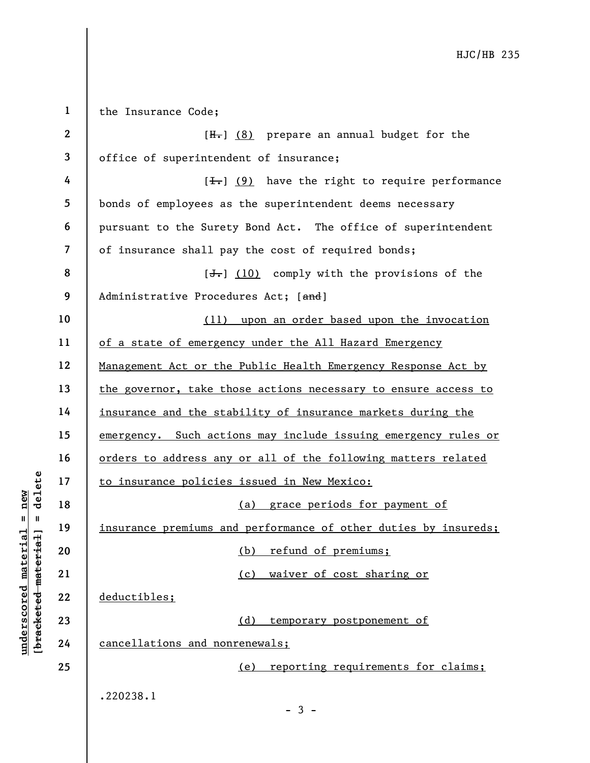the Insurance Code;

[~~H.~~] (8) prepare an annual budget for the office of superintendent of insurance;

[~~I.~~] (9) have the right to require performance bonds of employees as the superintendent deems necessary pursuant to the Surety Bond Act. The office of superintendent of insurance shall pay the cost of required bonds;

[~~J.~~] (10) comply with the provisions of the Administrative Procedures Act; [~~and~~]

(11) upon an order based upon the invocation of a state of emergency under the All Hazard Emergency Management Act or the Public Health Emergency Response Act by the governor, take those actions necessary to ensure access to insurance and the stability of insurance markets during the emergency. Such actions may include issuing emergency rules or orders to address any or all of the following matters related to insurance policies issued in New Mexico:

(a) grace periods for payment of insurance premiums and performance of other duties by insureds;

(b) refund of premiums;

(c) waiver of cost sharing or deductibles;

(d) temporary postponement of cancellations and nonrenewals;

(e) reporting requirements for claims;

.220238.1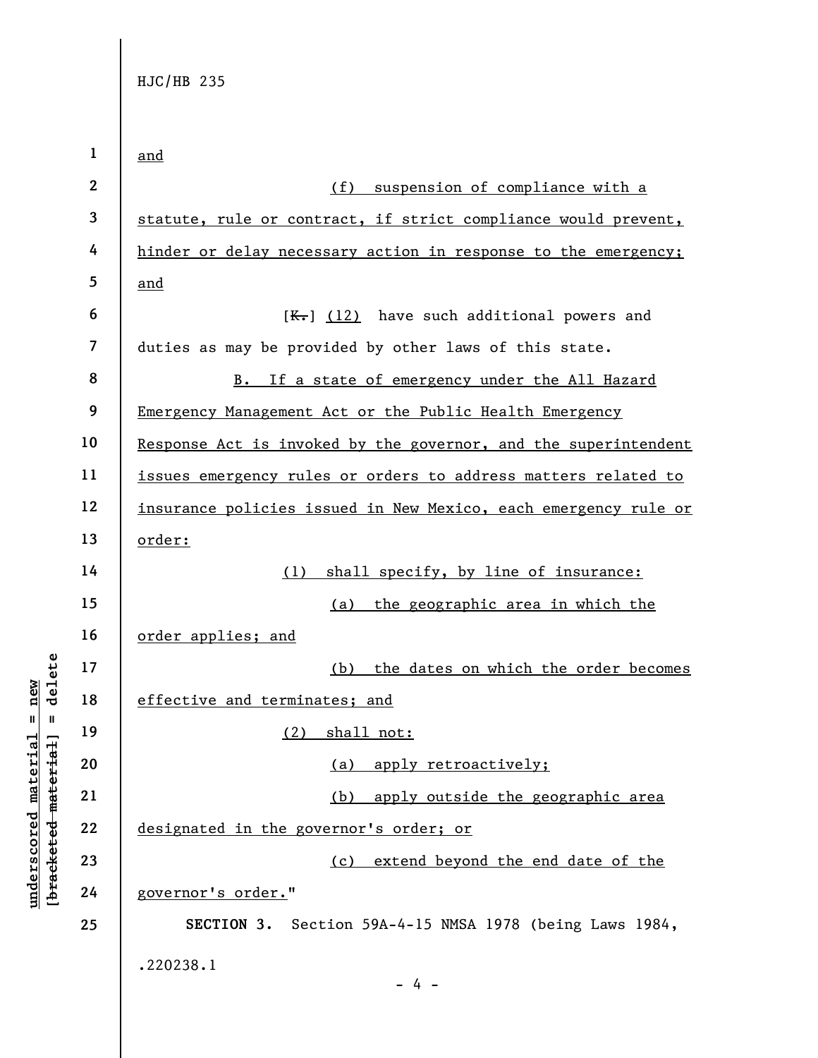and

(f) suspension of compliance with a statute, rule or contract, if strict compliance would prevent, hinder or delay necessary action in response to the emergency; and

[K.] (12) have such additional powers and duties as may be provided by other laws of this state.

B. If a state of emergency under the All Hazard Emergency Management Act or the Public Health Emergency Response Act is invoked by the governor, and the superintendent issues emergency rules or orders to address matters related to insurance policies issued in New Mexico, each emergency rule or order:

(1) shall specify, by line of insurance:

(a) the geographic area in which the order applies; and

(b) the dates on which the order becomes effective and terminates; and

(2) shall not:

(a) apply retroactively;

(b) apply outside the geographic area designated in the governor's order; or

(c) extend beyond the end date of the governor's order."

**SECTION 3.** Section 59A-4-15 NMSA 1978 (being Laws 1984,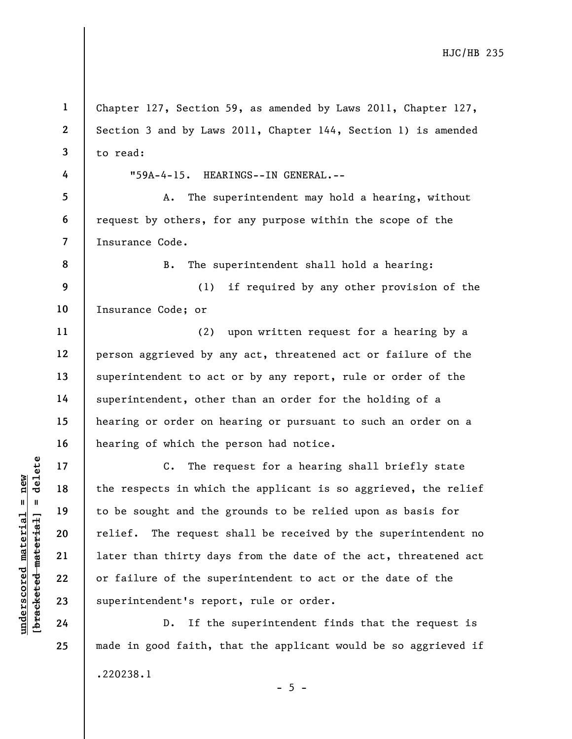Chapter 127, Section 59, as amended by Laws 2011, Chapter 127, Section 3 and by Laws 2011, Chapter 144, Section 1) is amended to read:

"59A-4-15. HEARINGS--IN GENERAL.--

A. The superintendent may hold a hearing, without request by others, for any purpose within the scope of the Insurance Code.

B. The superintendent shall hold a hearing:

(1) if required by any other provision of the Insurance Code; or

(2) upon written request for a hearing by a person aggrieved by any act, threatened act or failure of the superintendent to act or by any report, rule or order of the superintendent, other than an order for the holding of a hearing or order on hearing or pursuant to such an order on a hearing of which the person had notice.

C. The request for a hearing shall briefly state the respects in which the applicant is so aggrieved, the relief to be sought and the grounds to be relied upon as basis for relief. The request shall be received by the superintendent no later than thirty days from the date of the act, threatened act or failure of the superintendent to act or the date of the superintendent's report, rule or order.

D. If the superintendent finds that the request is made in good faith, that the applicant would be so aggrieved if

.220238.1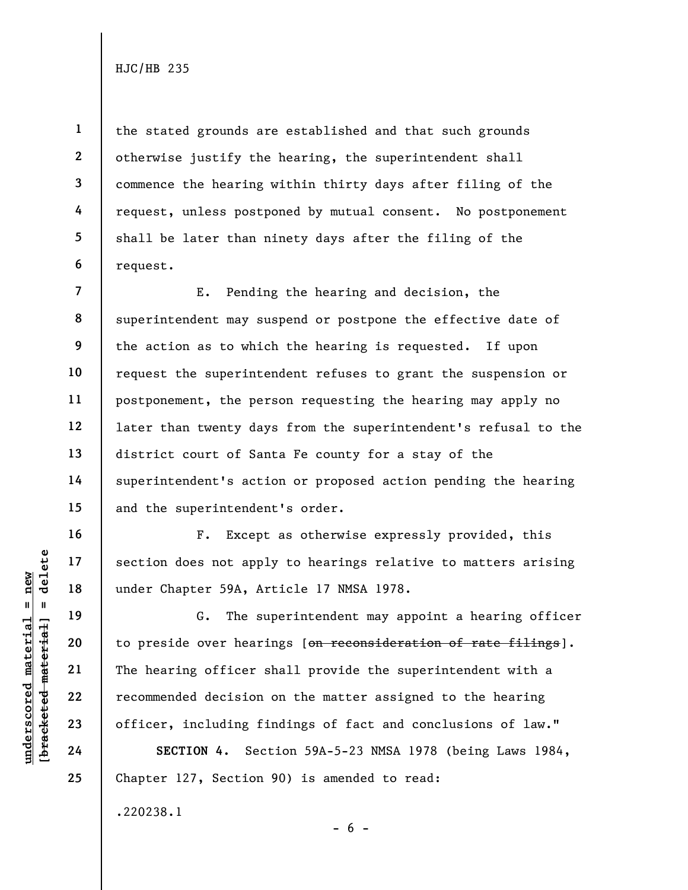the stated grounds are established and that such grounds otherwise justify the hearing, the superintendent shall commence the hearing within thirty days after filing of the request, unless postponed by mutual consent. No postponement shall be later than ninety days after the filing of the request.

E. Pending the hearing and decision, the superintendent may suspend or postpone the effective date of the action as to which the hearing is requested. If upon request the superintendent refuses to grant the suspension or postponement, the person requesting the hearing may apply no later than twenty days from the superintendent's refusal to the district court of Santa Fe county for a stay of the superintendent's action or proposed action pending the hearing and the superintendent's order.

F. Except as otherwise expressly provided, this section does not apply to hearings relative to matters arising under Chapter 59A, Article 17 NMSA 1978.

G. The superintendent may appoint a hearing officer to preside over hearings [~~on reconsideration of rate filings~~]. The hearing officer shall provide the superintendent with a recommended decision on the matter assigned to the hearing officer, including findings of fact and conclusions of law."

**SECTION 4.** Section 59A-5-23 NMSA 1978 (being Laws 1984, Chapter 127, Section 90) is amended to read:

.220238.1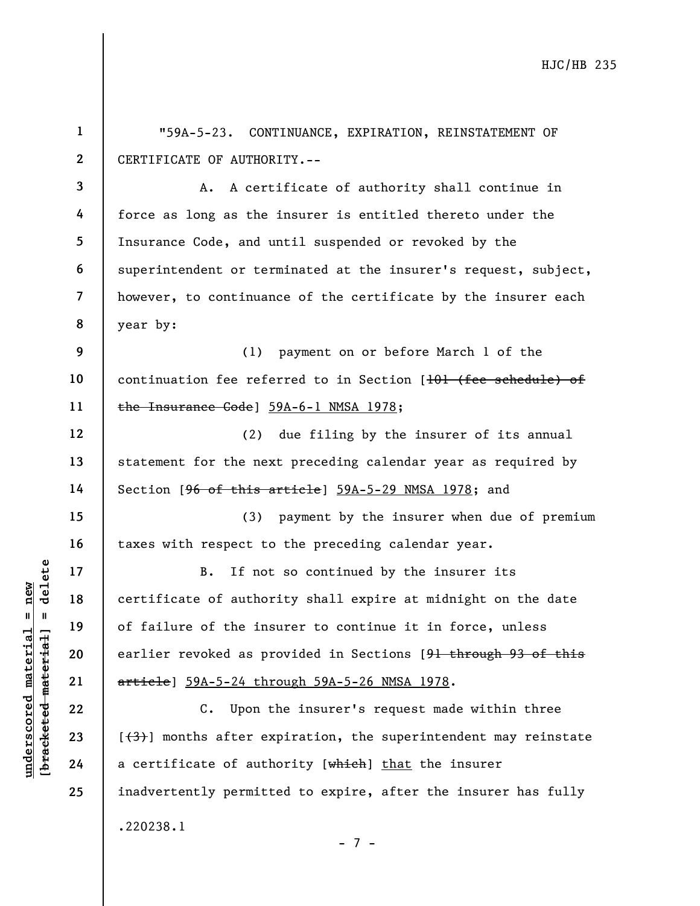"59A-5-23. CONTINUANCE, EXPIRATION, REINSTATEMENT OF CERTIFICATE OF AUTHORITY.--

A. A certificate of authority shall continue in force as long as the insurer is entitled thereto under the Insurance Code, and until suspended or revoked by the superintendent or terminated at the insurer's request, subject, however, to continuance of the certificate by the insurer each year by:

(1) payment on or before March 1 of the continuation fee referred to in Section [~~101 (fee schedule) of the Insurance Code~~] <u>59A-6-1 NMSA 1978</u>;

(2) due filing by the insurer of its annual statement for the next preceding calendar year as required by Section [~~96 of this article~~] <u>59A-5-29 NMSA 1978</u>; and

(3) payment by the insurer when due of premium taxes with respect to the preceding calendar year.

B. If not so continued by the insurer its certificate of authority shall expire at midnight on the date of failure of the insurer to continue it in force, unless earlier revoked as provided in Sections [~~91 through 93 of this article~~] <u>59A-5-24 through 59A-5-26 NMSA 1978</u>.

C. Upon the insurer's request made within three [~~(3)~~] months after expiration, the superintendent may reinstate a certificate of authority [~~which~~] <u>that</u> the insurer inadvertently permitted to expire, after the insurer has fully

.220238.1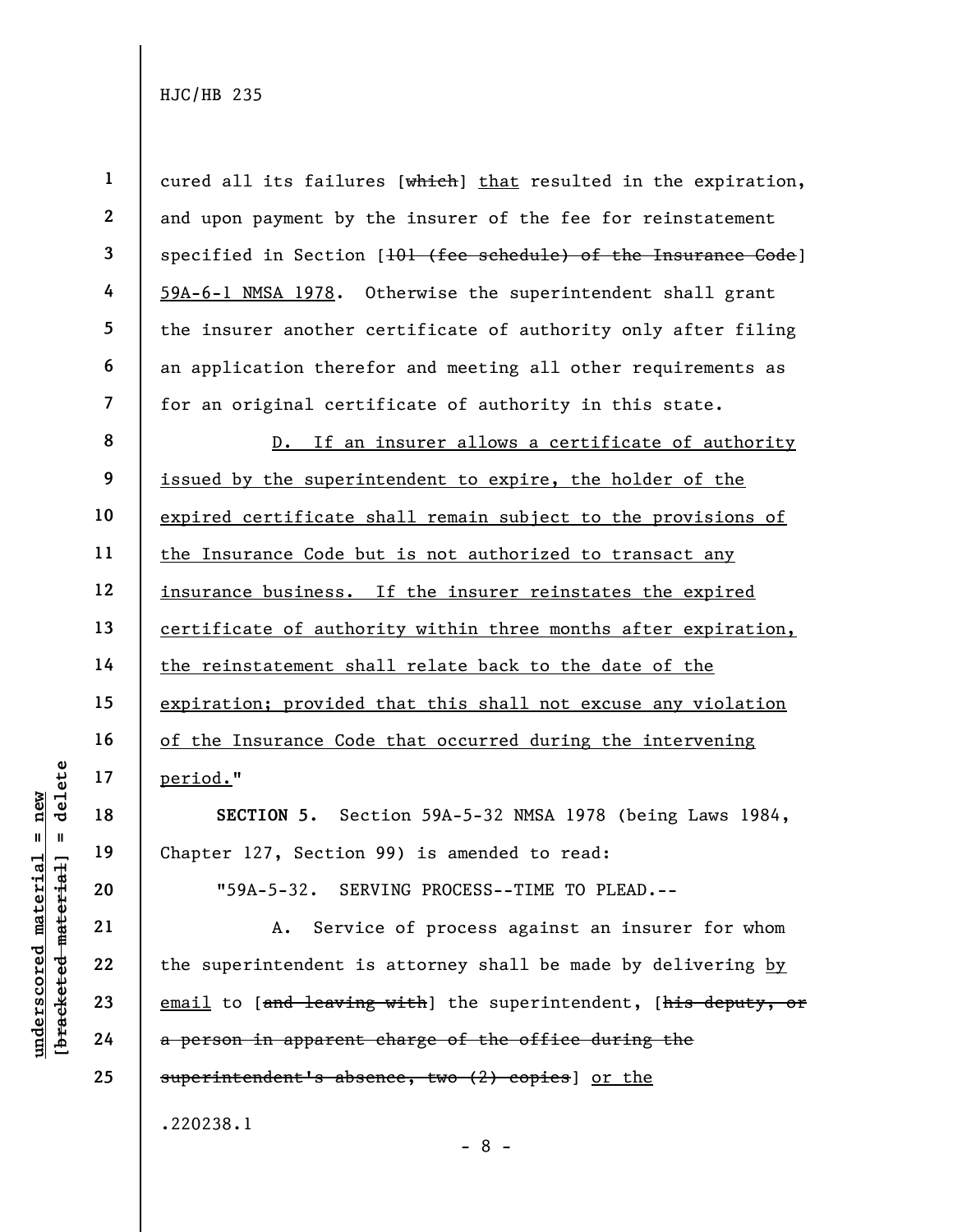cured all its failures [~~which~~] <u>that</u> resulted in the expiration, and upon payment by the insurer of the fee for reinstatement specified in Section [~~101 (fee schedule) of the Insurance Code~~] <u>59A-6-1 NMSA 1978</u>. Otherwise the superintendent shall grant the insurer another certificate of authority only after filing an application therefor and meeting all other requirements as for an original certificate of authority in this state.

<u>D. If an insurer allows a certificate of authority issued by the superintendent to expire, the holder of the expired certificate shall remain subject to the provisions of the Insurance Code but is not authorized to transact any insurance business. If the insurer reinstates the expired certificate of authority within three months after expiration, the reinstatement shall relate back to the date of the expiration; provided that this shall not excuse any violation of the Insurance Code that occurred during the intervening period.</u>"

**SECTION 5.** Section 59A-5-32 NMSA 1978 (being Laws 1984, Chapter 127, Section 99) is amended to read:

"59A-5-32. SERVING PROCESS--TIME TO PLEAD.--

A. Service of process against an insurer for whom the superintendent is attorney shall be made by delivering <u>by email</u> to [~~and leaving with~~] the superintendent, [~~his deputy, or a person in apparent charge of the office during the superintendent's absence, two (2) copies~~] <u>or the</u>

.220238.1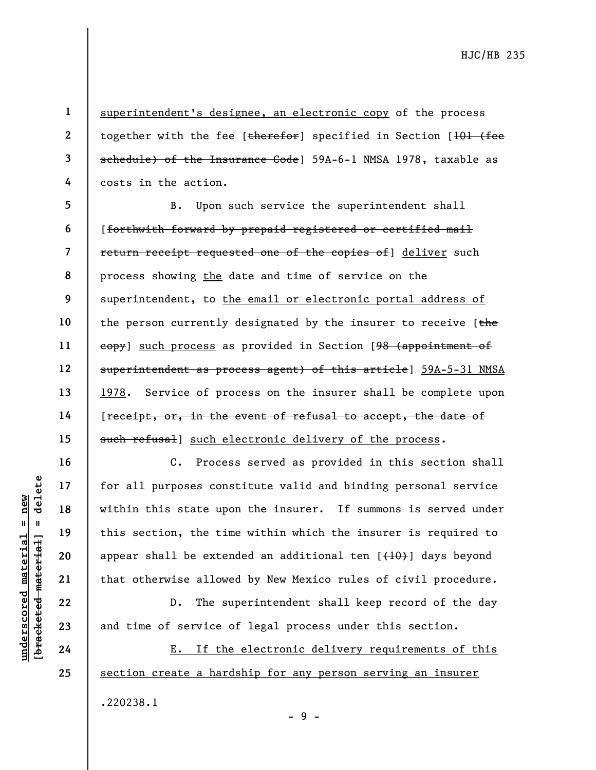superintendent's designee, an electronic copy of the process together with the fee [~~therefor~~] specified in Section [~~101 (fee schedule) of the Insurance Code~~] 59A-6-1 NMSA 1978, taxable as costs in the action.

B. Upon such service the superintendent shall [~~forthwith forward by prepaid registered or certified mail return receipt requested one of the copies of~~] deliver such process showing the date and time of service on the superintendent, to the email or electronic portal address of the person currently designated by the insurer to receive [~~the copy~~] such process as provided in Section [~~98 (appointment of superintendent as process agent) of this article~~] 59A-5-31 NMSA 1978. Service of process on the insurer shall be complete upon [~~receipt, or, in the event of refusal to accept, the date of such refusal~~] such electronic delivery of the process.

C. Process served as provided in this section shall for all purposes constitute valid and binding personal service within this state upon the insurer. If summons is served under this section, the time within which the insurer is required to appear shall be extended an additional ten [~~(10)~~] days beyond that otherwise allowed by New Mexico rules of civil procedure.

D. The superintendent shall keep record of the day and time of service of legal process under this section.

E. If the electronic delivery requirements of this section create a hardship for any person serving an insurer

.220238.1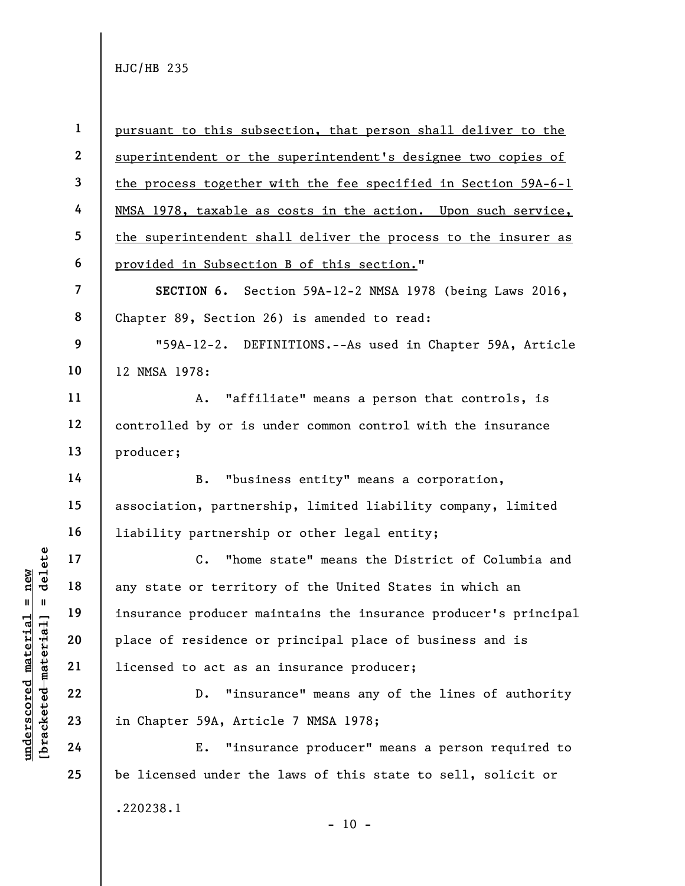pursuant to this subsection, that person shall deliver to the superintendent or the superintendent's designee two copies of the process together with the fee specified in Section 59A-6-1 NMSA 1978, taxable as costs in the action. Upon such service, the superintendent shall deliver the process to the insurer as provided in Subsection B of this section."

**SECTION 6.** Section 59A-12-2 NMSA 1978 (being Laws 2016, Chapter 89, Section 26) is amended to read:

"59A-12-2. DEFINITIONS.--As used in Chapter 59A, Article 12 NMSA 1978:

A. "affiliate" means a person that controls, is controlled by or is under common control with the insurance producer;

B. "business entity" means a corporation, association, partnership, limited liability company, limited liability partnership or other legal entity;

C. "home state" means the District of Columbia and any state or territory of the United States in which an insurance producer maintains the insurance producer's principal place of residence or principal place of business and is licensed to act as an insurance producer;

D. "insurance" means any of the lines of authority in Chapter 59A, Article 7 NMSA 1978;

E. "insurance producer" means a person required to be licensed under the laws of this state to sell, solicit or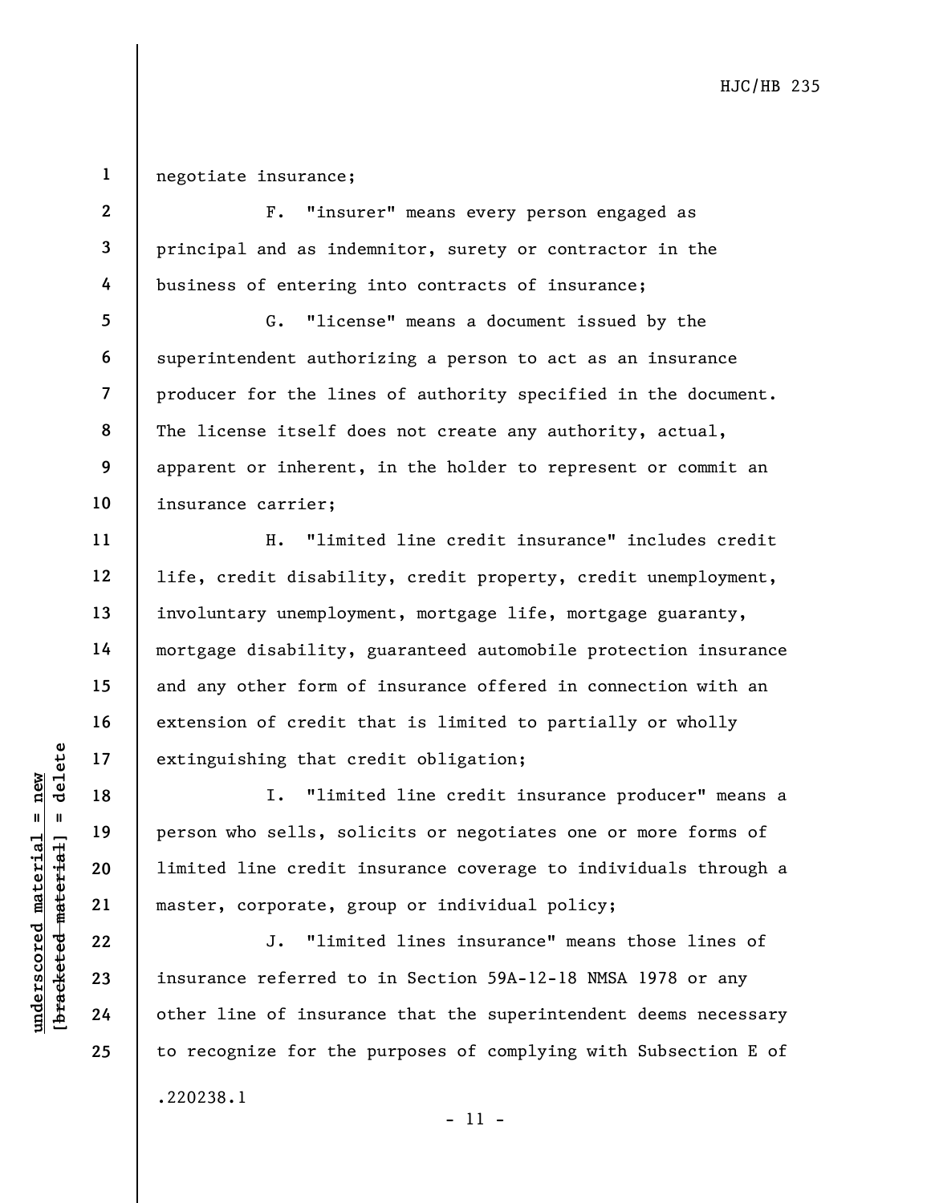negotiate insurance;

F. "insurer" means every person engaged as principal and as indemnitor, surety or contractor in the business of entering into contracts of insurance;

G. "license" means a document issued by the superintendent authorizing a person to act as an insurance producer for the lines of authority specified in the document. The license itself does not create any authority, actual, apparent or inherent, in the holder to represent or commit an insurance carrier;

H. "limited line credit insurance" includes credit life, credit disability, credit property, credit unemployment, involuntary unemployment, mortgage life, mortgage guaranty, mortgage disability, guaranteed automobile protection insurance and any other form of insurance offered in connection with an extension of credit that is limited to partially or wholly extinguishing that credit obligation;

I. "limited line credit insurance producer" means a person who sells, solicits or negotiates one or more forms of limited line credit insurance coverage to individuals through a master, corporate, group or individual policy;

J. "limited lines insurance" means those lines of insurance referred to in Section 59A-12-18 NMSA 1978 or any other line of insurance that the superintendent deems necessary to recognize for the purposes of complying with Subsection E of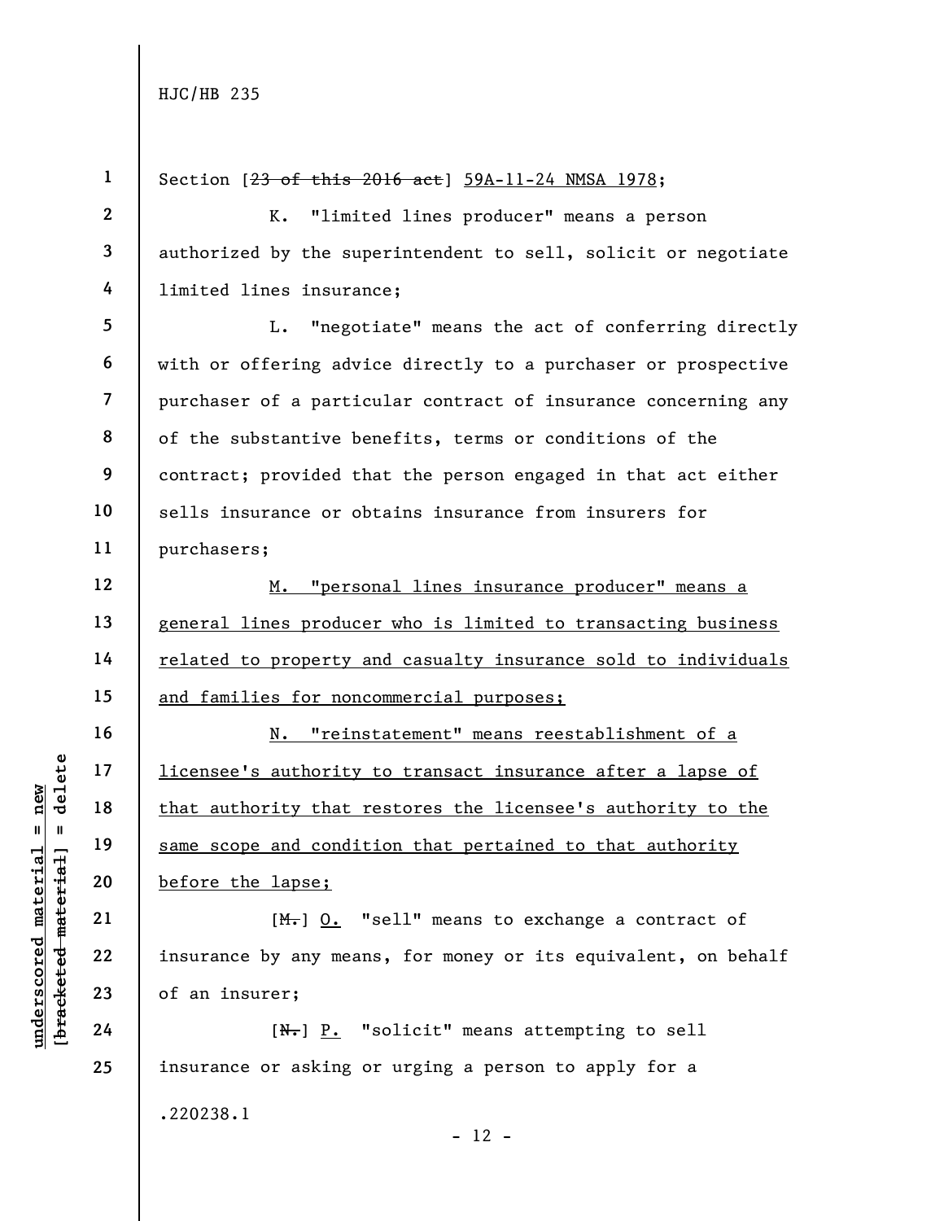Section [~~23 of this 2016 act~~] <u>59A-11-24 NMSA 1978</u>;

K. "limited lines producer" means a person authorized by the superintendent to sell, solicit or negotiate limited lines insurance;

L. "negotiate" means the act of conferring directly with or offering advice directly to a purchaser or prospective purchaser of a particular contract of insurance concerning any of the substantive benefits, terms or conditions of the contract; provided that the person engaged in that act either sells insurance or obtains insurance from insurers for purchasers;

<u>M. "personal lines insurance producer" means a general lines producer who is limited to transacting business related to property and casualty insurance sold to individuals and families for noncommercial purposes;</u>

<u>N. "reinstatement" means reestablishment of a licensee's authority to transact insurance after a lapse of that authority that restores the licensee's authority to the same scope and condition that pertained to that authority before the lapse;</u>

[~~M.~~] <u>O.</u> "sell" means to exchange a contract of insurance by any means, for money or its equivalent, on behalf of an insurer;

[~~N.~~] <u>P.</u> "solicit" means attempting to sell insurance or asking or urging a person to apply for a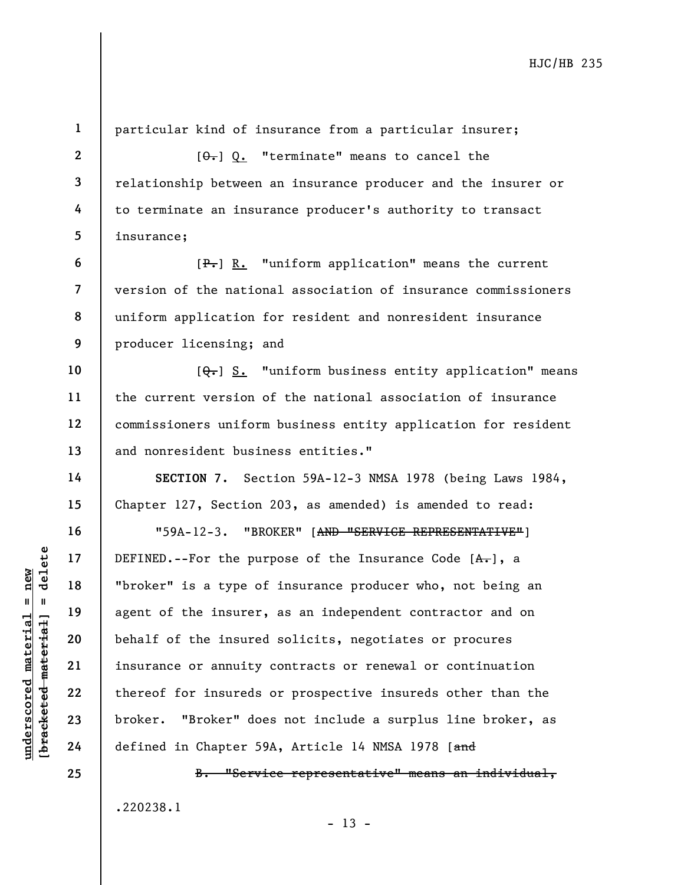particular kind of insurance from a particular insurer;

[~~O.~~] Q. "terminate" means to cancel the relationship between an insurance producer and the insurer or to terminate an insurance producer's authority to transact insurance;

[~~P.~~] R. "uniform application" means the current version of the national association of insurance commissioners uniform application for resident and nonresident insurance producer licensing; and

[~~Q.~~] S. "uniform business entity application" means the current version of the national association of insurance commissioners uniform business entity application for resident and nonresident business entities."

**SECTION 7.** Section 59A-12-3 NMSA 1978 (being Laws 1984, Chapter 127, Section 203, as amended) is amended to read:

"59A-12-3. "BROKER" [~~AND "SERVICE REPRESENTATIVE"~~] DEFINED.--For the purpose of the Insurance Code [~~A.~~], a "broker" is a type of insurance producer who, not being an agent of the insurer, as an independent contractor and on behalf of the insured solicits, negotiates or procures insurance or annuity contracts or renewal or continuation thereof for insureds or prospective insureds other than the broker. "Broker" does not include a surplus line broker, as defined in Chapter 59A, Article 14 NMSA 1978 [~~and~~

~~B. "Service representative" means an individual,~~

.220238.1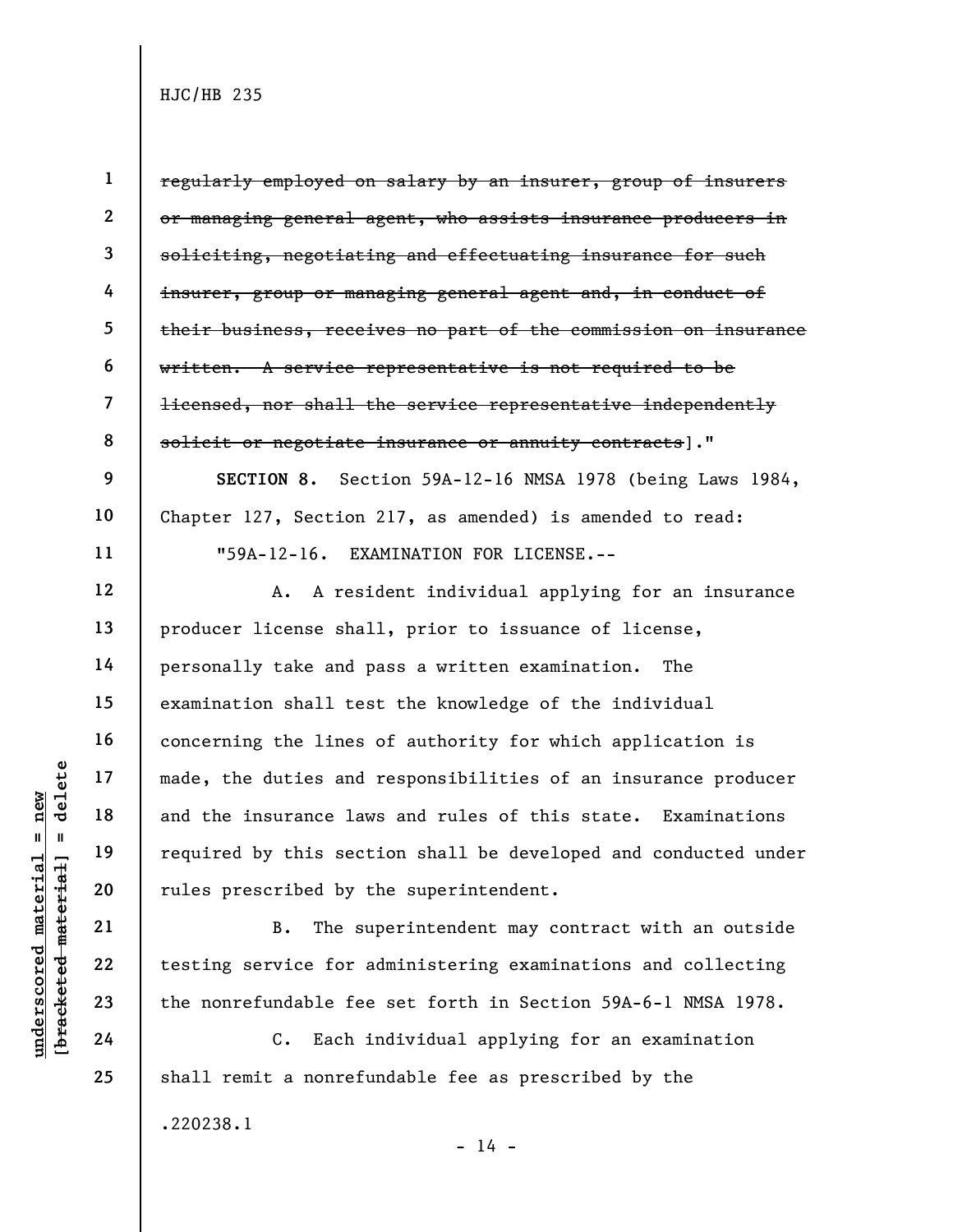~~regularly employed on salary by an insurer, group of insurers or managing general agent, who assists insurance producers in soliciting, negotiating and effectuating insurance for such insurer, group or managing general agent and, in conduct of their business, receives no part of the commission on insurance written. A service representative is not required to be licensed, nor shall the service representative independently solicit or negotiate insurance or annuity contracts~~]."

**SECTION 8.** Section 59A-12-16 NMSA 1978 (being Laws 1984, Chapter 127, Section 217, as amended) is amended to read:

"59A-12-16. EXAMINATION FOR LICENSE.--

A. A resident individual applying for an insurance producer license shall, prior to issuance of license, personally take and pass a written examination. The examination shall test the knowledge of the individual concerning the lines of authority for which application is made, the duties and responsibilities of an insurance producer and the insurance laws and rules of this state. Examinations required by this section shall be developed and conducted under rules prescribed by the superintendent.

B. The superintendent may contract with an outside testing service for administering examinations and collecting the nonrefundable fee set forth in Section 59A-6-1 NMSA 1978.

C. Each individual applying for an examination shall remit a nonrefundable fee as prescribed by the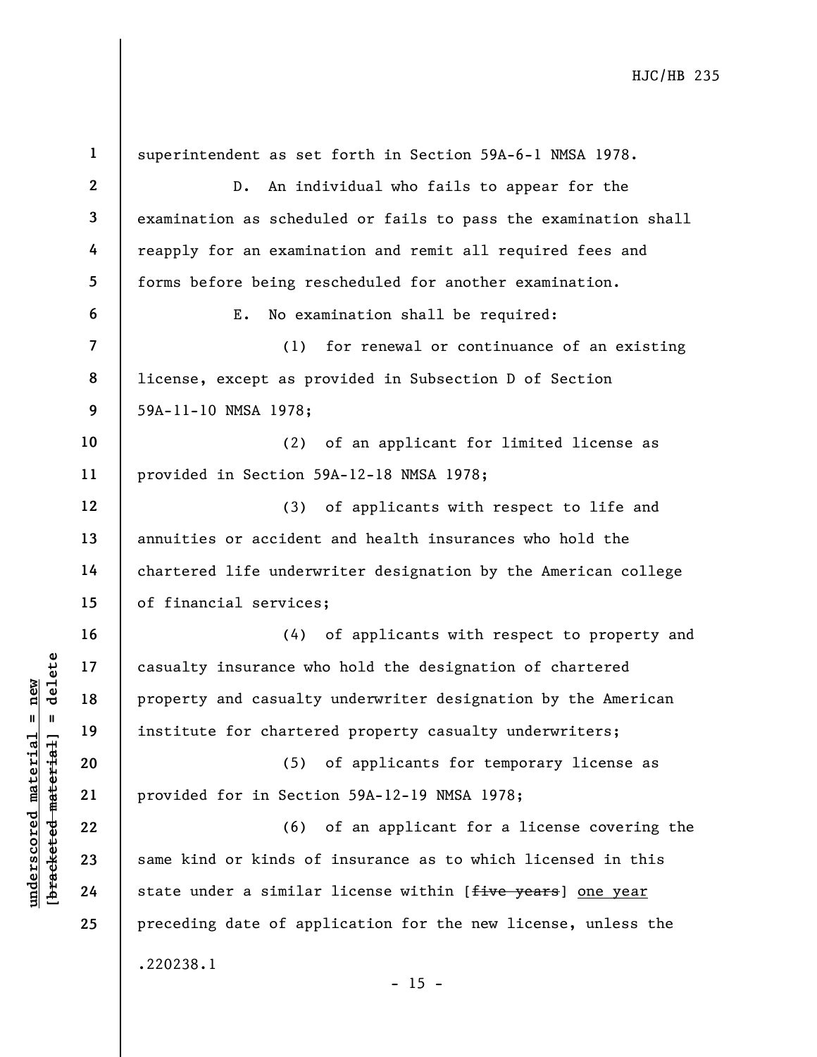superintendent as set forth in Section 59A-6-1 NMSA 1978.

D. An individual who fails to appear for the examination as scheduled or fails to pass the examination shall reapply for an examination and remit all required fees and forms before being rescheduled for another examination.

E. No examination shall be required:

(1) for renewal or continuance of an existing license, except as provided in Subsection D of Section 59A-11-10 NMSA 1978;

(2) of an applicant for limited license as provided in Section 59A-12-18 NMSA 1978;

(3) of applicants with respect to life and annuities or accident and health insurances who hold the chartered life underwriter designation by the American college of financial services;

(4) of applicants with respect to property and casualty insurance who hold the designation of chartered property and casualty underwriter designation by the American institute for chartered property casualty underwriters;

(5) of applicants for temporary license as provided for in Section 59A-12-19 NMSA 1978;

(6) of an applicant for a license covering the same kind or kinds of insurance as to which licensed in this state under a similar license within [~~five years~~] <u>one year</u> preceding date of application for the new license, unless the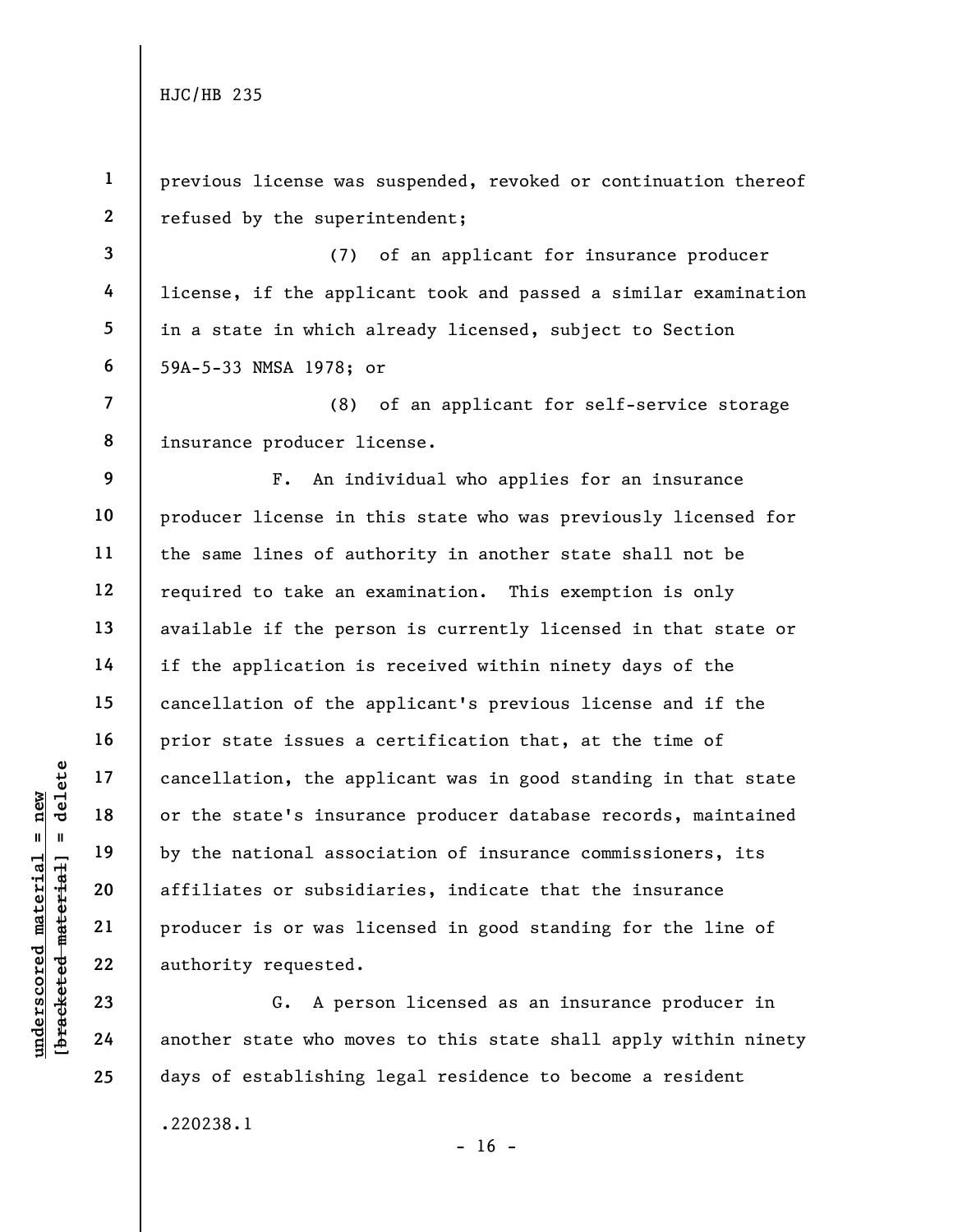previous license was suspended, revoked or continuation thereof refused by the superintendent;

(7) of an applicant for insurance producer license, if the applicant took and passed a similar examination in a state in which already licensed, subject to Section 59A-5-33 NMSA 1978; or

(8) of an applicant for self-service storage insurance producer license.

F. An individual who applies for an insurance producer license in this state who was previously licensed for the same lines of authority in another state shall not be required to take an examination. This exemption is only available if the person is currently licensed in that state or if the application is received within ninety days of the cancellation of the applicant's previous license and if the prior state issues a certification that, at the time of cancellation, the applicant was in good standing in that state or the state's insurance producer database records, maintained by the national association of insurance commissioners, its affiliates or subsidiaries, indicate that the insurance producer is or was licensed in good standing for the line of authority requested.

G. A person licensed as an insurance producer in another state who moves to this state shall apply within ninety days of establishing legal residence to become a resident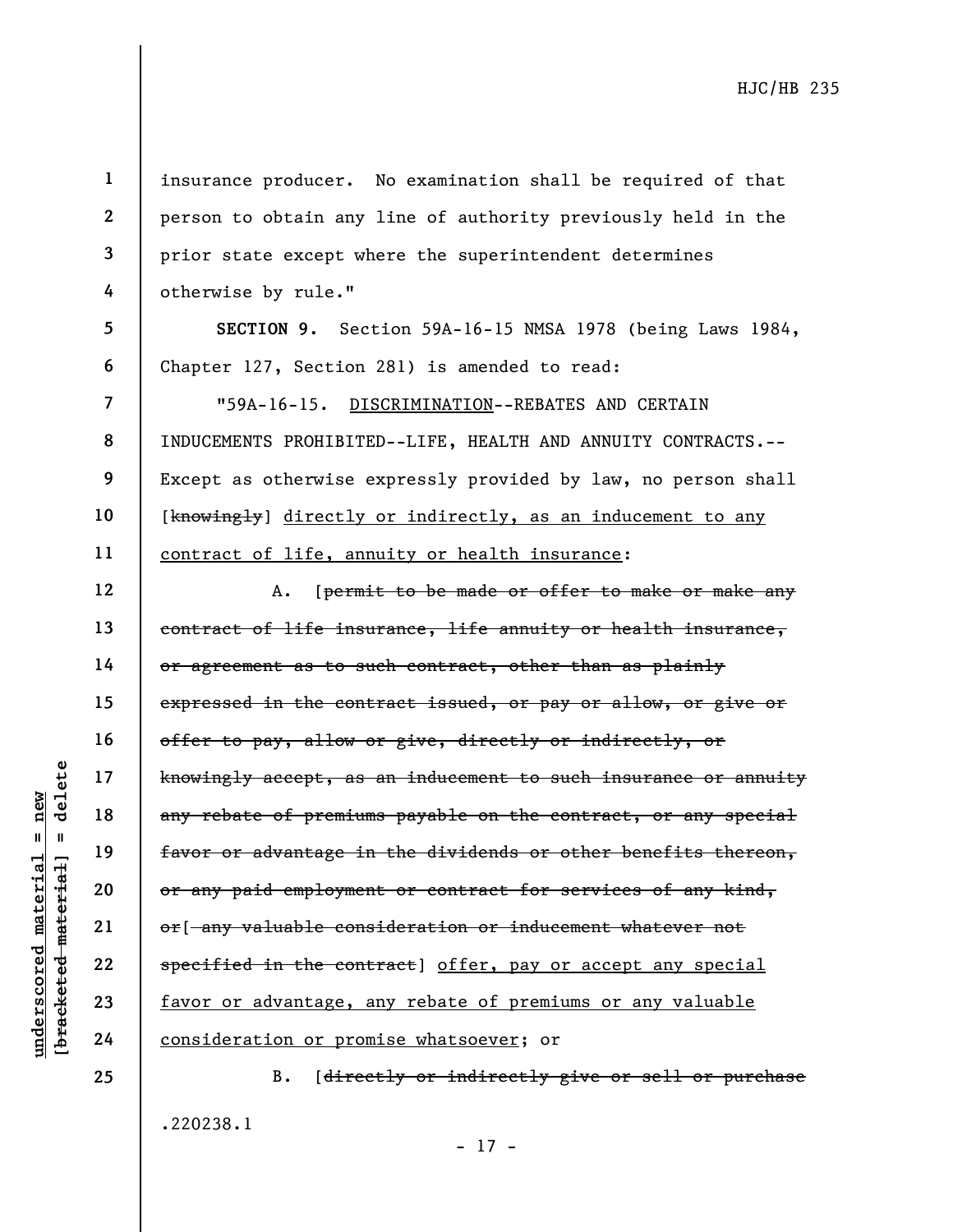insurance producer. No examination shall be required of that person to obtain any line of authority previously held in the prior state except where the superintendent determines otherwise by rule."

**SECTION 9.** Section 59A-16-15 NMSA 1978 (being Laws 1984, Chapter 127, Section 281) is amended to read:

"59A-16-15. <u>DISCRIMINATION</u>--REBATES AND CERTAIN INDUCEMENTS PROHIBITED--LIFE, HEALTH AND ANNUITY CONTRACTS.--Except as otherwise expressly provided by law, no person shall [~~knowingly~~] <u>directly or indirectly, as an inducement to any contract of life, annuity or health insurance</u>:

A. [~~permit to be made or offer to make or make any contract of life insurance, life annuity or health insurance, or agreement as to such contract, other than as plainly expressed in the contract issued, or pay or allow, or give or offer to pay, allow or give, directly or indirectly, or knowingly accept, as an inducement to such insurance or annuity any rebate of premiums payable on the contract, or any special favor or advantage in the dividends or other benefits thereon, or any paid employment or contract for services of any kind, or~~[~~ any valuable consideration or inducement whatever not specified in the contract~~]] <u>offer, pay or accept any special favor or advantage, any rebate of premiums or any valuable consideration or promise whatsoever</u>; or

B. [~~directly or indirectly give or sell or purchase~~

.220238.1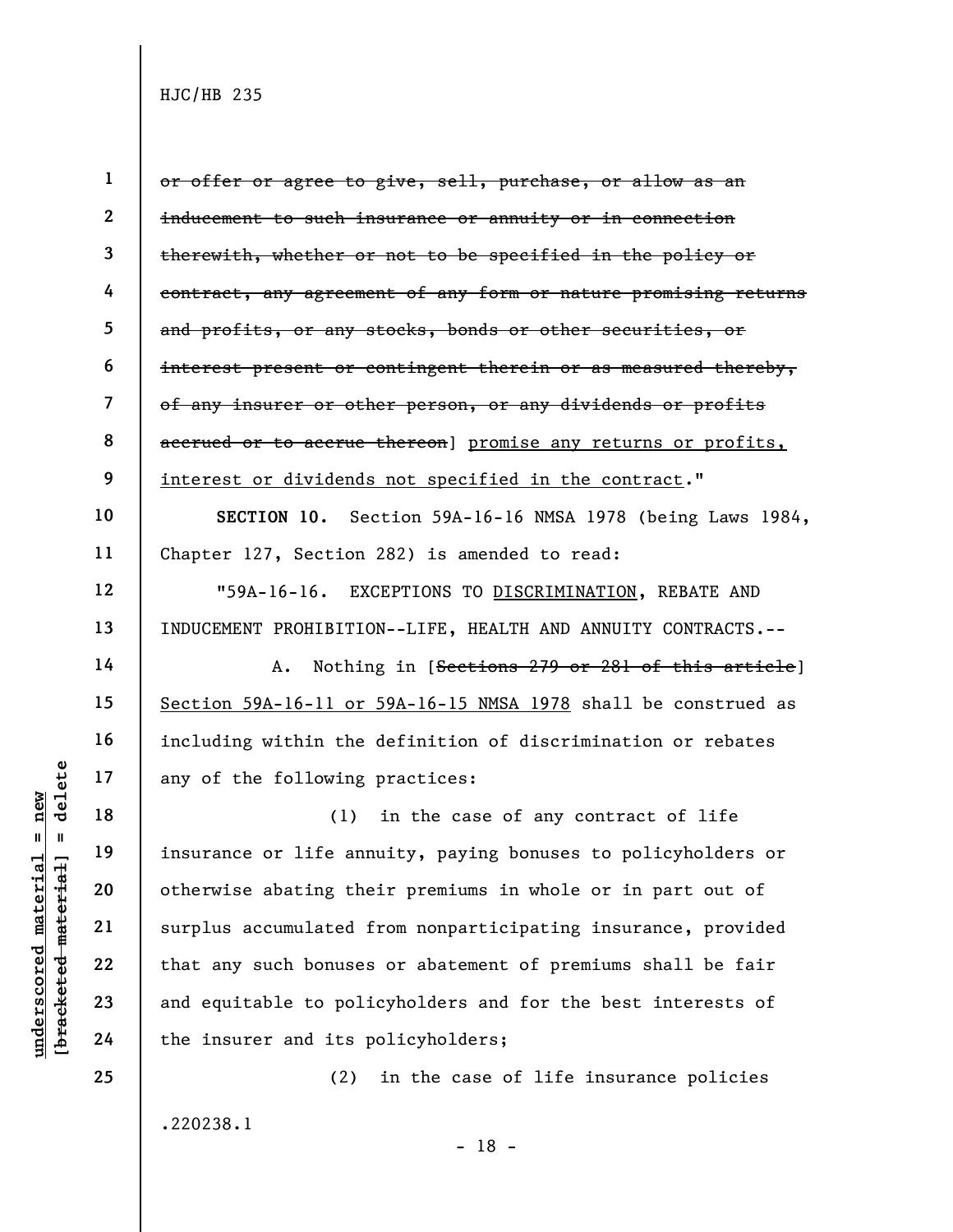~~or offer or agree to give, sell, purchase, or allow as an inducement to such insurance or annuity or in connection therewith, whether or not to be specified in the policy or contract, any agreement of any form or nature promising returns and profits, or any stocks, bonds or other securities, or interest present or contingent therein or as measured thereby, of any insurer or other person, or any dividends or profits accrued or to accrue thereon~~] <u>promise any returns or profits, interest or dividends not specified in the contract</u>."

**SECTION 10.** Section 59A-16-16 NMSA 1978 (being Laws 1984, Chapter 127, Section 282) is amended to read:

"59A-16-16. EXCEPTIONS TO <u>DISCRIMINATION</u>, REBATE AND INDUCEMENT PROHIBITION--LIFE, HEALTH AND ANNUITY CONTRACTS.--

A. Nothing in [~~Sections 279 or 281 of this article~~] <u>Section 59A-16-11 or 59A-16-15 NMSA 1978</u> shall be construed as including within the definition of discrimination or rebates any of the following practices:

(1) in the case of any contract of life insurance or life annuity, paying bonuses to policyholders or otherwise abating their premiums in whole or in part out of surplus accumulated from nonparticipating insurance, provided that any such bonuses or abatement of premiums shall be fair and equitable to policyholders and for the best interests of the insurer and its policyholders;

(2) in the case of life insurance policies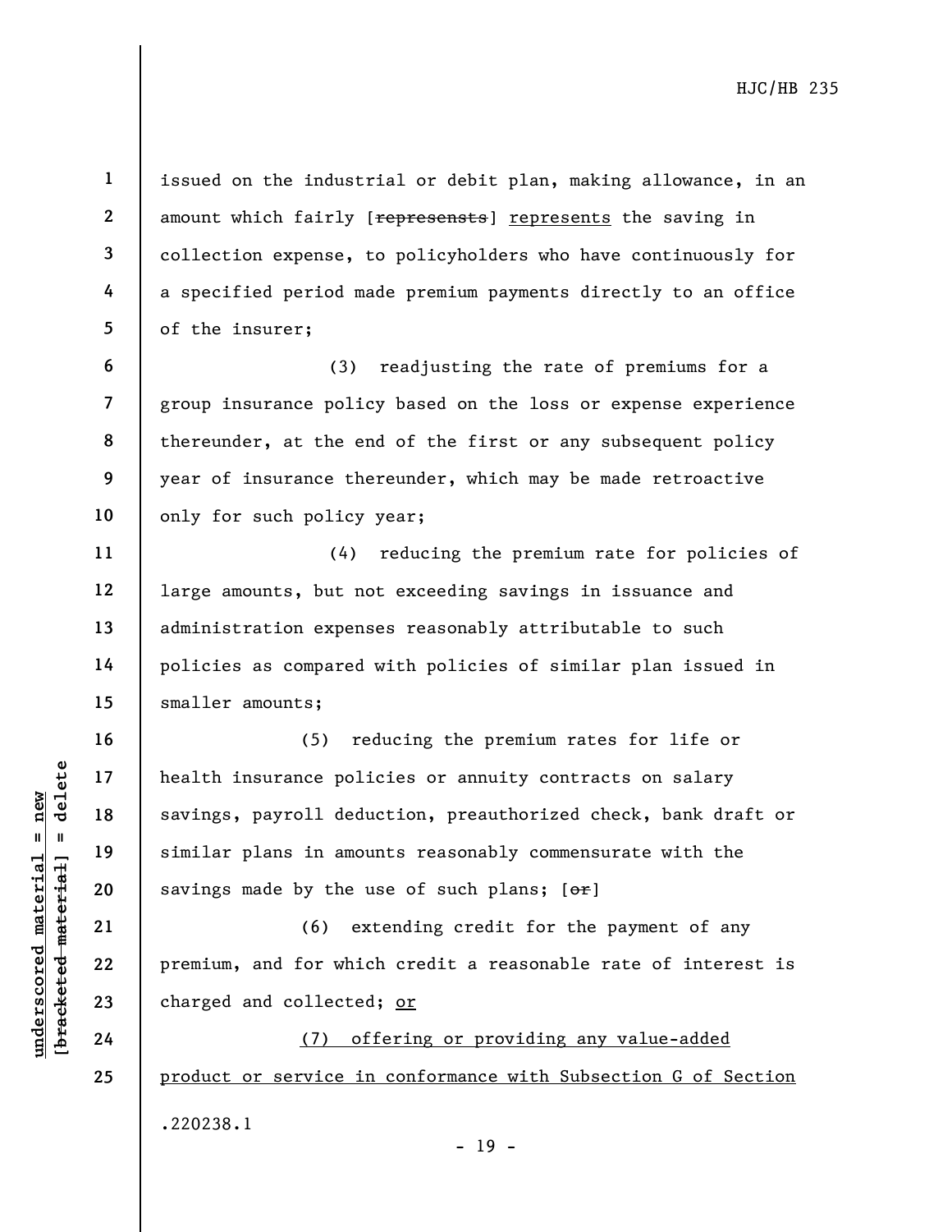issued on the industrial or debit plan, making allowance, in an amount which fairly [~~represensts~~] represents the saving in collection expense, to policyholders who have continuously for a specified period made premium payments directly to an office of the insurer;

(3) readjusting the rate of premiums for a group insurance policy based on the loss or expense experience thereunder, at the end of the first or any subsequent policy year of insurance thereunder, which may be made retroactive only for such policy year;

(4) reducing the premium rate for policies of large amounts, but not exceeding savings in issuance and administration expenses reasonably attributable to such policies as compared with policies of similar plan issued in smaller amounts;

(5) reducing the premium rates for life or health insurance policies or annuity contracts on salary savings, payroll deduction, preauthorized check, bank draft or similar plans in amounts reasonably commensurate with the savings made by the use of such plans; [~~or~~]

(6) extending credit for the payment of any premium, and for which credit a reasonable rate of interest is charged and collected; or

(7) offering or providing any value-added product or service in conformance with Subsection G of Section

.220238.1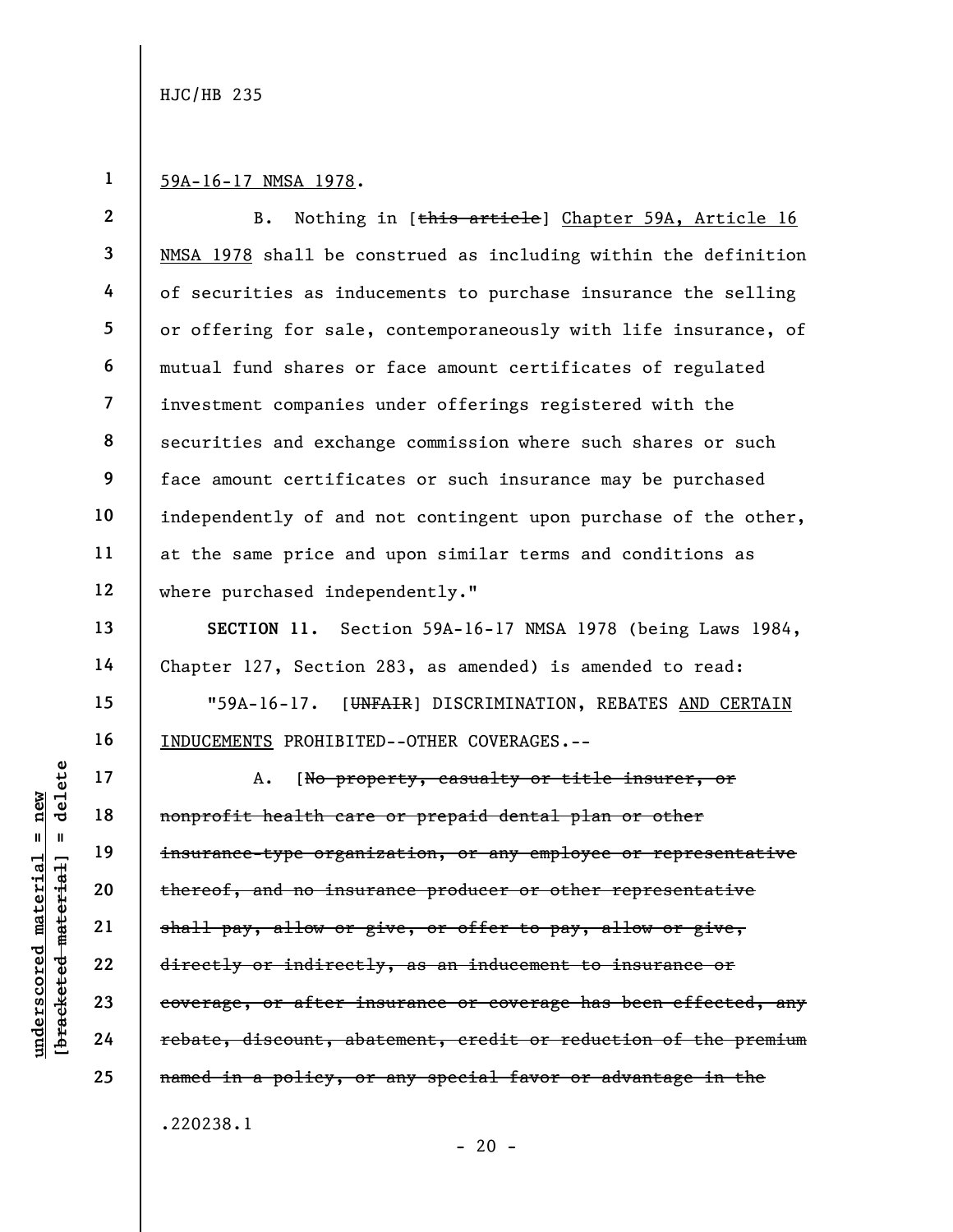59A-16-17 NMSA 1978.

B. Nothing in [~~this article~~] Chapter 59A, Article 16 NMSA 1978 shall be construed as including within the definition of securities as inducements to purchase insurance the selling or offering for sale, contemporaneously with life insurance, of mutual fund shares or face amount certificates of regulated investment companies under offerings registered with the securities and exchange commission where such shares or such face amount certificates or such insurance may be purchased independently of and not contingent upon purchase of the other, at the same price and upon similar terms and conditions as where purchased independently."

**SECTION 11.** Section 59A-16-17 NMSA 1978 (being Laws 1984, Chapter 127, Section 283, as amended) is amended to read:

"59A-16-17. [~~UNFAIR~~] DISCRIMINATION, REBATES AND CERTAIN INDUCEMENTS PROHIBITED--OTHER COVERAGES.--

A. [~~No property, casualty or title insurer, or nonprofit health care or prepaid dental plan or other insurance-type organization, or any employee or representative thereof, and no insurance producer or other representative shall pay, allow or give, or offer to pay, allow or give, directly or indirectly, as an inducement to insurance or coverage, or after insurance or coverage has been effected, any rebate, discount, abatement, credit or reduction of the premium named in a policy, or any special favor or advantage in the~~

.220238.1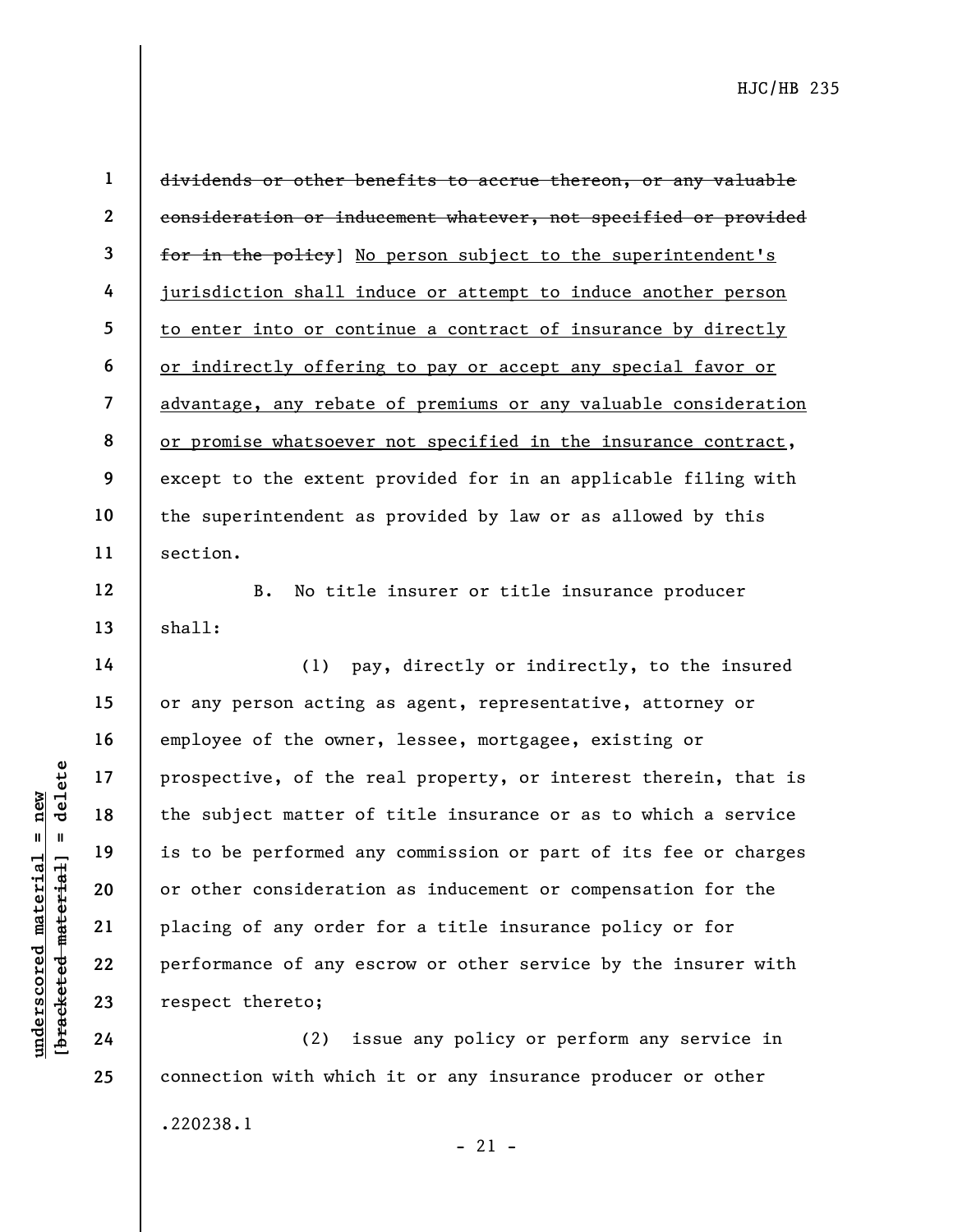~~dividends or other benefits to accrue thereon, or any valuable consideration or inducement whatever, not specified or provided for in the policy~~] <u>No person subject to the superintendent's jurisdiction shall induce or attempt to induce another person to enter into or continue a contract of insurance by directly or indirectly offering to pay or accept any special favor or advantage, any rebate of premiums or any valuable consideration or promise whatsoever not specified in the insurance contract</u>, except to the extent provided for in an applicable filing with the superintendent as provided by law or as allowed by this section.

B. No title insurer or title insurance producer shall:

(1) pay, directly or indirectly, to the insured or any person acting as agent, representative, attorney or employee of the owner, lessee, mortgagee, existing or prospective, of the real property, or interest therein, that is the subject matter of title insurance or as to which a service is to be performed any commission or part of its fee or charges or other consideration as inducement or compensation for the placing of any order for a title insurance policy or for performance of any escrow or other service by the insurer with respect thereto;

(2) issue any policy or perform any service in connection with which it or any insurance producer or other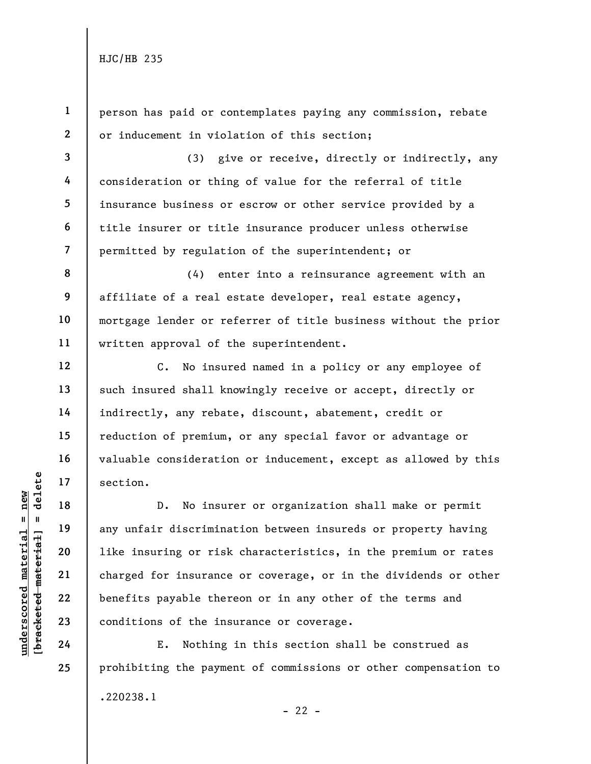person has paid or contemplates paying any commission, rebate or inducement in violation of this section;

(3) give or receive, directly or indirectly, any consideration or thing of value for the referral of title insurance business or escrow or other service provided by a title insurer or title insurance producer unless otherwise permitted by regulation of the superintendent; or

(4) enter into a reinsurance agreement with an affiliate of a real estate developer, real estate agency, mortgage lender or referrer of title business without the prior written approval of the superintendent.

C. No insured named in a policy or any employee of such insured shall knowingly receive or accept, directly or indirectly, any rebate, discount, abatement, credit or reduction of premium, or any special favor or advantage or valuable consideration or inducement, except as allowed by this section.

D. No insurer or organization shall make or permit any unfair discrimination between insureds or property having like insuring or risk characteristics, in the premium or rates charged for insurance or coverage, or in the dividends or other benefits payable thereon or in any other of the terms and conditions of the insurance or coverage.

E. Nothing in this section shall be construed as prohibiting the payment of commissions or other compensation to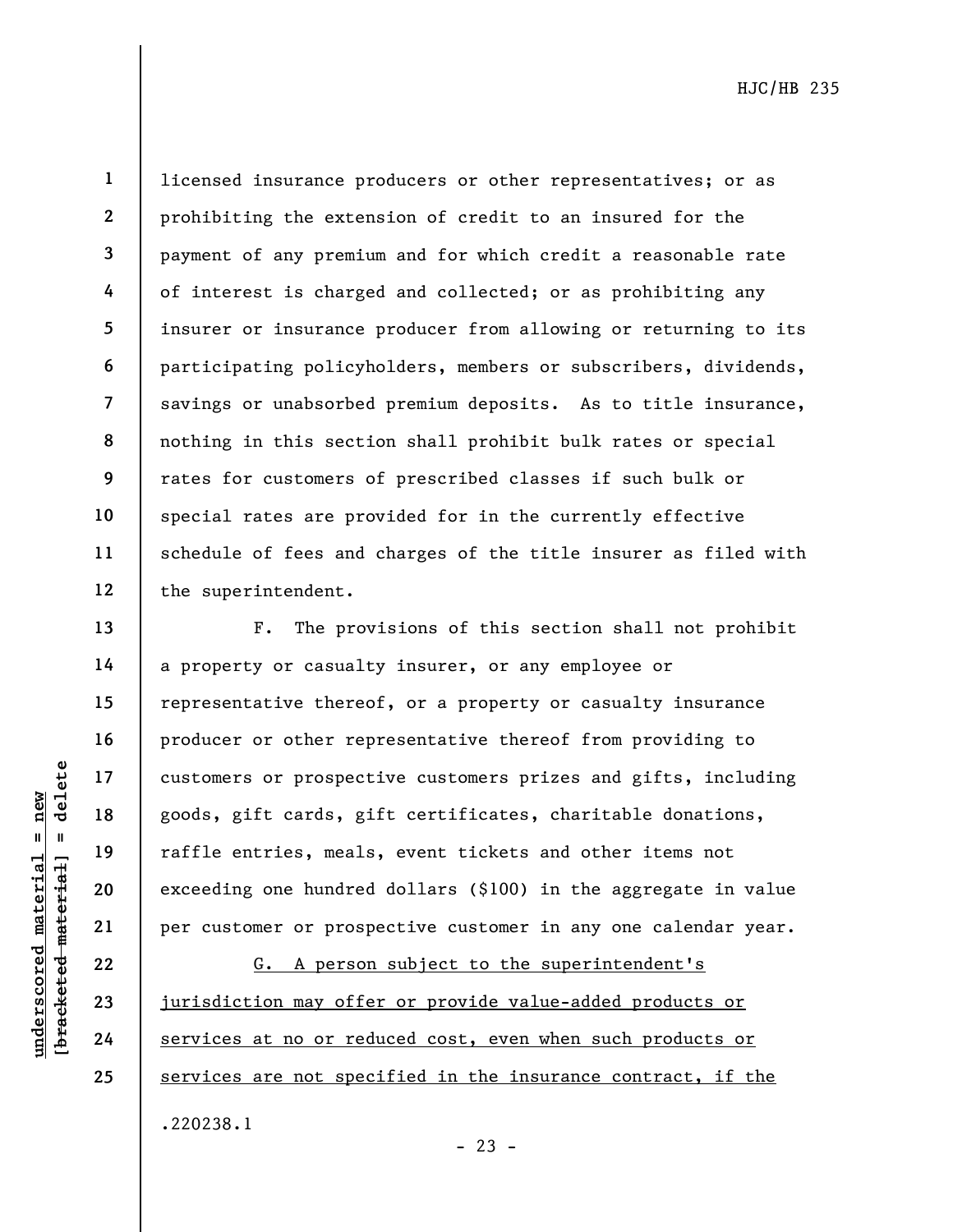licensed insurance producers or other representatives; or as prohibiting the extension of credit to an insured for the payment of any premium and for which credit a reasonable rate of interest is charged and collected; or as prohibiting any insurer or insurance producer from allowing or returning to its participating policyholders, members or subscribers, dividends, savings or unabsorbed premium deposits. As to title insurance, nothing in this section shall prohibit bulk rates or special rates for customers of prescribed classes if such bulk or special rates are provided for in the currently effective schedule of fees and charges of the title insurer as filed with the superintendent.

F. The provisions of this section shall not prohibit a property or casualty insurer, or any employee or representative thereof, or a property or casualty insurance producer or other representative thereof from providing to customers or prospective customers prizes and gifts, including goods, gift cards, gift certificates, charitable donations, raffle entries, meals, event tickets and other items not exceeding one hundred dollars ($100) in the aggregate in value per customer or prospective customer in any one calendar year.

G. A person subject to the superintendent's jurisdiction may offer or provide value-added products or services at no or reduced cost, even when such products or services are not specified in the insurance contract, if the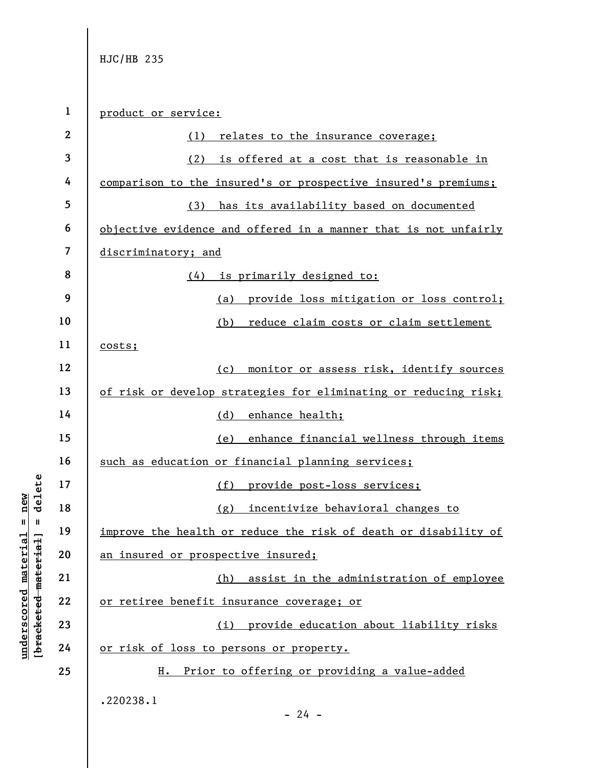product or service:

(1) relates to the insurance coverage;

(2) is offered at a cost that is reasonable in comparison to the insured's or prospective insured's premiums;

(3) has its availability based on documented objective evidence and offered in a manner that is not unfairly discriminatory; and

(4) is primarily designed to:

(a) provide loss mitigation or loss control;

(b) reduce claim costs or claim settlement costs;

(c) monitor or assess risk, identify sources of risk or develop strategies for eliminating or reducing risk;

(d) enhance health;

(e) enhance financial wellness through items such as education or financial planning services;

(f) provide post-loss services;

(g) incentivize behavioral changes to improve the health or reduce the risk of death or disability of an insured or prospective insured;

(h) assist in the administration of employee or retiree benefit insurance coverage; or

(i) provide education about liability risks or risk of loss to persons or property.

H. Prior to offering or providing a value-added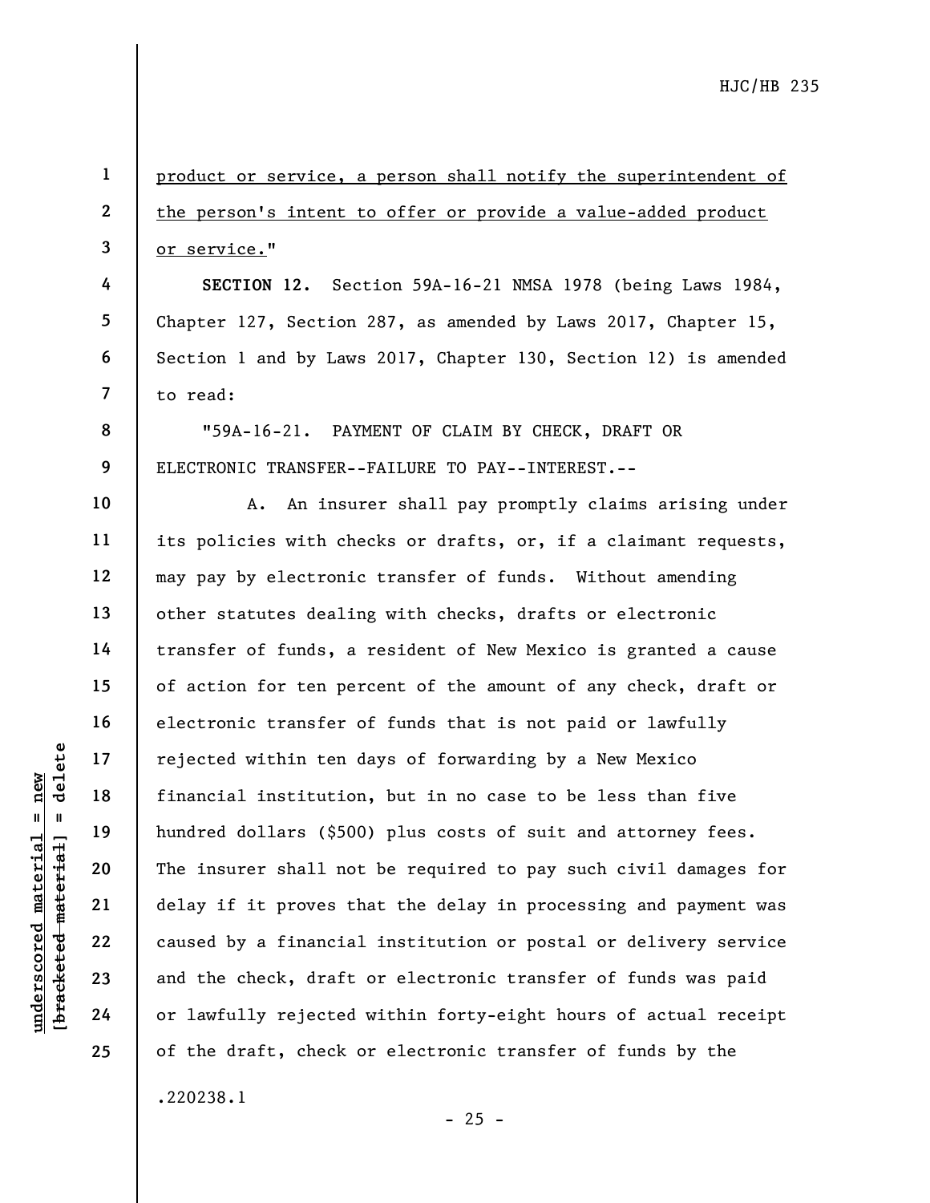product or service, a person shall notify the superintendent of the person's intent to offer or provide a value-added product or service."

**SECTION 12.** Section 59A-16-21 NMSA 1978 (being Laws 1984, Chapter 127, Section 287, as amended by Laws 2017, Chapter 15, Section 1 and by Laws 2017, Chapter 130, Section 12) is amended to read:

"59A-16-21. PAYMENT OF CLAIM BY CHECK, DRAFT OR ELECTRONIC TRANSFER--FAILURE TO PAY--INTEREST.--

A. An insurer shall pay promptly claims arising under its policies with checks or drafts, or, if a claimant requests, may pay by electronic transfer of funds. Without amending other statutes dealing with checks, drafts or electronic transfer of funds, a resident of New Mexico is granted a cause of action for ten percent of the amount of any check, draft or electronic transfer of funds that is not paid or lawfully rejected within ten days of forwarding by a New Mexico financial institution, but in no case to be less than five hundred dollars ($500) plus costs of suit and attorney fees. The insurer shall not be required to pay such civil damages for delay if it proves that the delay in processing and payment was caused by a financial institution or postal or delivery service and the check, draft or electronic transfer of funds was paid or lawfully rejected within forty-eight hours of actual receipt of the draft, check or electronic transfer of funds by the

.220238.1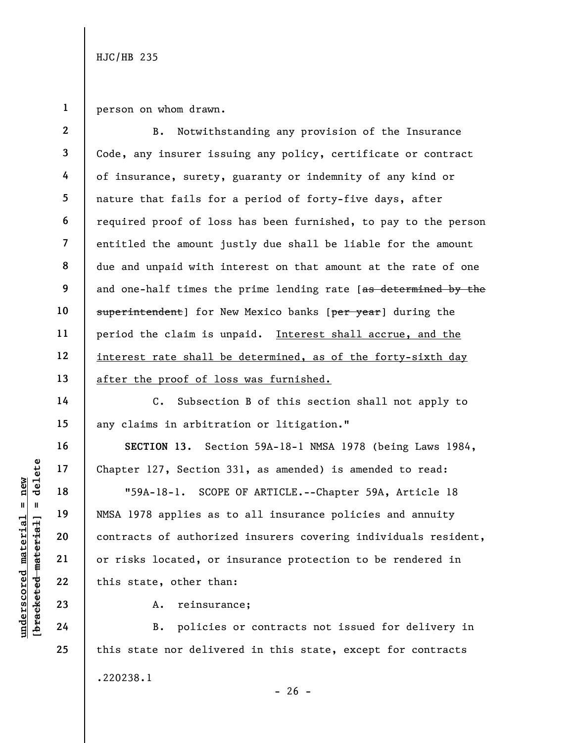person on whom drawn.

B. Notwithstanding any provision of the Insurance Code, any insurer issuing any policy, certificate or contract of insurance, surety, guaranty or indemnity of any kind or nature that fails for a period of forty-five days, after required proof of loss has been furnished, to pay to the person entitled the amount justly due shall be liable for the amount due and unpaid with interest on that amount at the rate of one and one-half times the prime lending rate [~~as determined by the superintendent~~] for New Mexico banks [~~per year~~] during the period the claim is unpaid. <u>Interest shall accrue, and the interest rate shall be determined, as of the forty-sixth day after the proof of loss was furnished.</u>

C. Subsection B of this section shall not apply to any claims in arbitration or litigation."

**SECTION 13.** Section 59A-18-1 NMSA 1978 (being Laws 1984, Chapter 127, Section 331, as amended) is amended to read:

"59A-18-1. SCOPE OF ARTICLE.--Chapter 59A, Article 18 NMSA 1978 applies as to all insurance policies and annuity contracts of authorized insurers covering individuals resident, or risks located, or insurance protection to be rendered in this state, other than:

A. reinsurance;

B. policies or contracts not issued for delivery in this state nor delivered in this state, except for contracts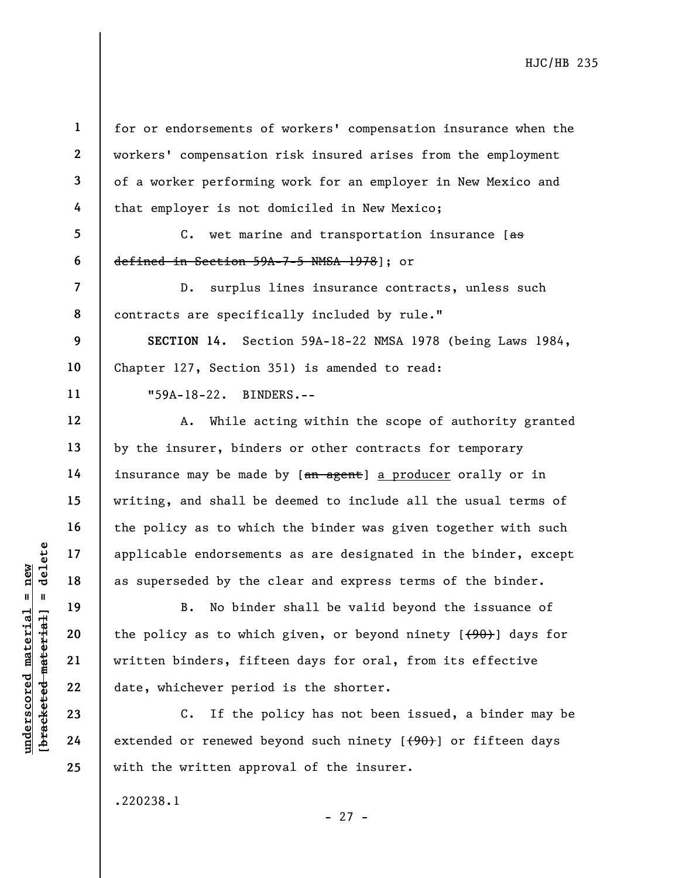for or endorsements of workers' compensation insurance when the workers' compensation risk insured arises from the employment of a worker performing work for an employer in New Mexico and that employer is not domiciled in New Mexico;

C. wet marine and transportation insurance [~~as defined in Section 59A-7-5 NMSA 1978~~]; or

D. surplus lines insurance contracts, unless such contracts are specifically included by rule."

**SECTION 14.** Section 59A-18-22 NMSA 1978 (being Laws 1984, Chapter 127, Section 351) is amended to read:

"59A-18-22. BINDERS.--

A. While acting within the scope of authority granted by the insurer, binders or other contracts for temporary insurance may be made by [~~an agent~~] <u>a producer</u> orally or in writing, and shall be deemed to include all the usual terms of the policy as to which the binder was given together with such applicable endorsements as are designated in the binder, except as superseded by the clear and express terms of the binder.

B. No binder shall be valid beyond the issuance of the policy as to which given, or beyond ninety [~~(90)~~] days for written binders, fifteen days for oral, from its effective date, whichever period is the shorter.

C. If the policy has not been issued, a binder may be extended or renewed beyond such ninety [~~(90)~~] or fifteen days with the written approval of the insurer.

.220238.1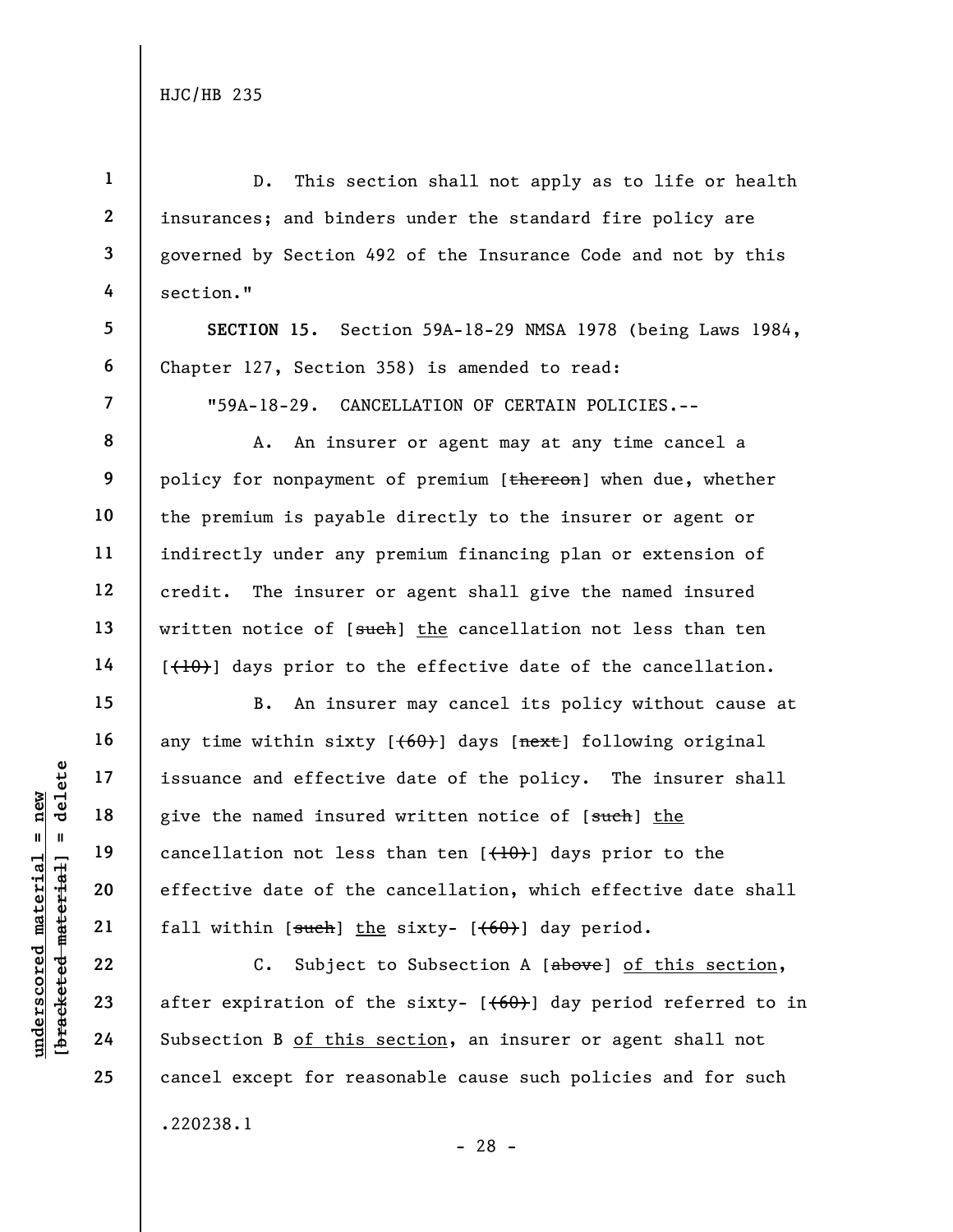D. This section shall not apply as to life or health insurances; and binders under the standard fire policy are governed by Section 492 of the Insurance Code and not by this section."

**SECTION 15.** Section 59A-18-29 NMSA 1978 (being Laws 1984, Chapter 127, Section 358) is amended to read:

"59A-18-29. CANCELLATION OF CERTAIN POLICIES.--

A. An insurer or agent may at any time cancel a policy for nonpayment of premium [~~thereon~~] when due, whether the premium is payable directly to the insurer or agent or indirectly under any premium financing plan or extension of credit. The insurer or agent shall give the named insured written notice of [~~such~~] <u>the</u> cancellation not less than ten [~~(10)~~] days prior to the effective date of the cancellation.

B. An insurer may cancel its policy without cause at any time within sixty [~~(60)~~] days [~~next~~] following original issuance and effective date of the policy. The insurer shall give the named insured written notice of [~~such~~] <u>the</u> cancellation not less than ten [~~(10)~~] days prior to the effective date of the cancellation, which effective date shall fall within [~~such~~] <u>the</u> sixty- [~~(60)~~] day period.

C. Subject to Subsection A [~~above~~] <u>of this section</u>, after expiration of the sixty- [~~(60)~~] day period referred to in Subsection B <u>of this section</u>, an insurer or agent shall not cancel except for reasonable cause such policies and for such

.220238.1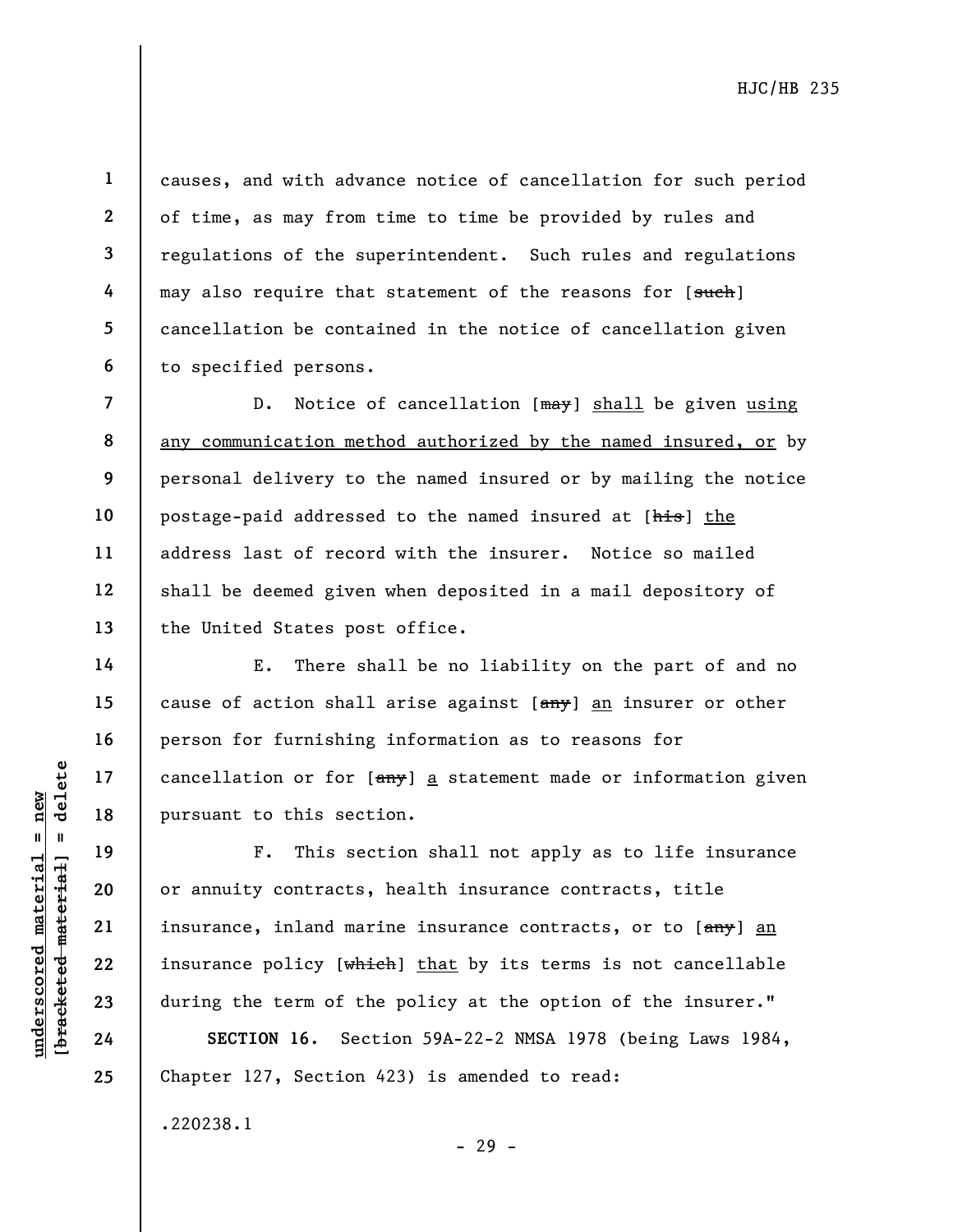causes, and with advance notice of cancellation for such period of time, as may from time to time be provided by rules and regulations of the superintendent. Such rules and regulations may also require that statement of the reasons for [~~such~~] cancellation be contained in the notice of cancellation given to specified persons.

D. Notice of cancellation [~~may~~] <u>shall</u> be given <u>using any communication method authorized by the named insured, or</u> by personal delivery to the named insured or by mailing the notice postage-paid addressed to the named insured at [~~his~~] <u>the</u> address last of record with the insurer. Notice so mailed shall be deemed given when deposited in a mail depository of the United States post office.

E. There shall be no liability on the part of and no cause of action shall arise against [~~any~~] <u>an</u> insurer or other person for furnishing information as to reasons for cancellation or for [~~any~~] <u>a</u> statement made or information given pursuant to this section.

F. This section shall not apply as to life insurance or annuity contracts, health insurance contracts, title insurance, inland marine insurance contracts, or to [~~any~~] <u>an</u> insurance policy [~~which~~] <u>that</u> by its terms is not cancellable during the term of the policy at the option of the insurer."

**SECTION 16.** Section 59A-22-2 NMSA 1978 (being Laws 1984, Chapter 127, Section 423) is amended to read:

.220238.1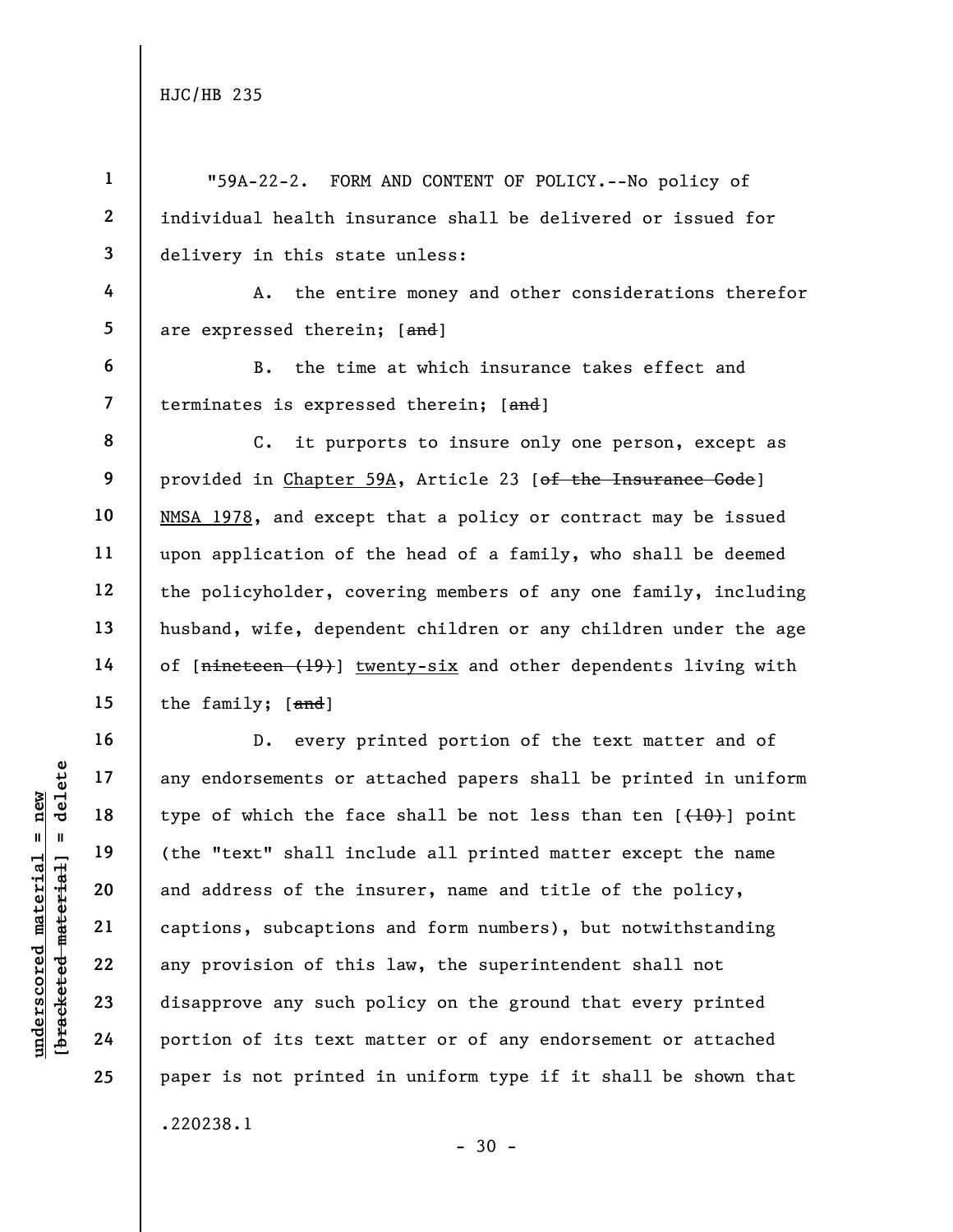"59A-22-2. FORM AND CONTENT OF POLICY.--No policy of individual health insurance shall be delivered or issued for delivery in this state unless:

A. the entire money and other considerations therefor are expressed therein; [~~and~~]

B. the time at which insurance takes effect and terminates is expressed therein; [~~and~~]

C. it purports to insure only one person, except as provided in Chapter 59A, Article 23 [~~of the Insurance Code~~] NMSA 1978, and except that a policy or contract may be issued upon application of the head of a family, who shall be deemed the policyholder, covering members of any one family, including husband, wife, dependent children or any children under the age of [~~nineteen (19)~~] twenty-six and other dependents living with the family; [~~and~~]

D. every printed portion of the text matter and of any endorsements or attached papers shall be printed in uniform type of which the face shall be not less than ten [~~(10)~~] point (the "text" shall include all printed matter except the name and address of the insurer, name and title of the policy, captions, subcaptions and form numbers), but notwithstanding any provision of this law, the superintendent shall not disapprove any such policy on the ground that every printed portion of its text matter or of any endorsement or attached paper is not printed in uniform type if it shall be shown that

.220238.1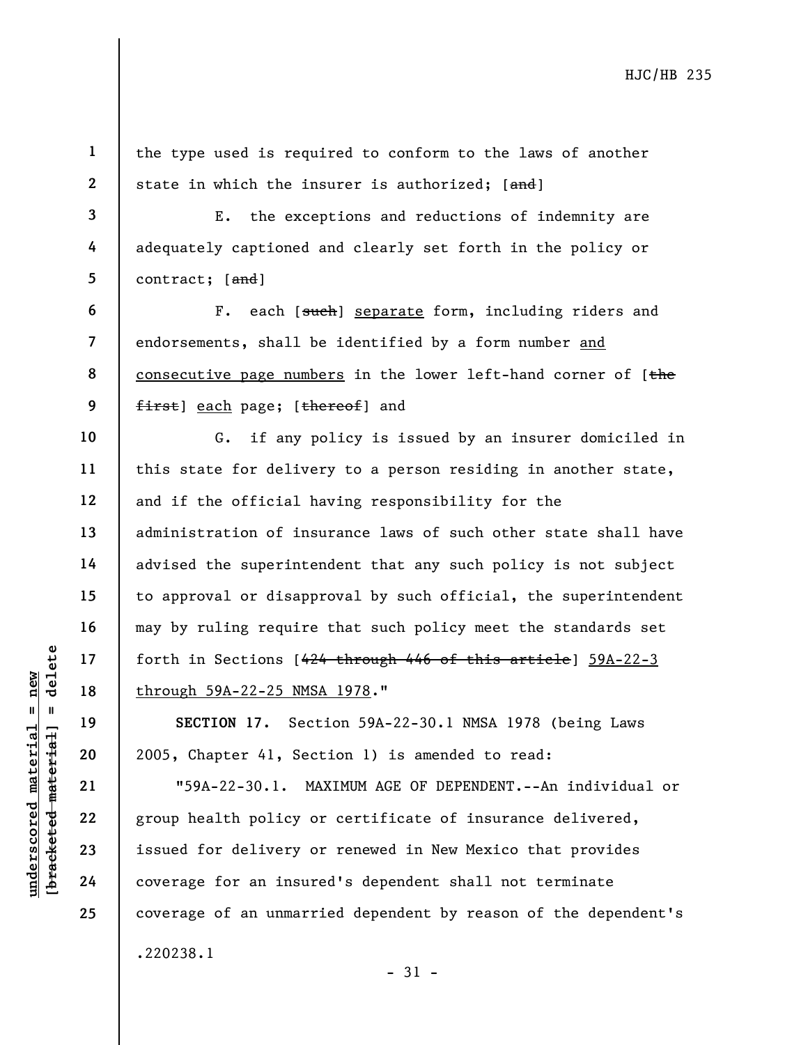the type used is required to conform to the laws of another state in which the insurer is authorized; [~~and~~]

E. the exceptions and reductions of indemnity are adequately captioned and clearly set forth in the policy or contract; [~~and~~]

F. each [~~such~~] <u>separate</u> form, including riders and endorsements, shall be identified by a form number <u>and consecutive page numbers</u> in the lower left-hand corner of [~~the first~~] <u>each</u> page; [~~thereof~~] and

G. if any policy is issued by an insurer domiciled in this state for delivery to a person residing in another state, and if the official having responsibility for the administration of insurance laws of such other state shall have advised the superintendent that any such policy is not subject to approval or disapproval by such official, the superintendent may by ruling require that such policy meet the standards set forth in Sections [~~424 through 446 of this article~~] <u>59A-22-3 through 59A-22-25 NMSA 1978</u>."

**SECTION 17.** Section 59A-22-30.1 NMSA 1978 (being Laws 2005, Chapter 41, Section 1) is amended to read:

"59A-22-30.1. MAXIMUM AGE OF DEPENDENT.--An individual or group health policy or certificate of insurance delivered, issued for delivery or renewed in New Mexico that provides coverage for an insured's dependent shall not terminate coverage of an unmarried dependent by reason of the dependent's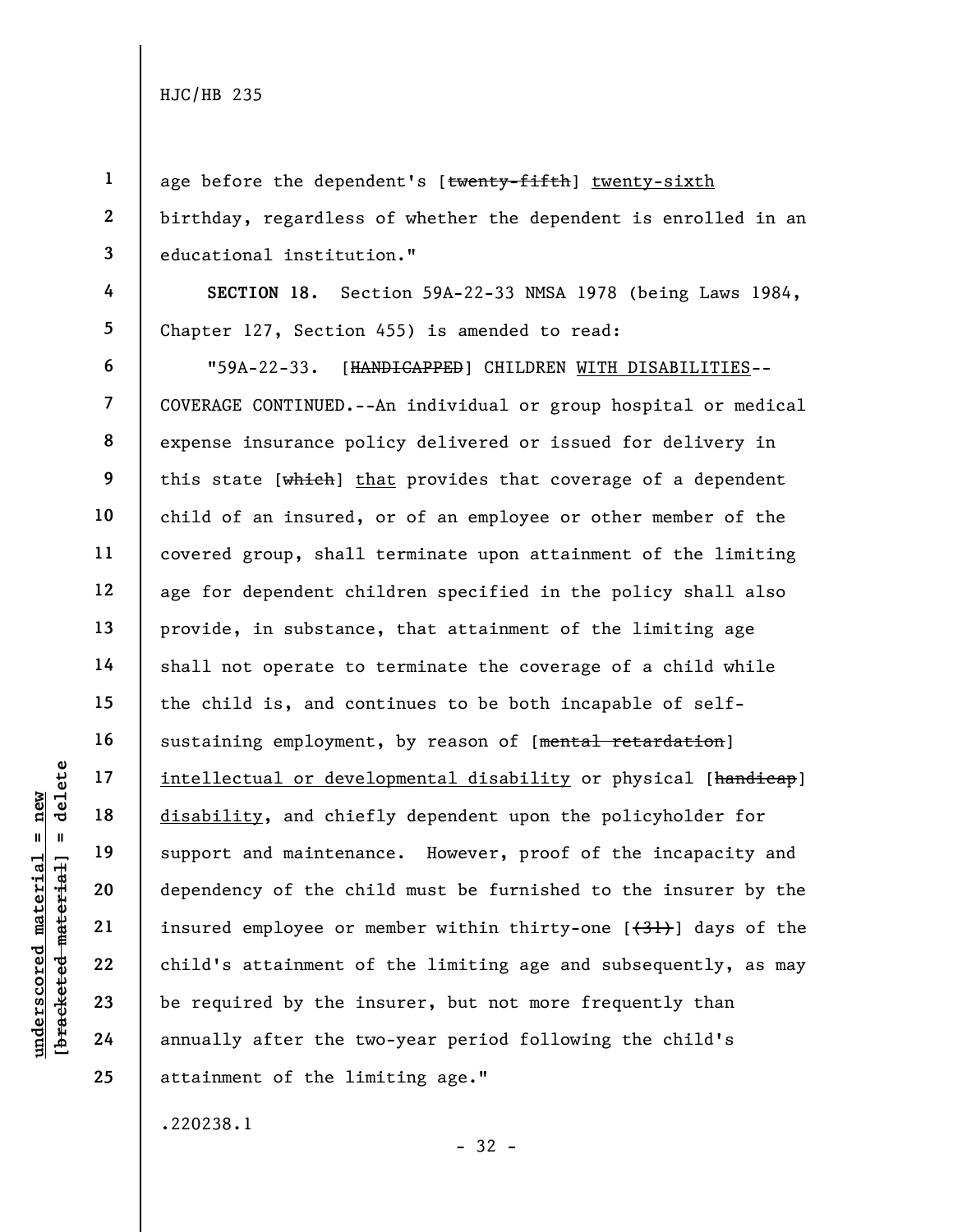age before the dependent's [~~twenty-fifth~~] <u>twenty-sixth</u> birthday, regardless of whether the dependent is enrolled in an educational institution."

**SECTION 18.** Section 59A-22-33 NMSA 1978 (being Laws 1984, Chapter 127, Section 455) is amended to read:

"59A-22-33. [~~HANDICAPPED~~] CHILDREN <u>WITH DISABILITIES</u>--COVERAGE CONTINUED.--An individual or group hospital or medical expense insurance policy delivered or issued for delivery in this state [~~which~~] <u>that</u> provides that coverage of a dependent child of an insured, or of an employee or other member of the covered group, shall terminate upon attainment of the limiting age for dependent children specified in the policy shall also provide, in substance, that attainment of the limiting age shall not operate to terminate the coverage of a child while the child is, and continues to be both incapable of self-sustaining employment, by reason of [~~mental retardation~~] <u>intellectual or developmental disability</u> or physical [~~handicap~~] <u>disability</u>, and chiefly dependent upon the policyholder for support and maintenance. However, proof of the incapacity and dependency of the child must be furnished to the insurer by the insured employee or member within thirty-one [~~(31)~~] days of the child's attainment of the limiting age and subsequently, as may be required by the insurer, but not more frequently than annually after the two-year period following the child's attainment of the limiting age."

.220238.1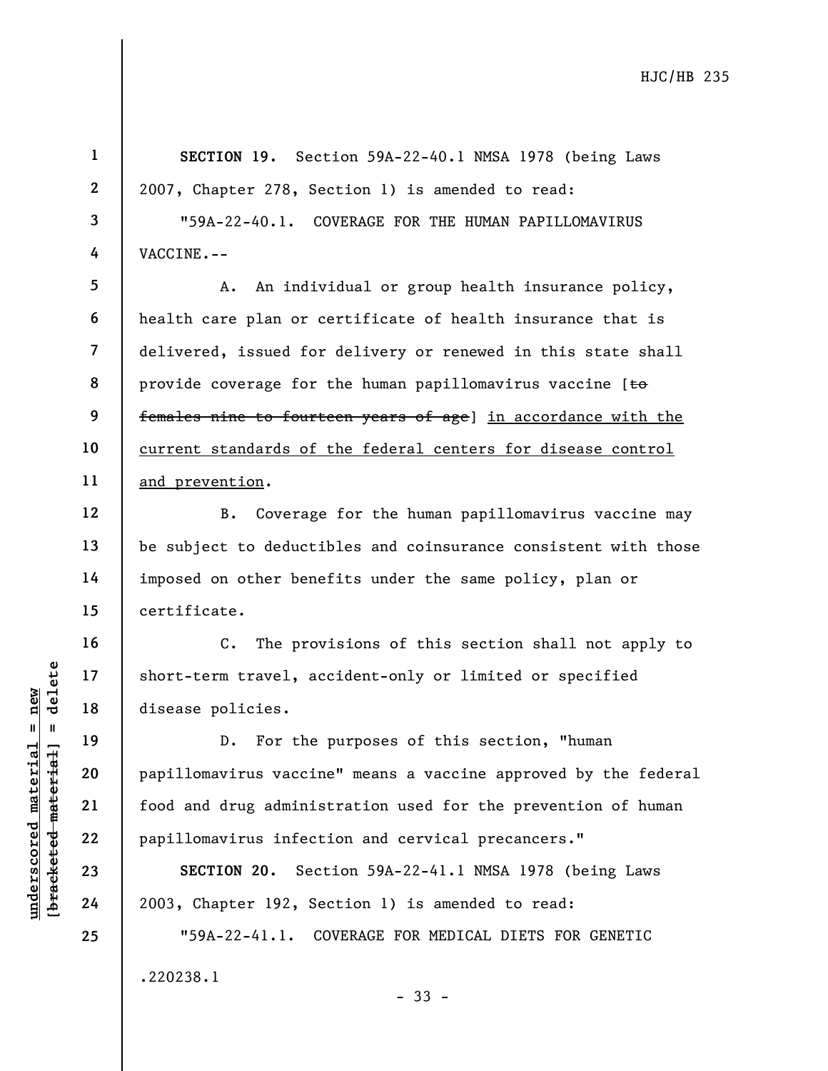**SECTION 19.** Section 59A-22-40.1 NMSA 1978 (being Laws 2007, Chapter 278, Section 1) is amended to read:

"59A-22-40.1. COVERAGE FOR THE HUMAN PAPILLOMAVIRUS VACCINE.--

A. An individual or group health insurance policy, health care plan or certificate of health insurance that is delivered, issued for delivery or renewed in this state shall provide coverage for the human papillomavirus vaccine [~~to females nine to fourteen years of age~~] <u>in accordance with the current standards of the federal centers for disease control and prevention</u>.

B. Coverage for the human papillomavirus vaccine may be subject to deductibles and coinsurance consistent with those imposed on other benefits under the same policy, plan or certificate.

C. The provisions of this section shall not apply to short-term travel, accident-only or limited or specified disease policies.

D. For the purposes of this section, "human papillomavirus vaccine" means a vaccine approved by the federal food and drug administration used for the prevention of human papillomavirus infection and cervical precancers."

**SECTION 20.** Section 59A-22-41.1 NMSA 1978 (being Laws 2003, Chapter 192, Section 1) is amended to read:

"59A-22-41.1. COVERAGE FOR MEDICAL DIETS FOR GENETIC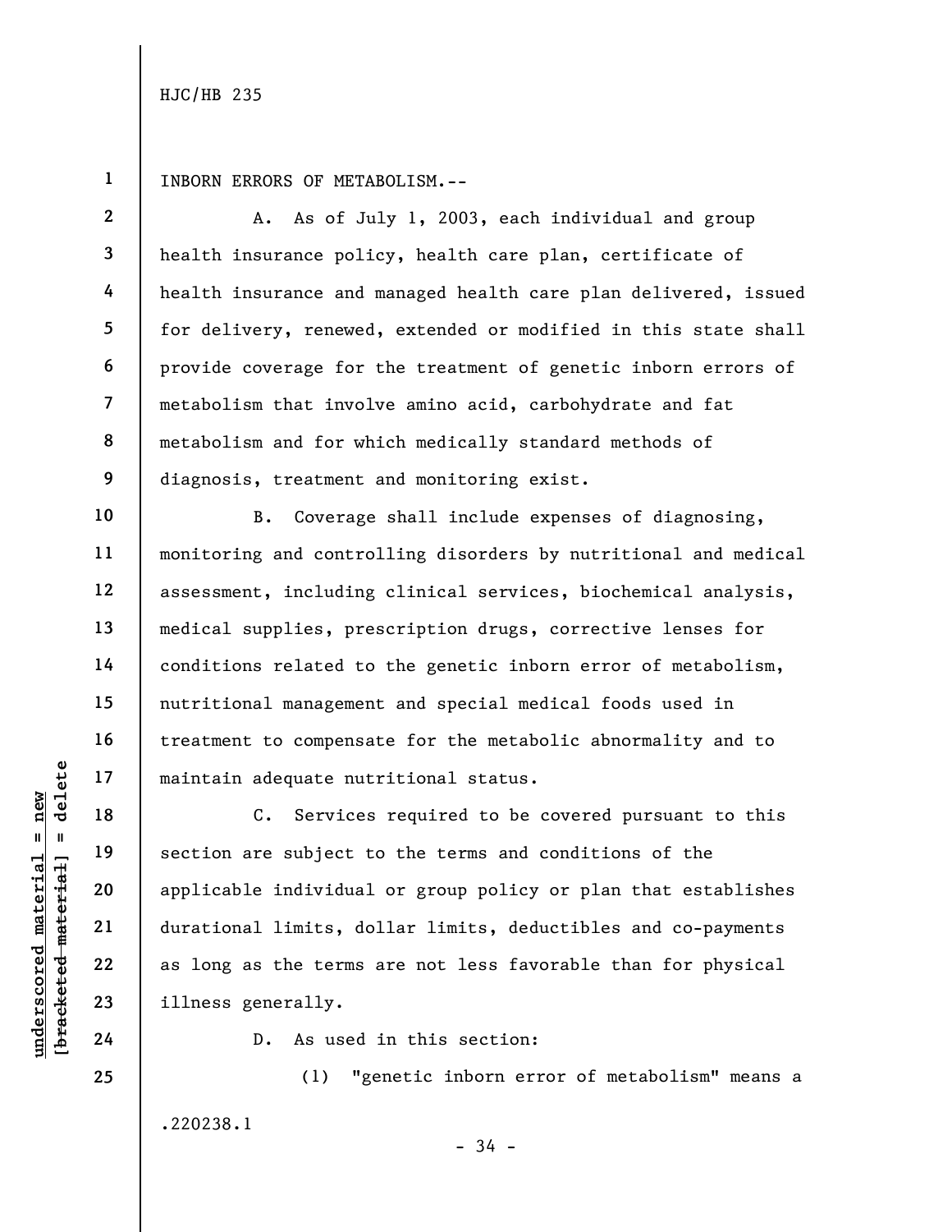INBORN ERRORS OF METABOLISM.--

A. As of July 1, 2003, each individual and group health insurance policy, health care plan, certificate of health insurance and managed health care plan delivered, issued for delivery, renewed, extended or modified in this state shall provide coverage for the treatment of genetic inborn errors of metabolism that involve amino acid, carbohydrate and fat metabolism and for which medically standard methods of diagnosis, treatment and monitoring exist.

B. Coverage shall include expenses of diagnosing, monitoring and controlling disorders by nutritional and medical assessment, including clinical services, biochemical analysis, medical supplies, prescription drugs, corrective lenses for conditions related to the genetic inborn error of metabolism, nutritional management and special medical foods used in treatment to compensate for the metabolic abnormality and to maintain adequate nutritional status.

C. Services required to be covered pursuant to this section are subject to the terms and conditions of the applicable individual or group policy or plan that establishes durational limits, dollar limits, deductibles and co-payments as long as the terms are not less favorable than for physical illness generally.

D. As used in this section:

(1) "genetic inborn error of metabolism" means a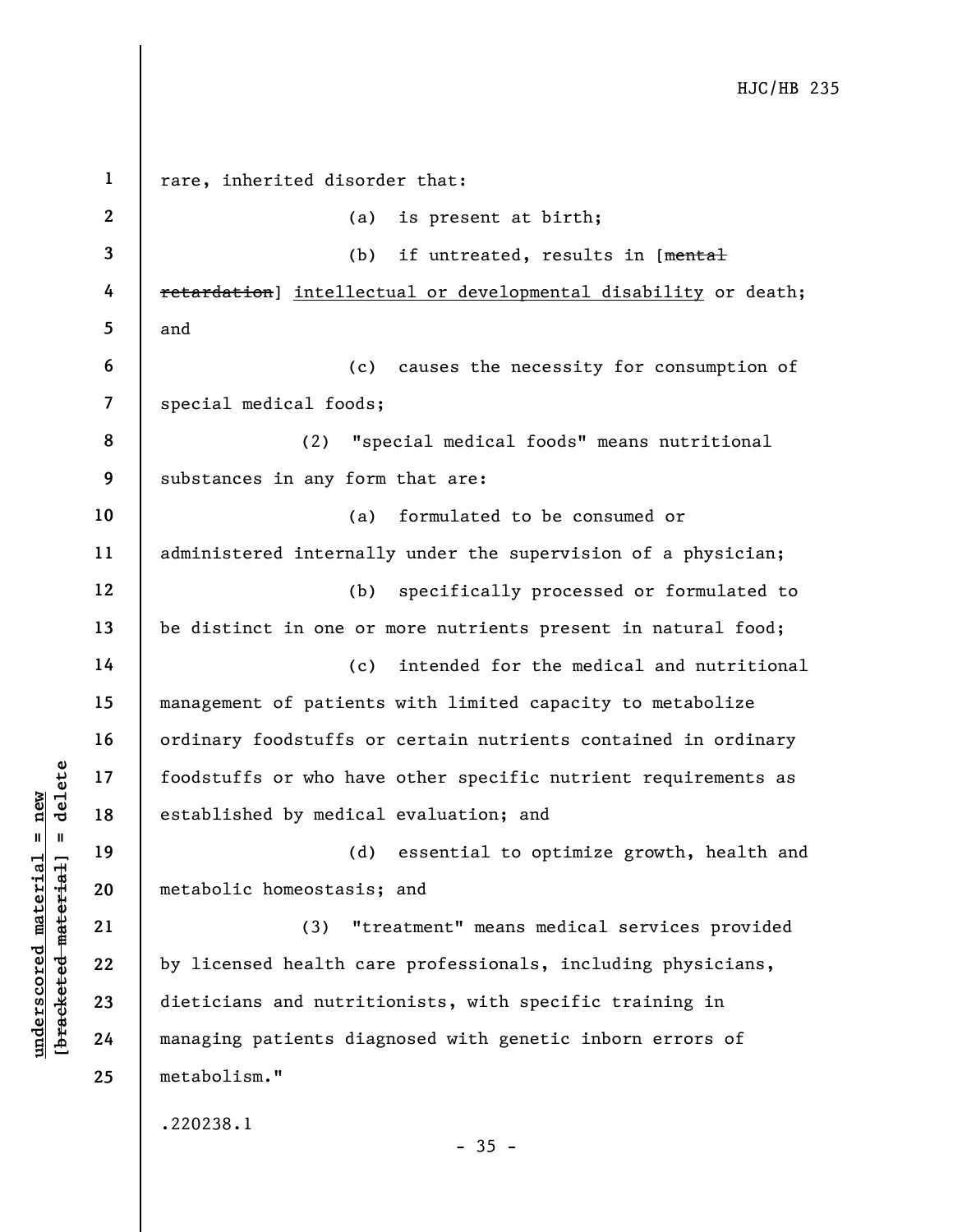rare, inherited disorder that:

(a) is present at birth;

(b) if untreated, results in [~~mental retardation~~] <u>intellectual or developmental disability</u> or death; and

(c) causes the necessity for consumption of special medical foods;

(2) "special medical foods" means nutritional substances in any form that are:

(a) formulated to be consumed or administered internally under the supervision of a physician;

(b) specifically processed or formulated to be distinct in one or more nutrients present in natural food;

(c) intended for the medical and nutritional management of patients with limited capacity to metabolize ordinary foodstuffs or certain nutrients contained in ordinary foodstuffs or who have other specific nutrient requirements as established by medical evaluation; and

(d) essential to optimize growth, health and metabolic homeostasis; and

(3) "treatment" means medical services provided by licensed health care professionals, including physicians, dieticians and nutritionists, with specific training in managing patients diagnosed with genetic inborn errors of metabolism."

.220238.1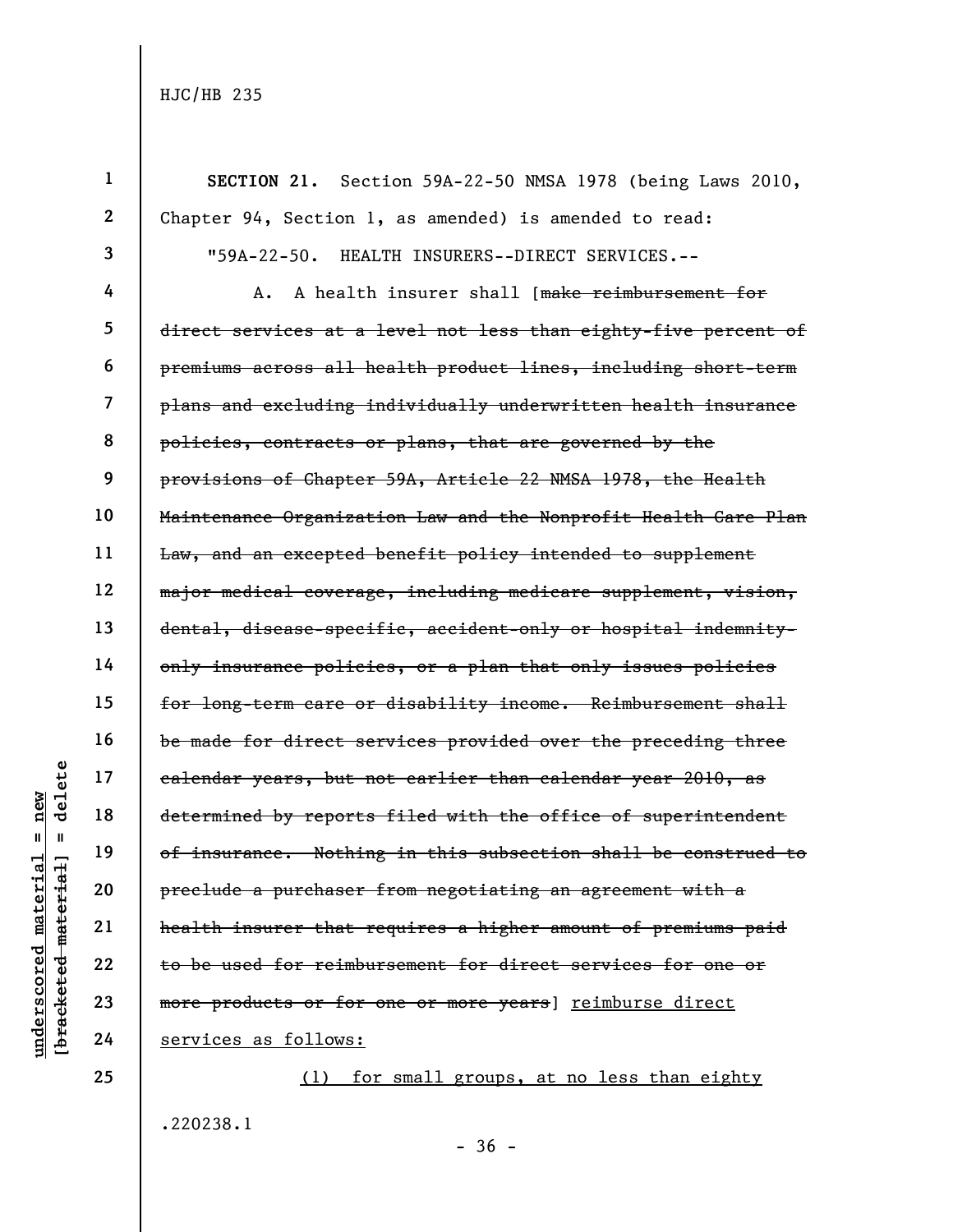**SECTION 21.** Section 59A-22-50 NMSA 1978 (being Laws 2010, Chapter 94, Section 1, as amended) is amended to read:

"59A-22-50. HEALTH INSURERS--DIRECT SERVICES.--

A. A health insurer shall [~~make reimbursement for direct services at a level not less than eighty-five percent of premiums across all health product lines, including short-term plans and excluding individually underwritten health insurance policies, contracts or plans, that are governed by the provisions of Chapter 59A, Article 22 NMSA 1978, the Health Maintenance Organization Law and the Nonprofit Health Care Plan Law, and an excepted benefit policy intended to supplement major medical coverage, including medicare supplement, vision, dental, disease-specific, accident-only or hospital indemnity-only insurance policies, or a plan that only issues policies for long-term care or disability income. Reimbursement shall be made for direct services provided over the preceding three calendar years, but not earlier than calendar year 2010, as determined by reports filed with the office of superintendent of insurance. Nothing in this subsection shall be construed to preclude a purchaser from negotiating an agreement with a health insurer that requires a higher amount of premiums paid to be used for reimbursement for direct services for one or more products or for one or more years~~] <u>reimburse direct services as follows:</u>

<u>(1) for small groups, at no less than eighty</u>

.220238.1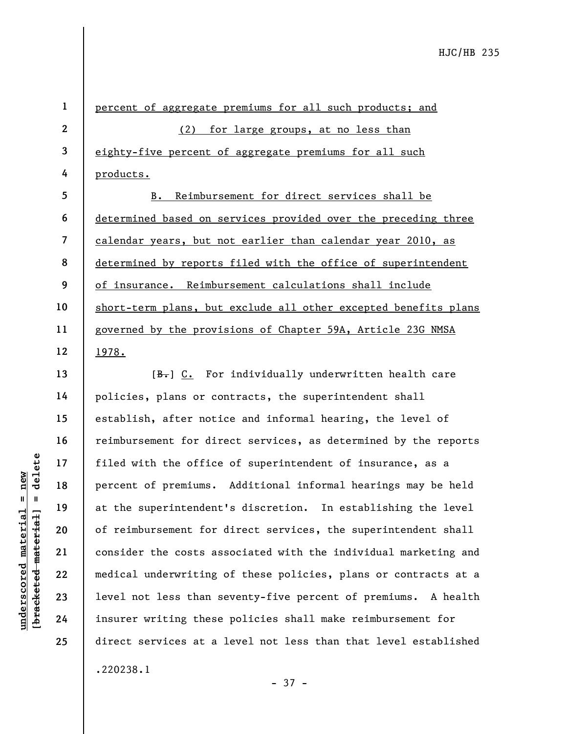percent of aggregate premiums for all such products; and

(2) for large groups, at no less than eighty-five percent of aggregate premiums for all such products.

B. Reimbursement for direct services shall be determined based on services provided over the preceding three calendar years, but not earlier than calendar year 2010, as determined by reports filed with the office of superintendent of insurance. Reimbursement calculations shall include short-term plans, but exclude all other excepted benefits plans governed by the provisions of Chapter 59A, Article 23G NMSA 1978.

[~~B.~~] C. For individually underwritten health care policies, plans or contracts, the superintendent shall establish, after notice and informal hearing, the level of reimbursement for direct services, as determined by the reports filed with the office of superintendent of insurance, as a percent of premiums. Additional informal hearings may be held at the superintendent's discretion. In establishing the level of reimbursement for direct services, the superintendent shall consider the costs associated with the individual marketing and medical underwriting of these policies, plans or contracts at a level not less than seventy-five percent of premiums. A health insurer writing these policies shall make reimbursement for direct services at a level not less than that level established

.220238.1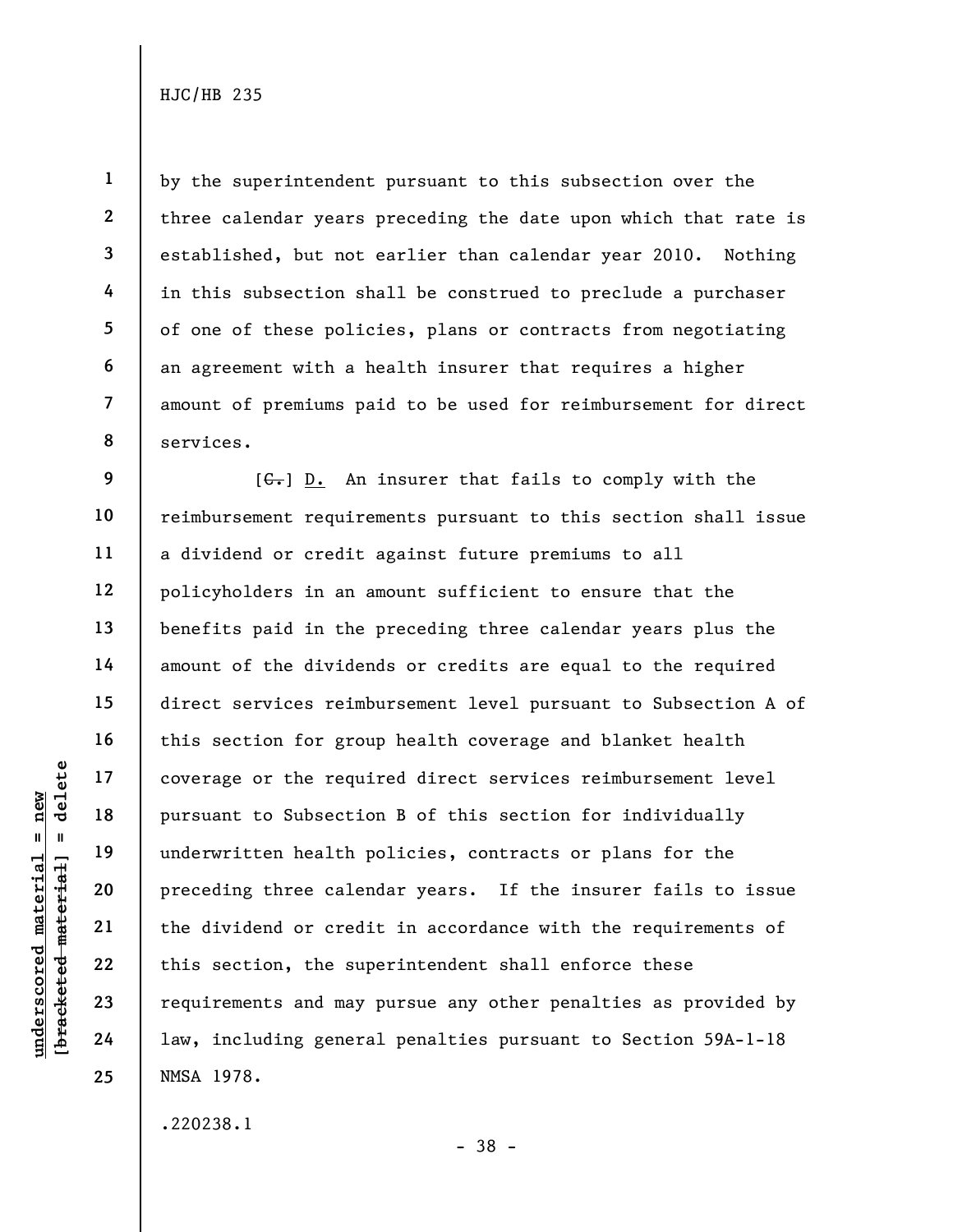by the superintendent pursuant to this subsection over the three calendar years preceding the date upon which that rate is established, but not earlier than calendar year 2010. Nothing in this subsection shall be construed to preclude a purchaser of one of these policies, plans or contracts from negotiating an agreement with a health insurer that requires a higher amount of premiums paid to be used for reimbursement for direct services.

[~~C.~~] D. An insurer that fails to comply with the reimbursement requirements pursuant to this section shall issue a dividend or credit against future premiums to all policyholders in an amount sufficient to ensure that the benefits paid in the preceding three calendar years plus the amount of the dividends or credits are equal to the required direct services reimbursement level pursuant to Subsection A of this section for group health coverage and blanket health coverage or the required direct services reimbursement level pursuant to Subsection B of this section for individually underwritten health policies, contracts or plans for the preceding three calendar years. If the insurer fails to issue the dividend or credit in accordance with the requirements of this section, the superintendent shall enforce these requirements and may pursue any other penalties as provided by law, including general penalties pursuant to Section 59A-1-18 NMSA 1978.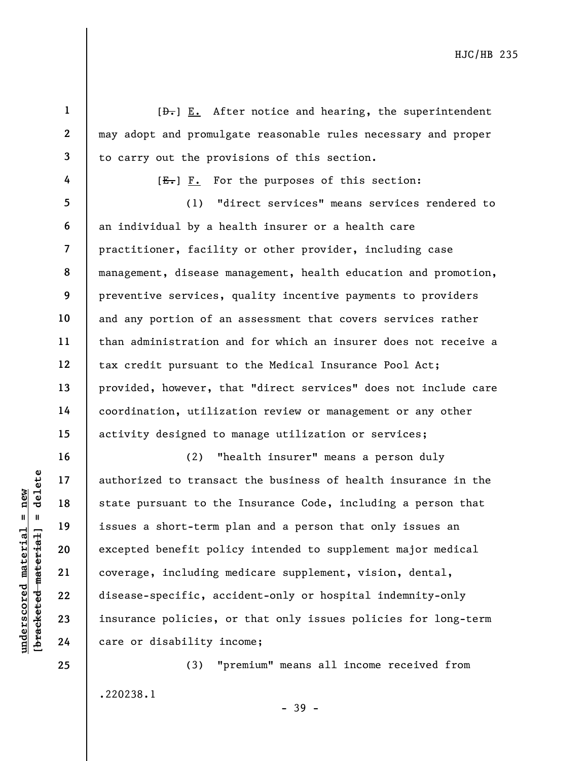[~~D.~~] E. After notice and hearing, the superintendent may adopt and promulgate reasonable rules necessary and proper to carry out the provisions of this section.

[~~E.~~] F. For the purposes of this section:

(1) "direct services" means services rendered to an individual by a health insurer or a health care practitioner, facility or other provider, including case management, disease management, health education and promotion, preventive services, quality incentive payments to providers and any portion of an assessment that covers services rather than administration and for which an insurer does not receive a tax credit pursuant to the Medical Insurance Pool Act; provided, however, that "direct services" does not include care coordination, utilization review or management or any other activity designed to manage utilization or services;

(2) "health insurer" means a person duly authorized to transact the business of health insurance in the state pursuant to the Insurance Code, including a person that issues a short-term plan and a person that only issues an excepted benefit policy intended to supplement major medical coverage, including medicare supplement, vision, dental, disease-specific, accident-only or hospital indemnity-only insurance policies, or that only issues policies for long-term care or disability income;

(3) "premium" means all income received from

.220238.1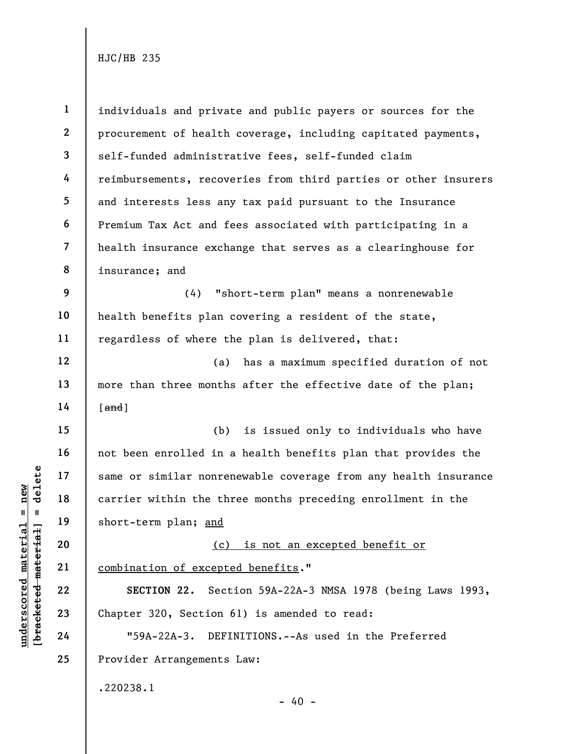individuals and private and public payers or sources for the procurement of health coverage, including capitated payments, self-funded administrative fees, self-funded claim reimbursements, recoveries from third parties or other insurers and interests less any tax paid pursuant to the Insurance Premium Tax Act and fees associated with participating in a health insurance exchange that serves as a clearinghouse for insurance; and

(4) "short-term plan" means a nonrenewable health benefits plan covering a resident of the state, regardless of where the plan is delivered, that:

(a) has a maximum specified duration of not more than three months after the effective date of the plan; [~~and~~]

(b) is issued only to individuals who have not been enrolled in a health benefits plan that provides the same or similar nonrenewable coverage from any health insurance carrier within the three months preceding enrollment in the short-term plan; <u>and</u>

<u>(c) is not an excepted benefit or combination of excepted benefits</u>."

**SECTION 22.** Section 59A-22A-3 NMSA 1978 (being Laws 1993, Chapter 320, Section 61) is amended to read:

"59A-22A-3. DEFINITIONS.--As used in the Preferred Provider Arrangements Law: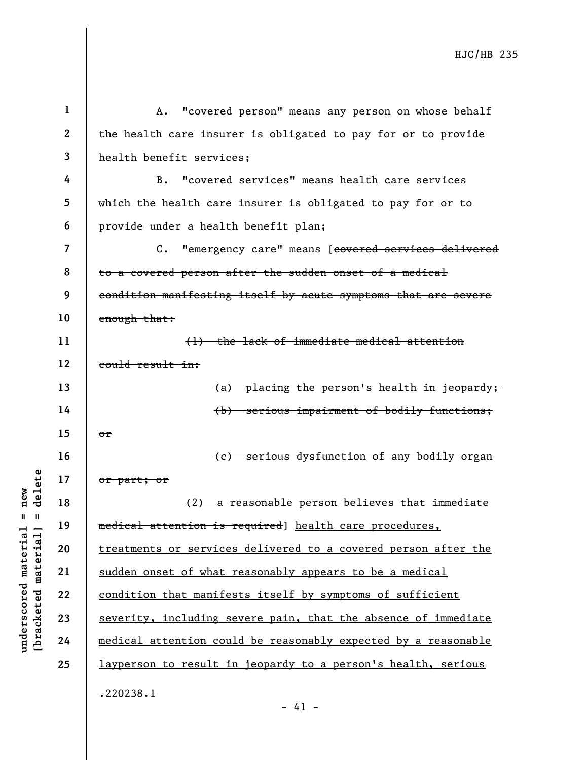A. "covered person" means any person on whose behalf the health care insurer is obligated to pay for or to provide health benefit services;

B. "covered services" means health care services which the health care insurer is obligated to pay for or to provide under a health benefit plan;

C. "emergency care" means [~~covered services delivered to a covered person after the sudden onset of a medical condition manifesting itself by acute symptoms that are severe enough that:~~

~~(1) the lack of immediate medical attention could result in:~~

~~(a) placing the person's health in jeopardy;~~

~~(b) serious impairment of bodily functions; or~~

~~(c) serious dysfunction of any bodily organ or part; or~~

~~(2) a reasonable person believes that immediate medical attention is required~~] <u>health care procedures, treatments or services delivered to a covered person after the sudden onset of what reasonably appears to be a medical condition that manifests itself by symptoms of sufficient severity, including severe pain, that the absence of immediate medical attention could be reasonably expected by a reasonable layperson to result in jeopardy to a person's health, serious</u>

.220238.1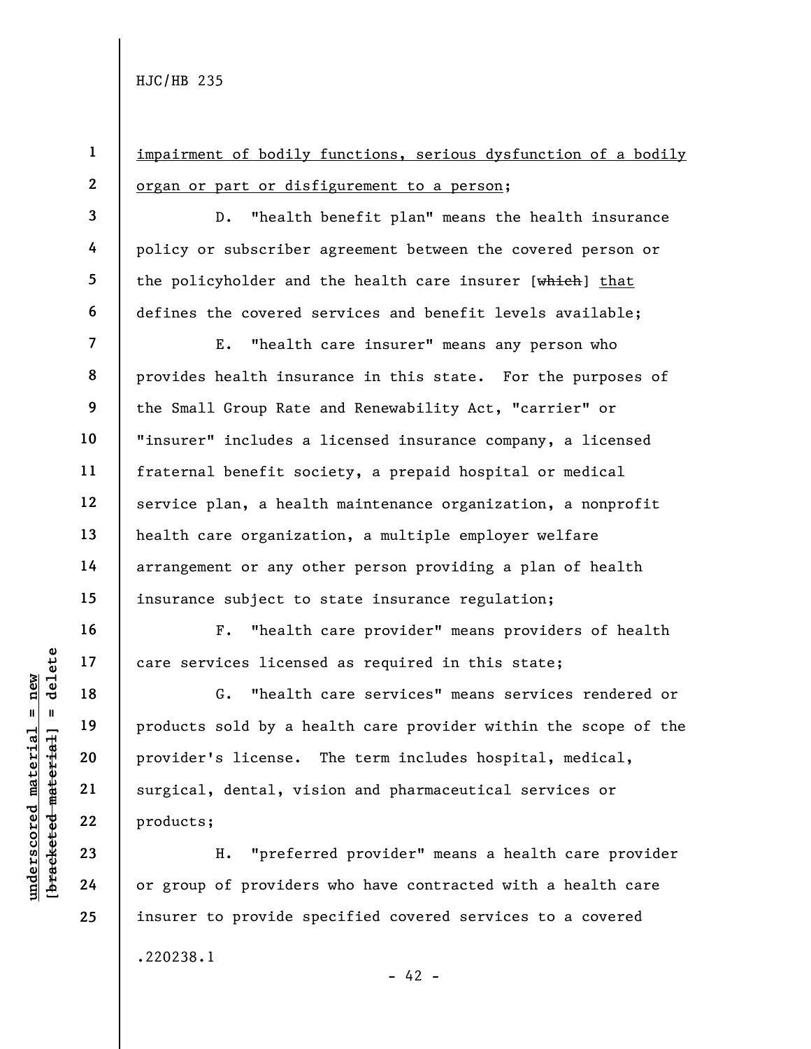impairment of bodily functions, serious dysfunction of a bodily organ or part or disfigurement to a person;

D. "health benefit plan" means the health insurance policy or subscriber agreement between the covered person or the policyholder and the health care insurer [~~which~~] that defines the covered services and benefit levels available;

E. "health care insurer" means any person who provides health insurance in this state. For the purposes of the Small Group Rate and Renewability Act, "carrier" or "insurer" includes a licensed insurance company, a licensed fraternal benefit society, a prepaid hospital or medical service plan, a health maintenance organization, a nonprofit health care organization, a multiple employer welfare arrangement or any other person providing a plan of health insurance subject to state insurance regulation;

F. "health care provider" means providers of health care services licensed as required in this state;

G. "health care services" means services rendered or products sold by a health care provider within the scope of the provider's license. The term includes hospital, medical, surgical, dental, vision and pharmaceutical services or products;

H. "preferred provider" means a health care provider or group of providers who have contracted with a health care insurer to provide specified covered services to a covered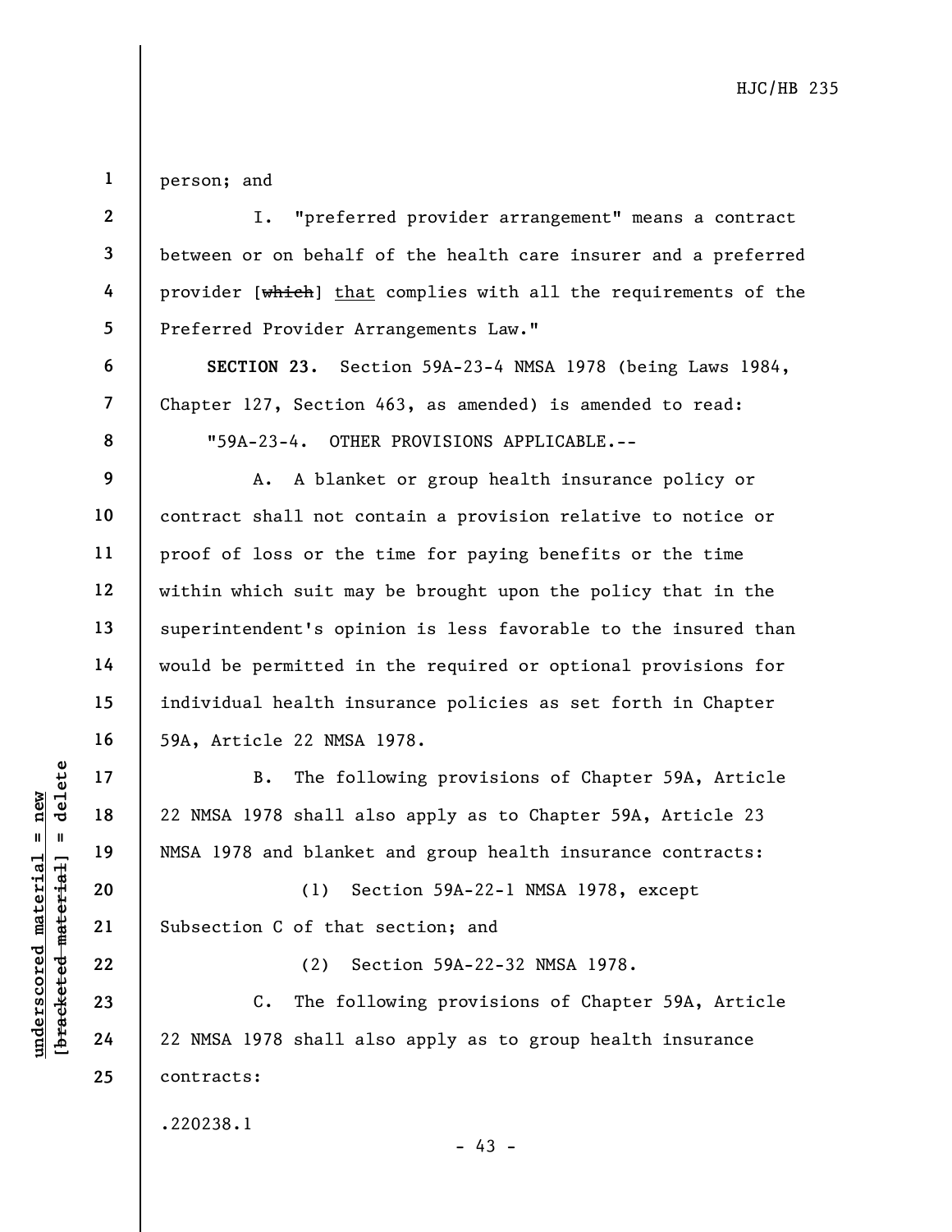person; and

I. "preferred provider arrangement" means a contract between or on behalf of the health care insurer and a preferred provider [~~which~~] that complies with all the requirements of the Preferred Provider Arrangements Law."

**SECTION 23.** Section 59A-23-4 NMSA 1978 (being Laws 1984, Chapter 127, Section 463, as amended) is amended to read:

"59A-23-4. OTHER PROVISIONS APPLICABLE.--

A. A blanket or group health insurance policy or contract shall not contain a provision relative to notice or proof of loss or the time for paying benefits or the time within which suit may be brought upon the policy that in the superintendent's opinion is less favorable to the insured than would be permitted in the required or optional provisions for individual health insurance policies as set forth in Chapter 59A, Article 22 NMSA 1978.

B. The following provisions of Chapter 59A, Article 22 NMSA 1978 shall also apply as to Chapter 59A, Article 23 NMSA 1978 and blanket and group health insurance contracts:

(1) Section 59A-22-1 NMSA 1978, except Subsection C of that section; and

(2) Section 59A-22-32 NMSA 1978.

C. The following provisions of Chapter 59A, Article 22 NMSA 1978 shall also apply as to group health insurance contracts:

.220238.1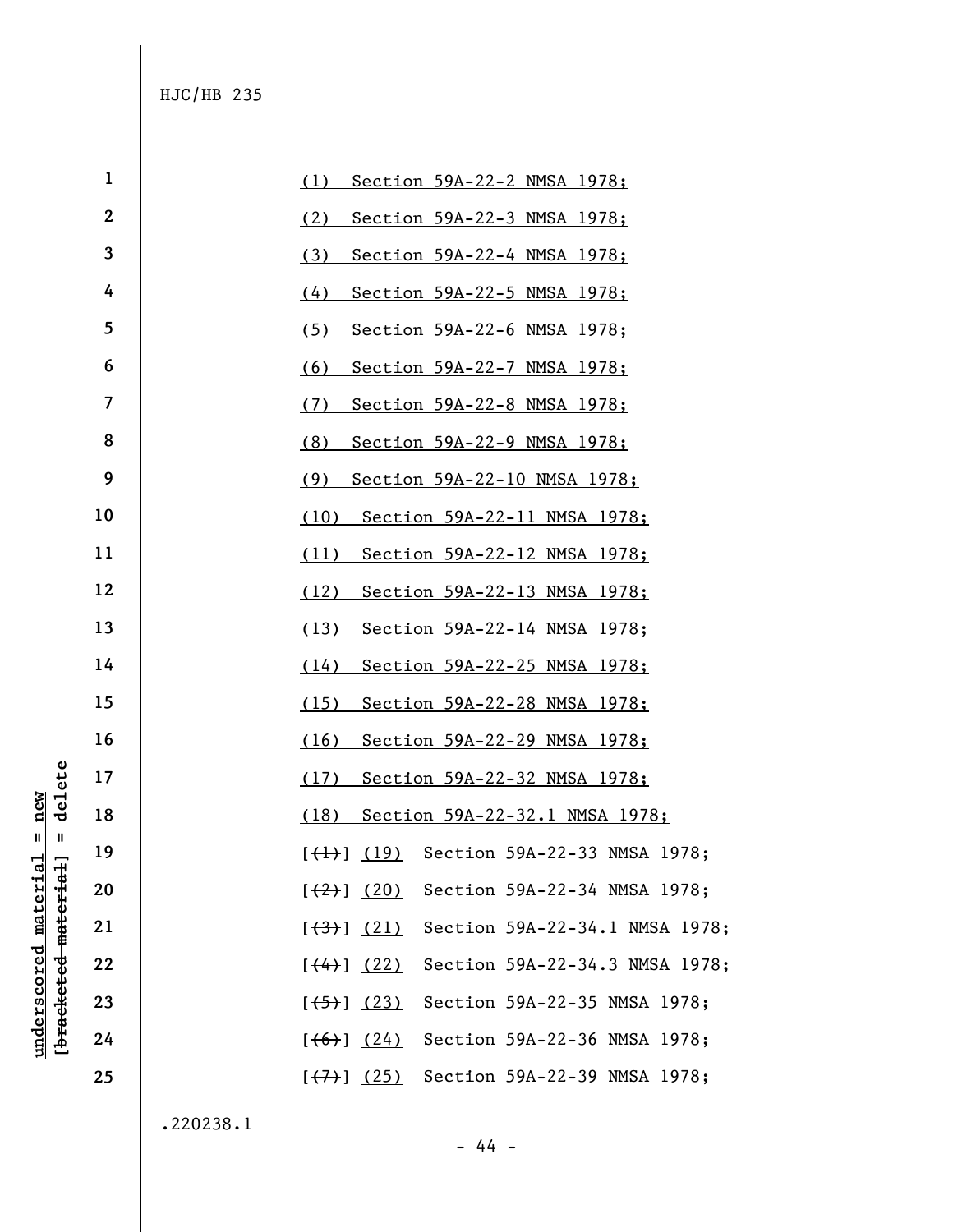HJC/HB 235

(1) Section 59A-22-2 NMSA 1978;

(2) Section 59A-22-3 NMSA 1978;

(3) Section 59A-22-4 NMSA 1978;

(4) Section 59A-22-5 NMSA 1978;

(5) Section 59A-22-6 NMSA 1978;

(6) Section 59A-22-7 NMSA 1978;

(7) Section 59A-22-8 NMSA 1978;

(8) Section 59A-22-9 NMSA 1978;

(9) Section 59A-22-10 NMSA 1978;

(10) Section 59A-22-11 NMSA 1978;

(11) Section 59A-22-12 NMSA 1978;

(12) Section 59A-22-13 NMSA 1978;

(13) Section 59A-22-14 NMSA 1978;

(14) Section 59A-22-25 NMSA 1978;

(15) Section 59A-22-28 NMSA 1978;

(16) Section 59A-22-29 NMSA 1978;

(17) Section 59A-22-32 NMSA 1978;

(18) Section 59A-22-32.1 NMSA 1978;

[(1)] (19) Section 59A-22-33 NMSA 1978;

[(2)] (20) Section 59A-22-34 NMSA 1978;

[(3)] (21) Section 59A-22-34.1 NMSA 1978;

[(4)] (22) Section 59A-22-34.3 NMSA 1978;

[(5)] (23) Section 59A-22-35 NMSA 1978;

[(6)] (24) Section 59A-22-36 NMSA 1978;

[(7)] (25) Section 59A-22-39 NMSA 1978;

.220238.1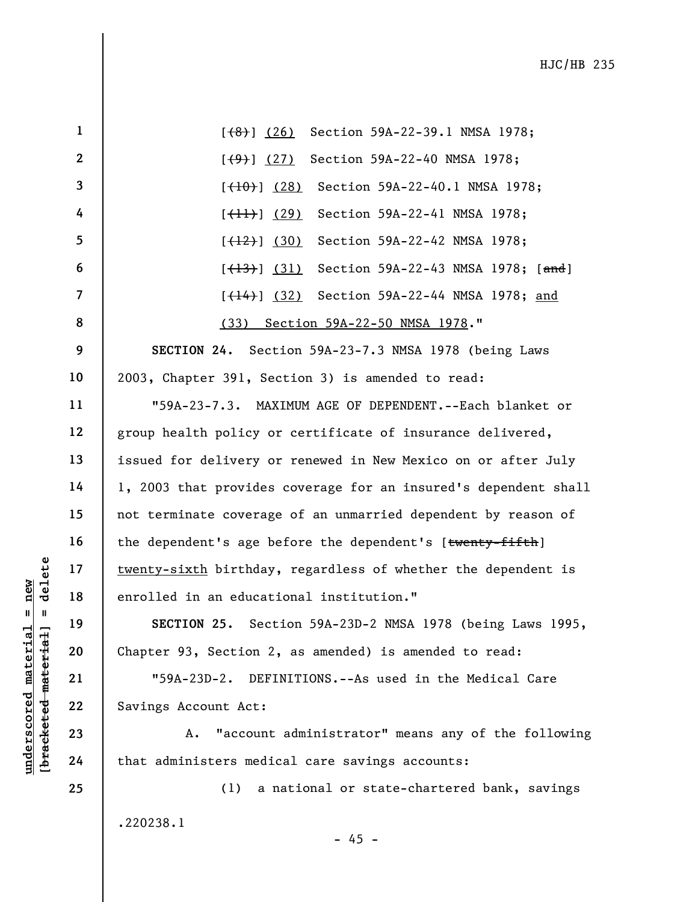[(8)] (26) Section 59A-22-39.1 NMSA 1978;

[(9)] (27) Section 59A-22-40 NMSA 1978;

[(10)] (28) Section 59A-22-40.1 NMSA 1978;

[(11)] (29) Section 59A-22-41 NMSA 1978;

[(12)] (30) Section 59A-22-42 NMSA 1978;

[(13)] (31) Section 59A-22-43 NMSA 1978; [and]

[(14)] (32) Section 59A-22-44 NMSA 1978; and

(33) Section 59A-22-50 NMSA 1978."

**SECTION 24.** Section 59A-23-7.3 NMSA 1978 (being Laws 2003, Chapter 391, Section 3) is amended to read:

"59A-23-7.3. MAXIMUM AGE OF DEPENDENT.--Each blanket or group health policy or certificate of insurance delivered, issued for delivery or renewed in New Mexico on or after July 1, 2003 that provides coverage for an insured's dependent shall not terminate coverage of an unmarried dependent by reason of the dependent's age before the dependent's [twenty-fifth] twenty-sixth birthday, regardless of whether the dependent is enrolled in an educational institution."

**SECTION 25.** Section 59A-23D-2 NMSA 1978 (being Laws 1995, Chapter 93, Section 2, as amended) is amended to read:

"59A-23D-2. DEFINITIONS.--As used in the Medical Care Savings Account Act:

A. "account administrator" means any of the following that administers medical care savings accounts:

(1) a national or state-chartered bank, savings

.220238.1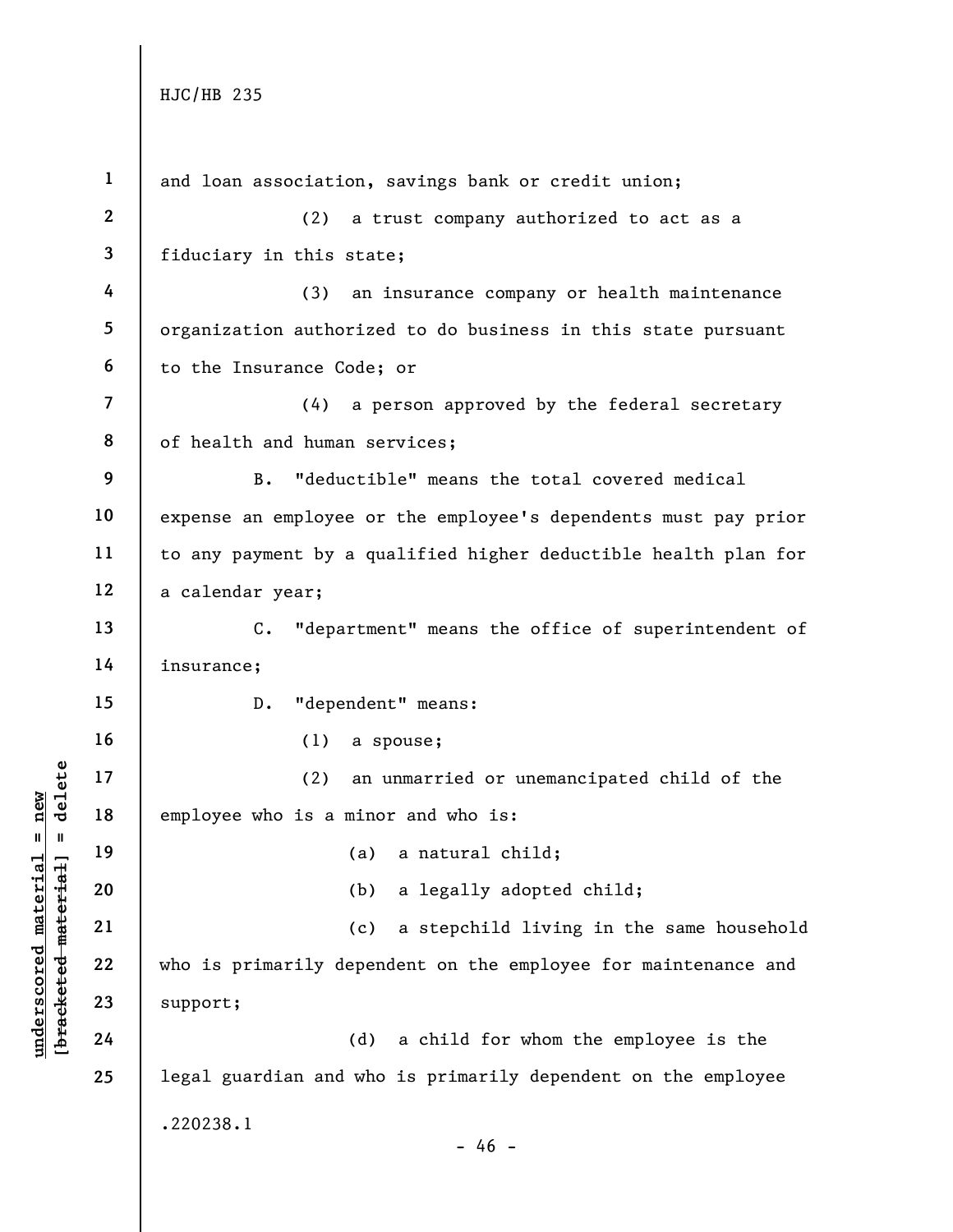and loan association, savings bank or credit union;

(2) a trust company authorized to act as a fiduciary in this state;

(3) an insurance company or health maintenance organization authorized to do business in this state pursuant to the Insurance Code; or

(4) a person approved by the federal secretary of health and human services;

B. "deductible" means the total covered medical expense an employee or the employee's dependents must pay prior to any payment by a qualified higher deductible health plan for a calendar year;

C. "department" means the office of superintendent of insurance;

D. "dependent" means:

(1) a spouse;

(2) an unmarried or unemancipated child of the employee who is a minor and who is:

(a) a natural child;

(b) a legally adopted child;

(c) a stepchild living in the same household who is primarily dependent on the employee for maintenance and support;

(d) a child for whom the employee is the legal guardian and who is primarily dependent on the employee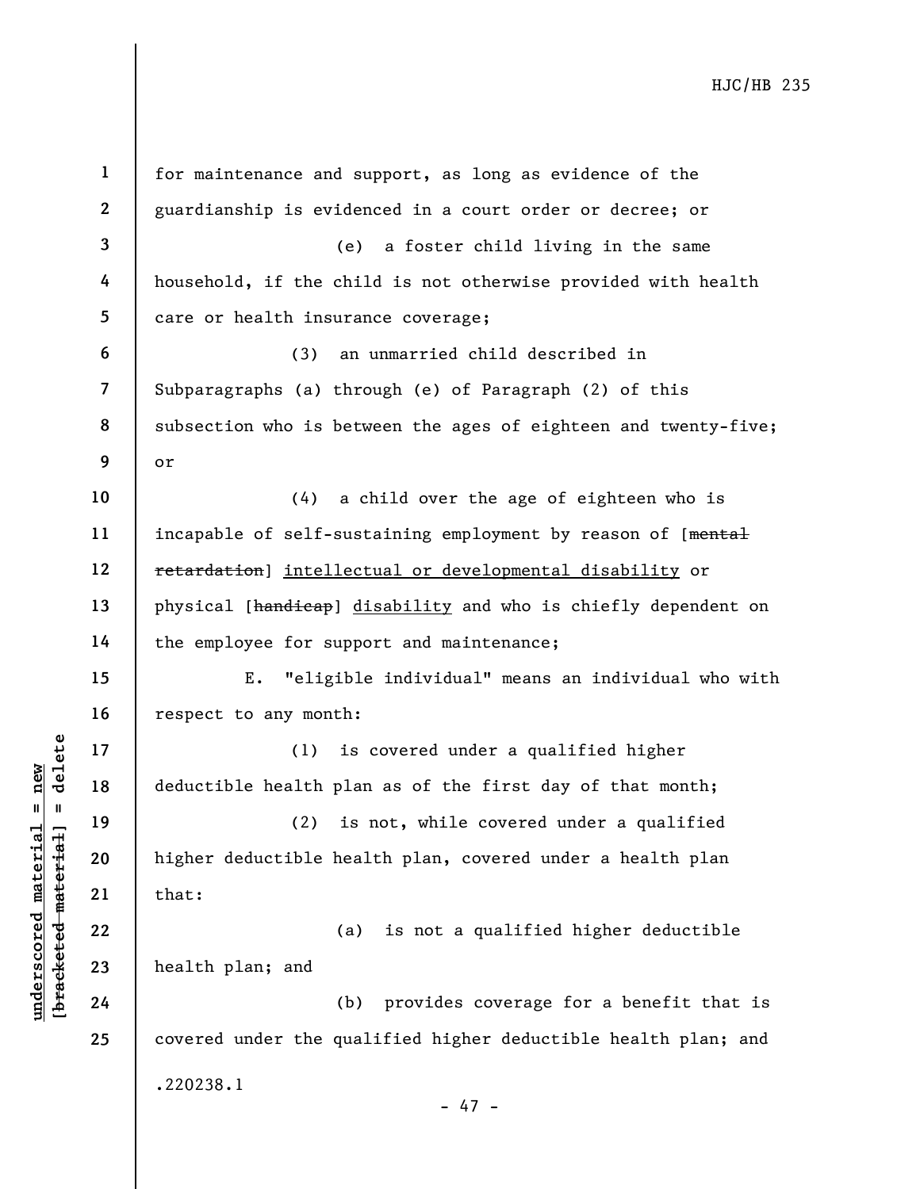for maintenance and support, as long as evidence of the guardianship is evidenced in a court order or decree; or

(e) a foster child living in the same household, if the child is not otherwise provided with health care or health insurance coverage;

(3) an unmarried child described in Subparagraphs (a) through (e) of Paragraph (2) of this subsection who is between the ages of eighteen and twenty-five; or

(4) a child over the age of eighteen who is incapable of self-sustaining employment by reason of [~~mental retardation~~] <u>intellectual or developmental disability</u> or physical [~~handicap~~] <u>disability</u> and who is chiefly dependent on the employee for support and maintenance;

E. "eligible individual" means an individual who with respect to any month:

(1) is covered under a qualified higher deductible health plan as of the first day of that month;

(2) is not, while covered under a qualified higher deductible health plan, covered under a health plan that:

(a) is not a qualified higher deductible health plan; and

(b) provides coverage for a benefit that is covered under the qualified higher deductible health plan; and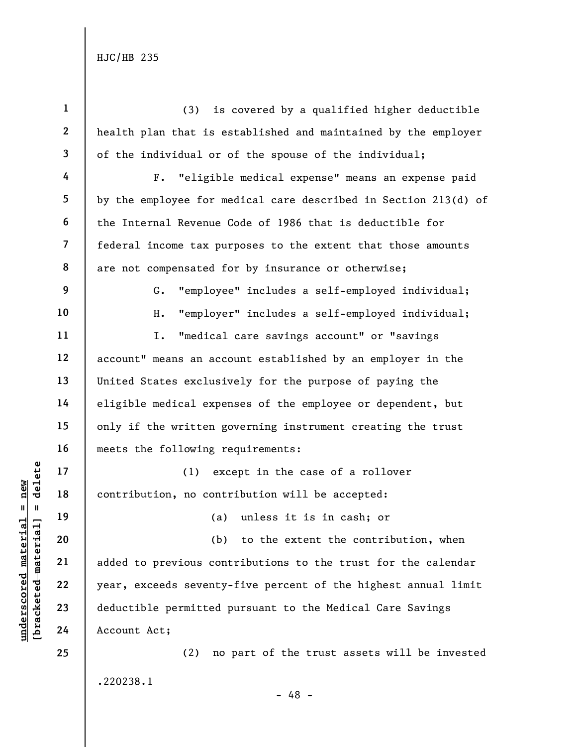(3) is covered by a qualified higher deductible health plan that is established and maintained by the employer of the individual or of the spouse of the individual;

F. "eligible medical expense" means an expense paid by the employee for medical care described in Section 213(d) of the Internal Revenue Code of 1986 that is deductible for federal income tax purposes to the extent that those amounts are not compensated for by insurance or otherwise;

G. "employee" includes a self-employed individual;

H. "employer" includes a self-employed individual;

I. "medical care savings account" or "savings account" means an account established by an employer in the United States exclusively for the purpose of paying the eligible medical expenses of the employee or dependent, but only if the written governing instrument creating the trust meets the following requirements:

(1) except in the case of a rollover contribution, no contribution will be accepted:

(a) unless it is in cash; or

(b) to the extent the contribution, when added to previous contributions to the trust for the calendar year, exceeds seventy-five percent of the highest annual limit deductible permitted pursuant to the Medical Care Savings Account Act;

(2) no part of the trust assets will be invested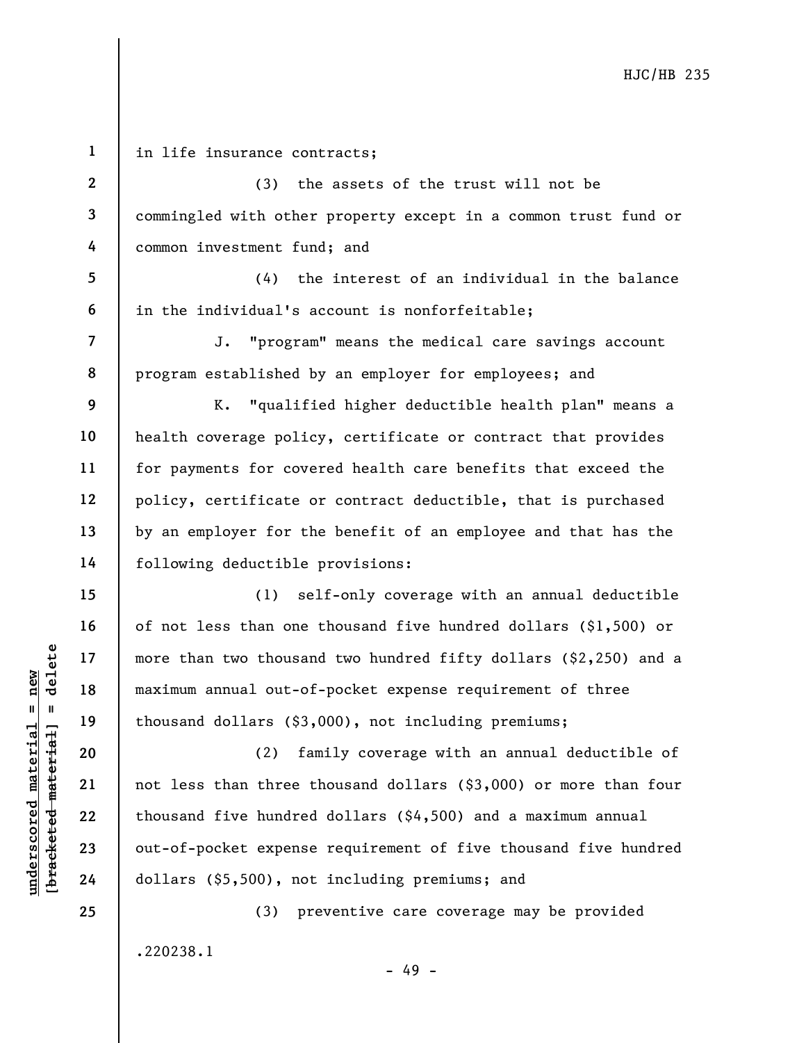in life insurance contracts;

(3) the assets of the trust will not be commingled with other property except in a common trust fund or common investment fund; and

(4) the interest of an individual in the balance in the individual's account is nonforfeitable;

J. "program" means the medical care savings account program established by an employer for employees; and

K. "qualified higher deductible health plan" means a health coverage policy, certificate or contract that provides for payments for covered health care benefits that exceed the policy, certificate or contract deductible, that is purchased by an employer for the benefit of an employee and that has the following deductible provisions:

(1) self-only coverage with an annual deductible of not less than one thousand five hundred dollars ($1,500) or more than two thousand two hundred fifty dollars ($2,250) and a maximum annual out-of-pocket expense requirement of three thousand dollars ($3,000), not including premiums;

(2) family coverage with an annual deductible of not less than three thousand dollars ($3,000) or more than four thousand five hundred dollars ($4,500) and a maximum annual out-of-pocket expense requirement of five thousand five hundred dollars ($5,500), not including premiums; and

(3) preventive care coverage may be provided

.220238.1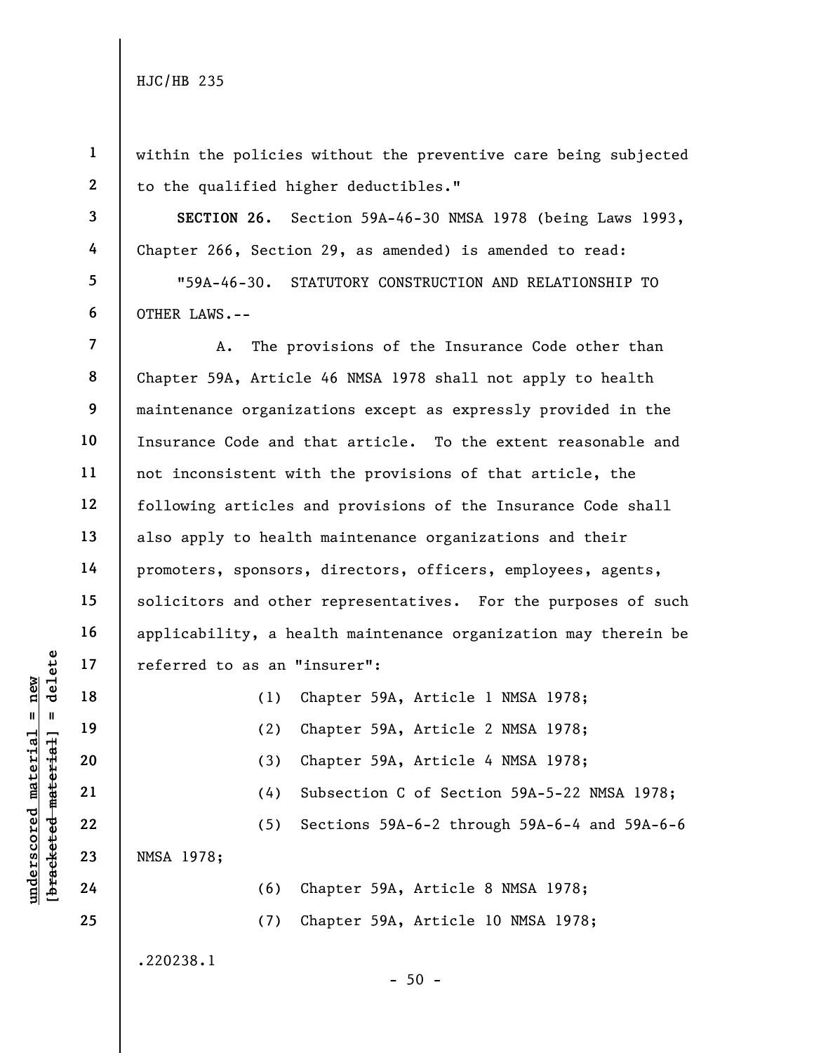within the policies without the preventive care being subjected to the qualified higher deductibles."

**SECTION 26.** Section 59A-46-30 NMSA 1978 (being Laws 1993, Chapter 266, Section 29, as amended) is amended to read:

"59A-46-30. STATUTORY CONSTRUCTION AND RELATIONSHIP TO OTHER LAWS.--

A. The provisions of the Insurance Code other than Chapter 59A, Article 46 NMSA 1978 shall not apply to health maintenance organizations except as expressly provided in the Insurance Code and that article. To the extent reasonable and not inconsistent with the provisions of that article, the following articles and provisions of the Insurance Code shall also apply to health maintenance organizations and their promoters, sponsors, directors, officers, employees, agents, solicitors and other representatives. For the purposes of such applicability, a health maintenance organization may therein be referred to as an "insurer":

(1) Chapter 59A, Article 1 NMSA 1978;

(2) Chapter 59A, Article 2 NMSA 1978;

(3) Chapter 59A, Article 4 NMSA 1978;

(4) Subsection C of Section 59A-5-22 NMSA 1978;

(5) Sections 59A-6-2 through 59A-6-4 and 59A-6-6 NMSA 1978;

(6) Chapter 59A, Article 8 NMSA 1978;

(7) Chapter 59A, Article 10 NMSA 1978;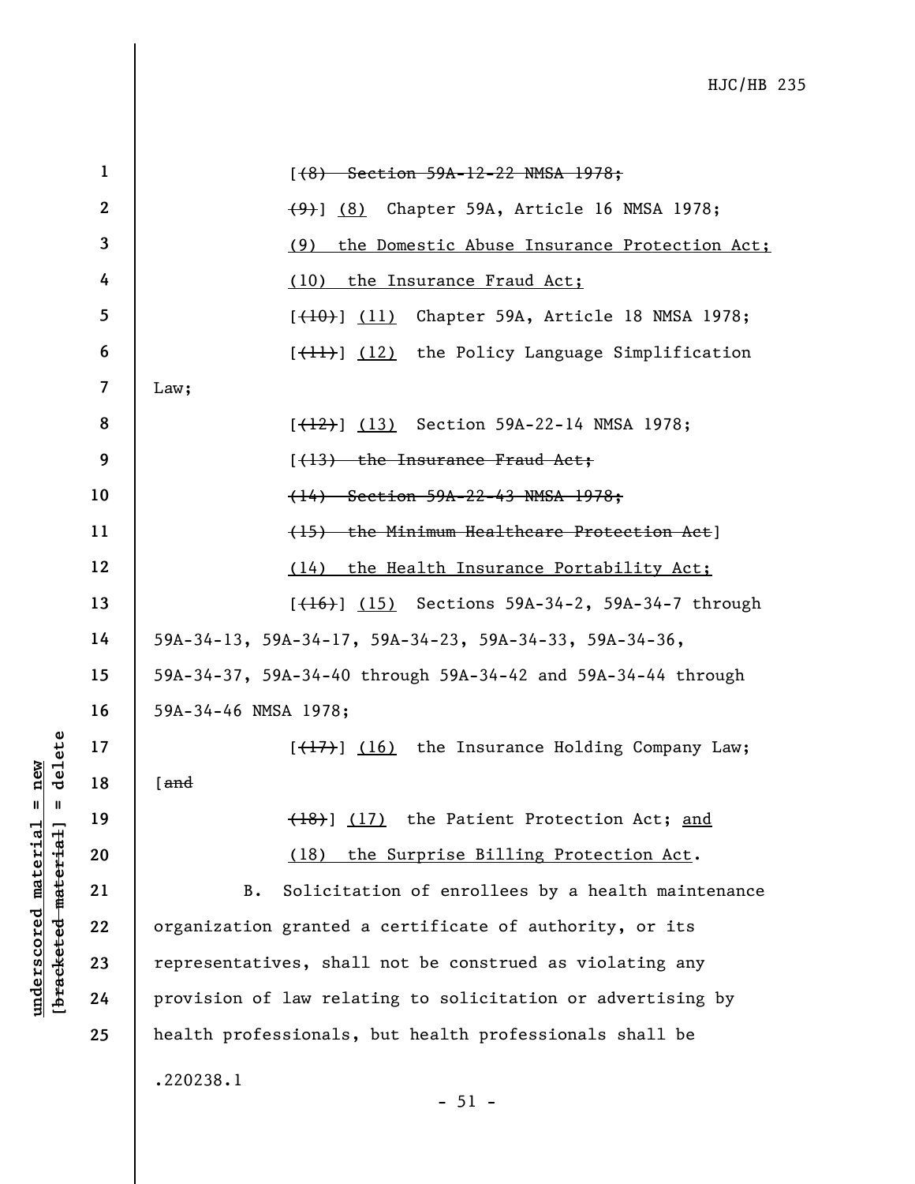[~~(8) Section 59A-12-22 NMSA 1978;~~

~~(9)~~] <u>(8)</u> Chapter 59A, Article 16 NMSA 1978;

<u>(9) the Domestic Abuse Insurance Protection Act;</u>

<u>(10) the Insurance Fraud Act;</u>

[~~(10)~~] <u>(11)</u> Chapter 59A, Article 18 NMSA 1978;

[~~(11)~~] <u>(12)</u> the Policy Language Simplification Law;

[~~(12)~~] <u>(13)</u> Section 59A-22-14 NMSA 1978;

[~~(13) the Insurance Fraud Act;~~

~~(14) Section 59A-22-43 NMSA 1978;~~

~~(15) the Minimum Healthcare Protection Act~~]

<u>(14) the Health Insurance Portability Act;</u>

[~~(16)~~] <u>(15)</u> Sections 59A-34-2, 59A-34-7 through 59A-34-13, 59A-34-17, 59A-34-23, 59A-34-33, 59A-34-36, 59A-34-37, 59A-34-40 through 59A-34-42 and 59A-34-44 through 59A-34-46 NMSA 1978;

[~~(17)~~] <u>(16)</u> the Insurance Holding Company Law; [~~and~~

~~(18)~~] <u>(17)</u> the Patient Protection Act; <u>and</u>

<u>(18) the Surprise Billing Protection Act</u>.

B. Solicitation of enrollees by a health maintenance organization granted a certificate of authority, or its representatives, shall not be construed as violating any provision of law relating to solicitation or advertising by health professionals, but health professionals shall be

.220238.1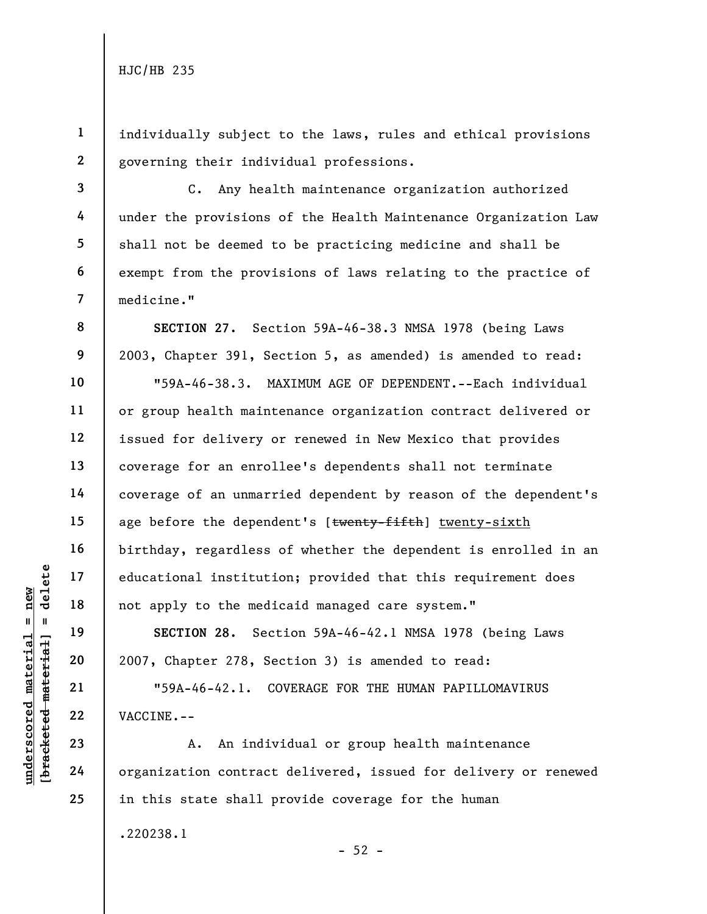individually subject to the laws, rules and ethical provisions governing their individual professions.

C. Any health maintenance organization authorized under the provisions of the Health Maintenance Organization Law shall not be deemed to be practicing medicine and shall be exempt from the provisions of laws relating to the practice of medicine."

**SECTION 27.** Section 59A-46-38.3 NMSA 1978 (being Laws 2003, Chapter 391, Section 5, as amended) is amended to read:

"59A-46-38.3. MAXIMUM AGE OF DEPENDENT.--Each individual or group health maintenance organization contract delivered or issued for delivery or renewed in New Mexico that provides coverage for an enrollee's dependents shall not terminate coverage of an unmarried dependent by reason of the dependent's age before the dependent's [~~twenty-fifth~~] <u>twenty-sixth</u> birthday, regardless of whether the dependent is enrolled in an educational institution; provided that this requirement does not apply to the medicaid managed care system."

**SECTION 28.** Section 59A-46-42.1 NMSA 1978 (being Laws 2007, Chapter 278, Section 3) is amended to read:

"59A-46-42.1. COVERAGE FOR THE HUMAN PAPILLOMAVIRUS VACCINE.--

A. An individual or group health maintenance organization contract delivered, issued for delivery or renewed in this state shall provide coverage for the human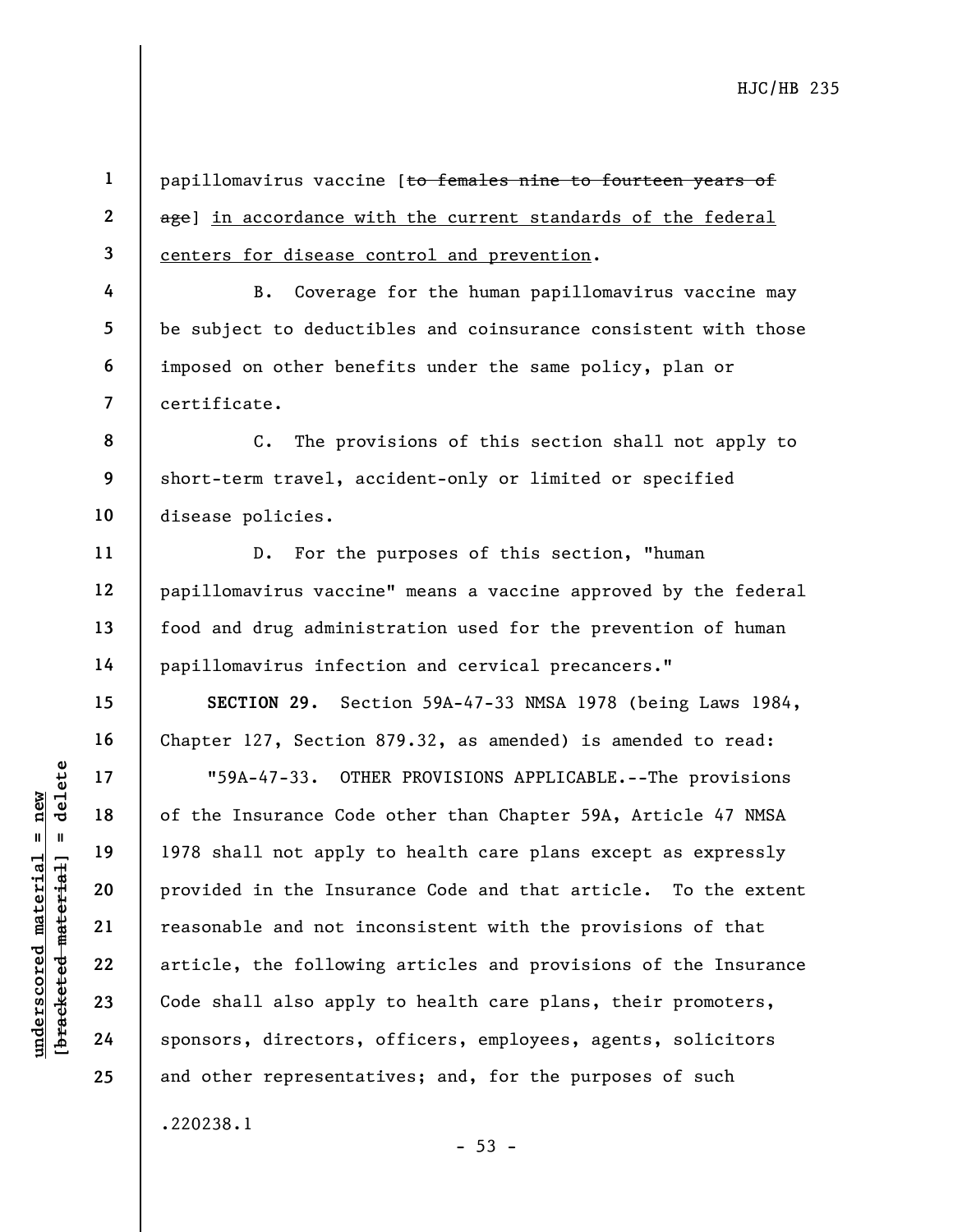papillomavirus vaccine [~~to females nine to fourteen years of age~~] <u>in accordance with the current standards of the federal centers for disease control and prevention</u>.

B. Coverage for the human papillomavirus vaccine may be subject to deductibles and coinsurance consistent with those imposed on other benefits under the same policy, plan or certificate.

C. The provisions of this section shall not apply to short-term travel, accident-only or limited or specified disease policies.

D. For the purposes of this section, "human papillomavirus vaccine" means a vaccine approved by the federal food and drug administration used for the prevention of human papillomavirus infection and cervical precancers."

**SECTION 29.** Section 59A-47-33 NMSA 1978 (being Laws 1984, Chapter 127, Section 879.32, as amended) is amended to read:

"59A-47-33. OTHER PROVISIONS APPLICABLE.--The provisions of the Insurance Code other than Chapter 59A, Article 47 NMSA 1978 shall not apply to health care plans except as expressly provided in the Insurance Code and that article. To the extent reasonable and not inconsistent with the provisions of that article, the following articles and provisions of the Insurance Code shall also apply to health care plans, their promoters, sponsors, directors, officers, employees, agents, solicitors and other representatives; and, for the purposes of such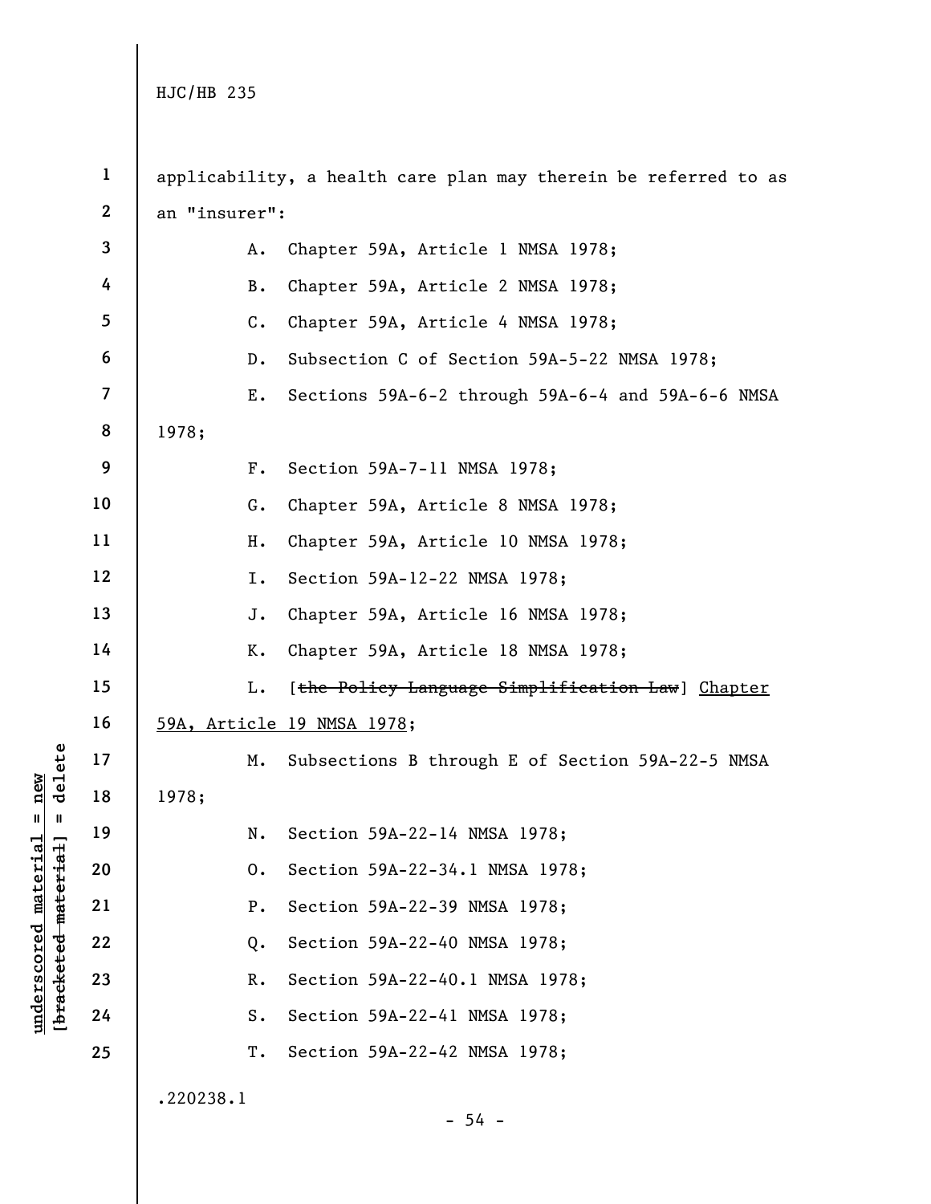applicability, a health care plan may therein be referred to as an "insurer":

A. Chapter 59A, Article 1 NMSA 1978;

B. Chapter 59A, Article 2 NMSA 1978;

C. Chapter 59A, Article 4 NMSA 1978;

D. Subsection C of Section 59A-5-22 NMSA 1978;

E. Sections 59A-6-2 through 59A-6-4 and 59A-6-6 NMSA 1978;

F. Section 59A-7-11 NMSA 1978;

G. Chapter 59A, Article 8 NMSA 1978;

H. Chapter 59A, Article 10 NMSA 1978;

I. Section 59A-12-22 NMSA 1978;

J. Chapter 59A, Article 16 NMSA 1978;

K. Chapter 59A, Article 18 NMSA 1978;

L. [~~the Policy Language Simplification Law~~] <u>Chapter 59A, Article 19 NMSA 1978</u>;

M. Subsections B through E of Section 59A-22-5 NMSA 1978;

N. Section 59A-22-14 NMSA 1978;

O. Section 59A-22-34.1 NMSA 1978;

P. Section 59A-22-39 NMSA 1978;

Q. Section 59A-22-40 NMSA 1978;

R. Section 59A-22-40.1 NMSA 1978;

S. Section 59A-22-41 NMSA 1978;

T. Section 59A-22-42 NMSA 1978;

.220238.1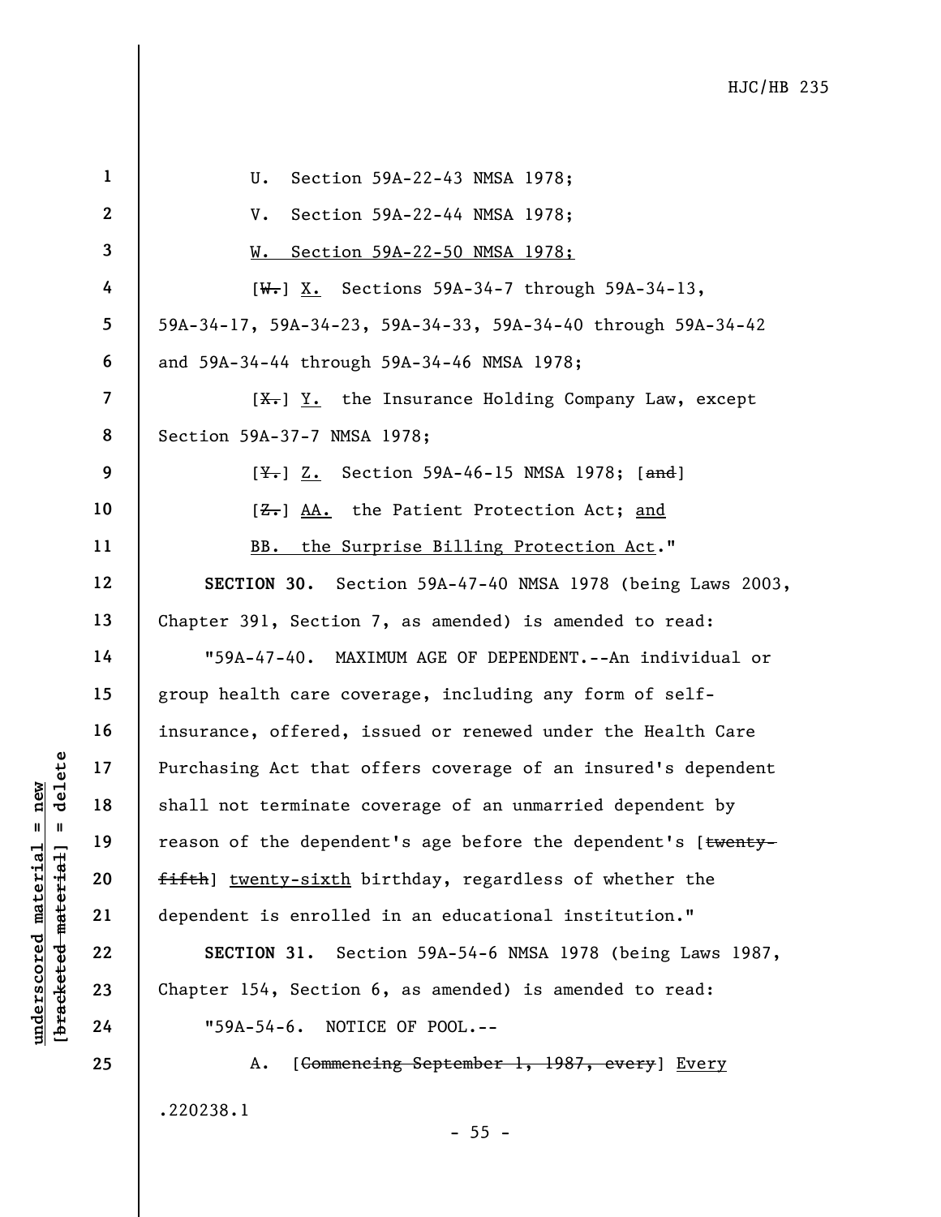U. Section 59A-22-43 NMSA 1978;

V. Section 59A-22-44 NMSA 1978;

W. Section 59A-22-50 NMSA 1978;

[~~W.~~] X. Sections 59A-34-7 through 59A-34-13, 59A-34-17, 59A-34-23, 59A-34-33, 59A-34-40 through 59A-34-42 and 59A-34-44 through 59A-34-46 NMSA 1978;

[~~X.~~] Y. the Insurance Holding Company Law, except Section 59A-37-7 NMSA 1978;

[~~Y.~~] Z. Section 59A-46-15 NMSA 1978; [~~and~~]

[~~Z.~~] AA. the Patient Protection Act; and

BB. the Surprise Billing Protection Act."

**SECTION 30.** Section 59A-47-40 NMSA 1978 (being Laws 2003, Chapter 391, Section 7, as amended) is amended to read:

"59A-47-40. MAXIMUM AGE OF DEPENDENT.--An individual or group health care coverage, including any form of self-insurance, offered, issued or renewed under the Health Care Purchasing Act that offers coverage of an insured's dependent shall not terminate coverage of an unmarried dependent by reason of the dependent's age before the dependent's [~~twenty-fifth~~] twenty-sixth birthday, regardless of whether the dependent is enrolled in an educational institution."

**SECTION 31.** Section 59A-54-6 NMSA 1978 (being Laws 1987, Chapter 154, Section 6, as amended) is amended to read:

"59A-54-6. NOTICE OF POOL.--

A. [~~Commencing September 1, 1987, every~~] Every

.220238.1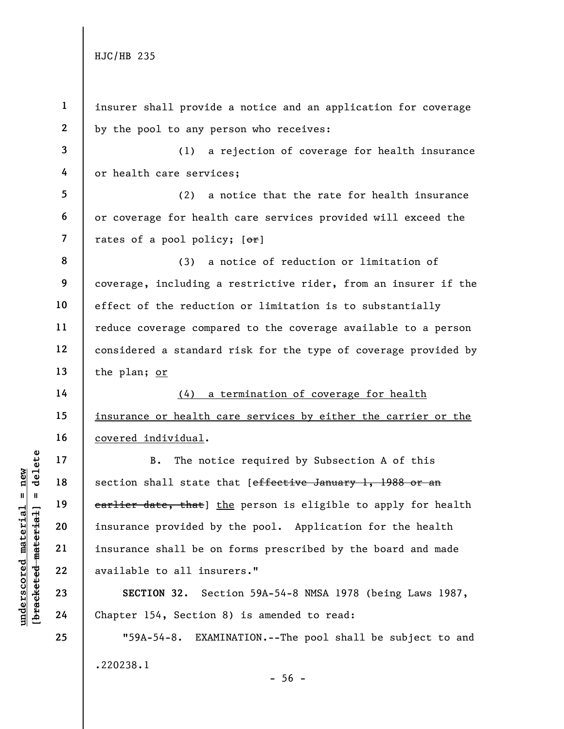insurer shall provide a notice and an application for coverage by the pool to any person who receives:

(1) a rejection of coverage for health insurance or health care services;

(2) a notice that the rate for health insurance or coverage for health care services provided will exceed the rates of a pool policy; [~~or~~]

(3) a notice of reduction or limitation of coverage, including a restrictive rider, from an insurer if the effect of the reduction or limitation is to substantially reduce coverage compared to the coverage available to a person considered a standard risk for the type of coverage provided by the plan; <u>or</u>

<u>(4) a termination of coverage for health insurance or health care services by either the carrier or the covered individual</u>.

B. The notice required by Subsection A of this section shall state that [~~effective January 1, 1988 or an earlier date, that~~] <u>the</u> person is eligible to apply for health insurance provided by the pool. Application for the health insurance shall be on forms prescribed by the board and made available to all insurers."

**SECTION 32.** Section 59A-54-8 NMSA 1978 (being Laws 1987, Chapter 154, Section 8) is amended to read:

"59A-54-8. EXAMINATION.--The pool shall be subject to and

.220238.1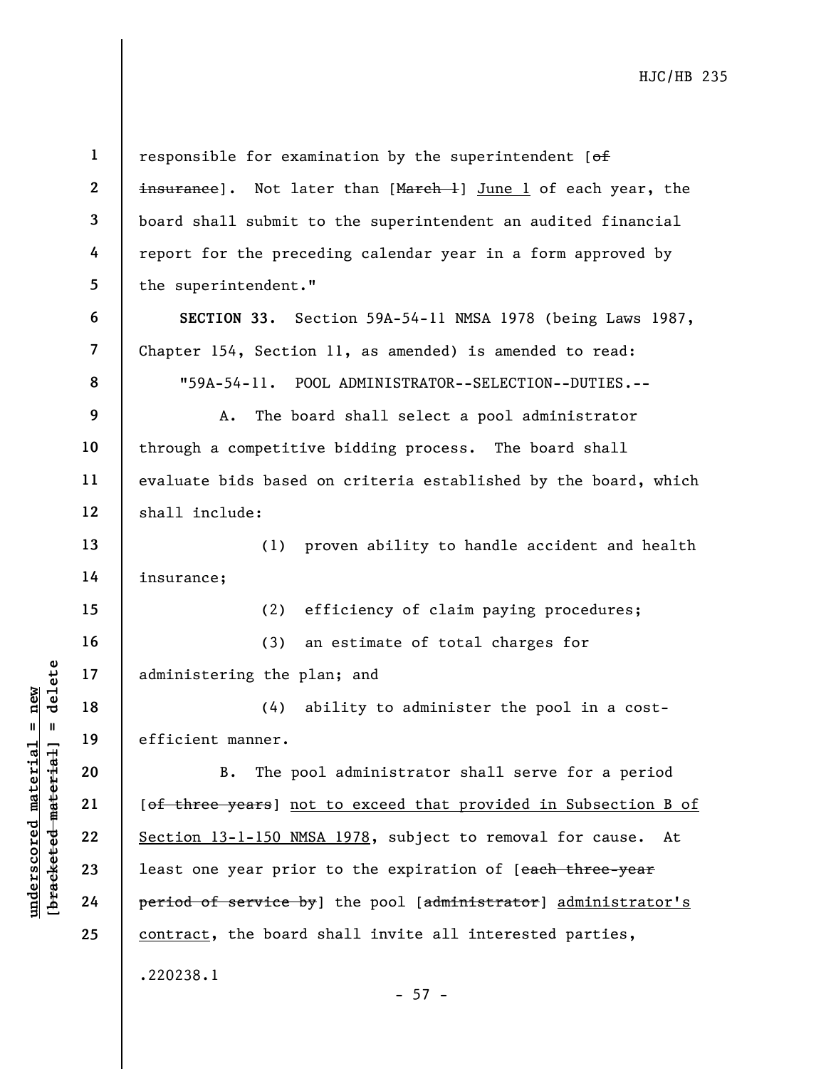responsible for examination by the superintendent [~~of insurance~~]. Not later than [~~March 1~~] <u>June 1</u> of each year, the board shall submit to the superintendent an audited financial report for the preceding calendar year in a form approved by the superintendent."

**SECTION 33.** Section 59A-54-11 NMSA 1978 (being Laws 1987, Chapter 154, Section 11, as amended) is amended to read:

"59A-54-11. POOL ADMINISTRATOR--SELECTION--DUTIES.--

A. The board shall select a pool administrator through a competitive bidding process. The board shall evaluate bids based on criteria established by the board, which shall include:

(1) proven ability to handle accident and health insurance;

(2) efficiency of claim paying procedures;

(3) an estimate of total charges for administering the plan; and

(4) ability to administer the pool in a cost-efficient manner.

B. The pool administrator shall serve for a period [~~of three years~~] <u>not to exceed that provided in Subsection B of Section 13-1-150 NMSA 1978</u>, subject to removal for cause. At least one year prior to the expiration of [~~each three-year period of service by~~] the pool [~~administrator~~] <u>administrator's contract</u>, the board shall invite all interested parties,

.220238.1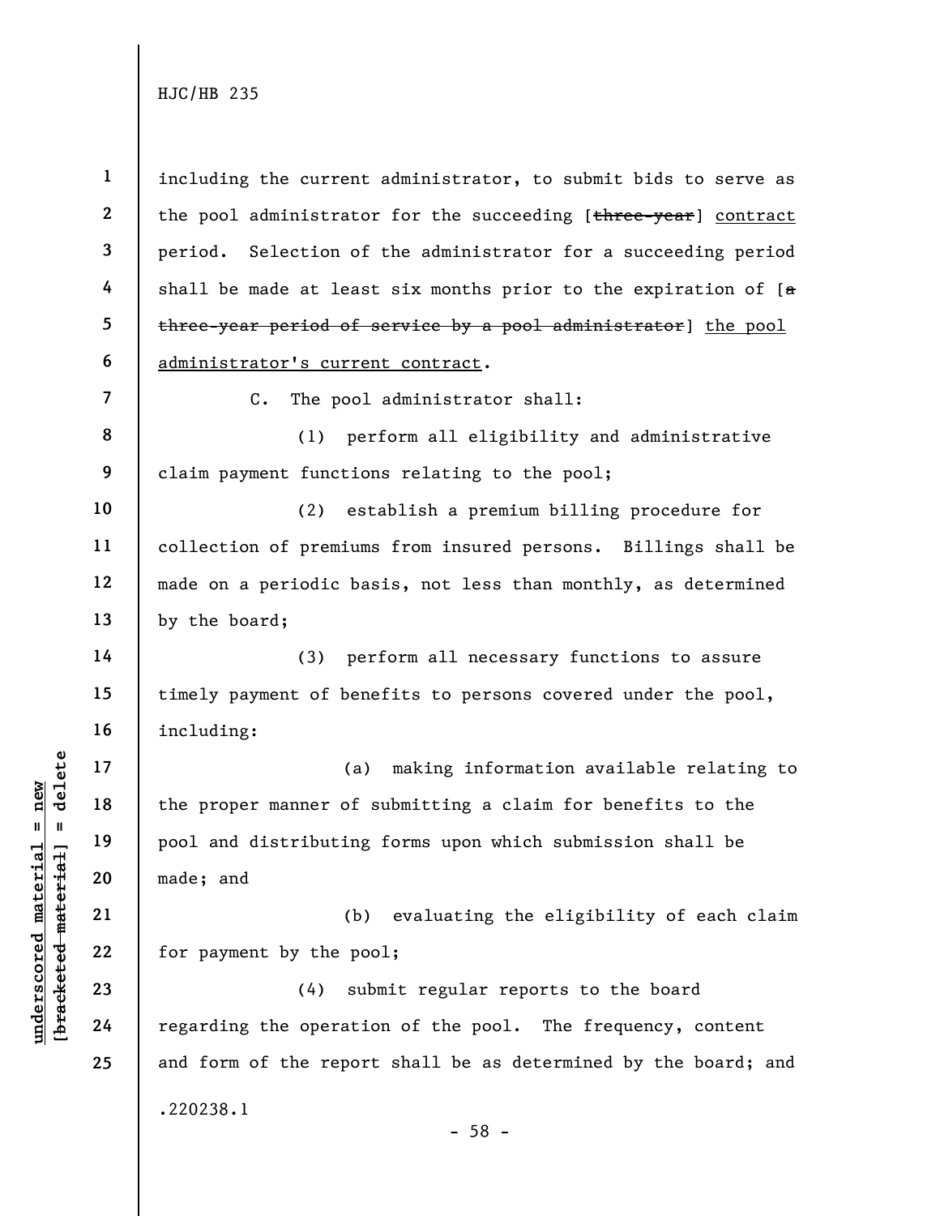including the current administrator, to submit bids to serve as the pool administrator for the succeeding [~~three-year~~] contract period. Selection of the administrator for a succeeding period shall be made at least six months prior to the expiration of [~~a three-year period of service by a pool administrator~~] the pool administrator's current contract.

C. The pool administrator shall:

(1) perform all eligibility and administrative claim payment functions relating to the pool;

(2) establish a premium billing procedure for collection of premiums from insured persons. Billings shall be made on a periodic basis, not less than monthly, as determined by the board;

(3) perform all necessary functions to assure timely payment of benefits to persons covered under the pool, including:

(a) making information available relating to the proper manner of submitting a claim for benefits to the pool and distributing forms upon which submission shall be made; and

(b) evaluating the eligibility of each claim for payment by the pool;

(4) submit regular reports to the board regarding the operation of the pool. The frequency, content and form of the report shall be as determined by the board; and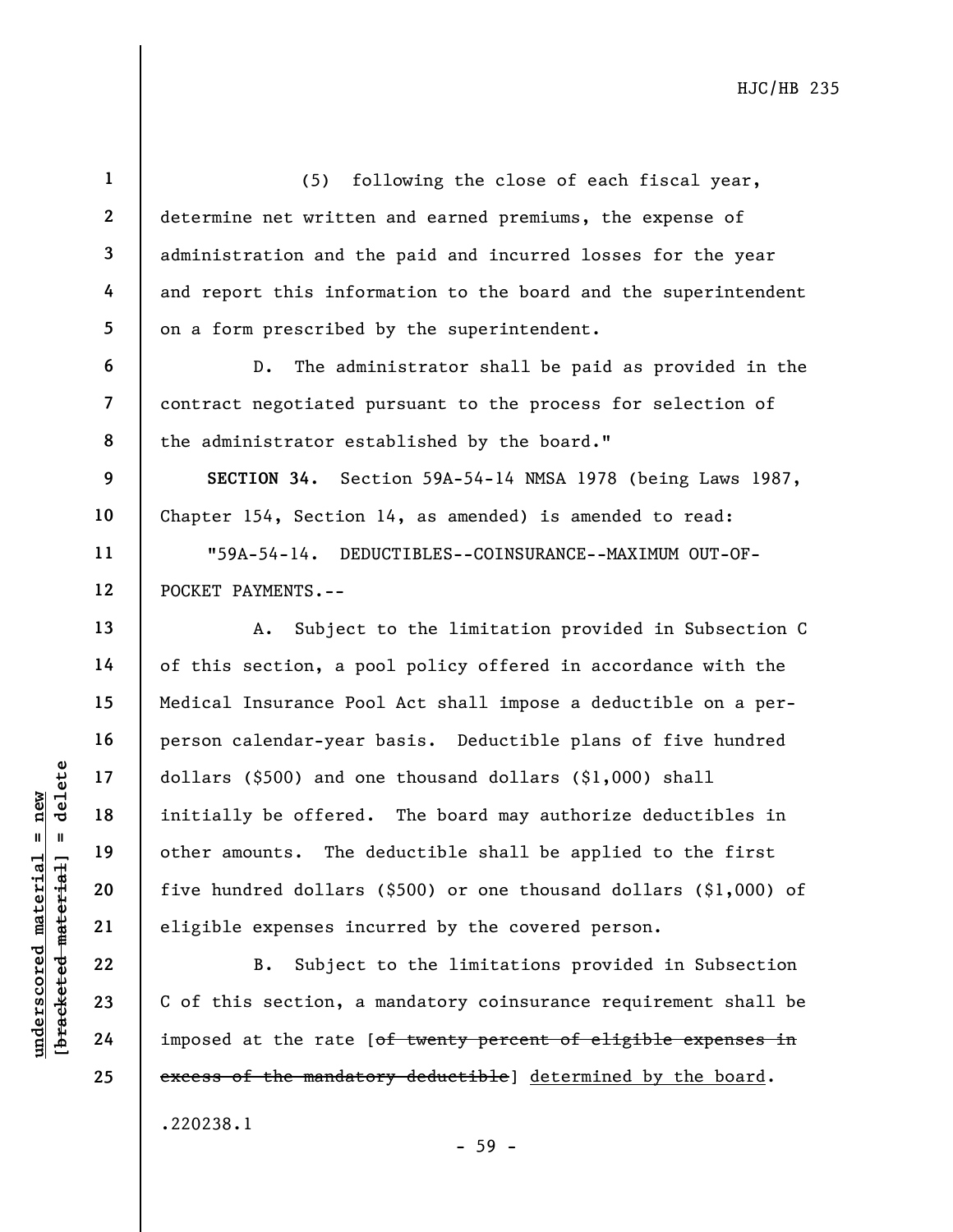(5) following the close of each fiscal year, determine net written and earned premiums, the expense of administration and the paid and incurred losses for the year and report this information to the board and the superintendent on a form prescribed by the superintendent.

D. The administrator shall be paid as provided in the contract negotiated pursuant to the process for selection of the administrator established by the board."

**SECTION 34.** Section 59A-54-14 NMSA 1978 (being Laws 1987, Chapter 154, Section 14, as amended) is amended to read:

"59A-54-14. DEDUCTIBLES--COINSURANCE--MAXIMUM OUT-OF-POCKET PAYMENTS.--

A. Subject to the limitation provided in Subsection C of this section, a pool policy offered in accordance with the Medical Insurance Pool Act shall impose a deductible on a per-person calendar-year basis. Deductible plans of five hundred dollars ($500) and one thousand dollars ($1,000) shall initially be offered. The board may authorize deductibles in other amounts. The deductible shall be applied to the first five hundred dollars ($500) or one thousand dollars ($1,000) of eligible expenses incurred by the covered person.

B. Subject to the limitations provided in Subsection C of this section, a mandatory coinsurance requirement shall be imposed at the rate [~~of twenty percent of eligible expenses in excess of the mandatory deductible~~] <u>determined by the board</u>.

.220238.1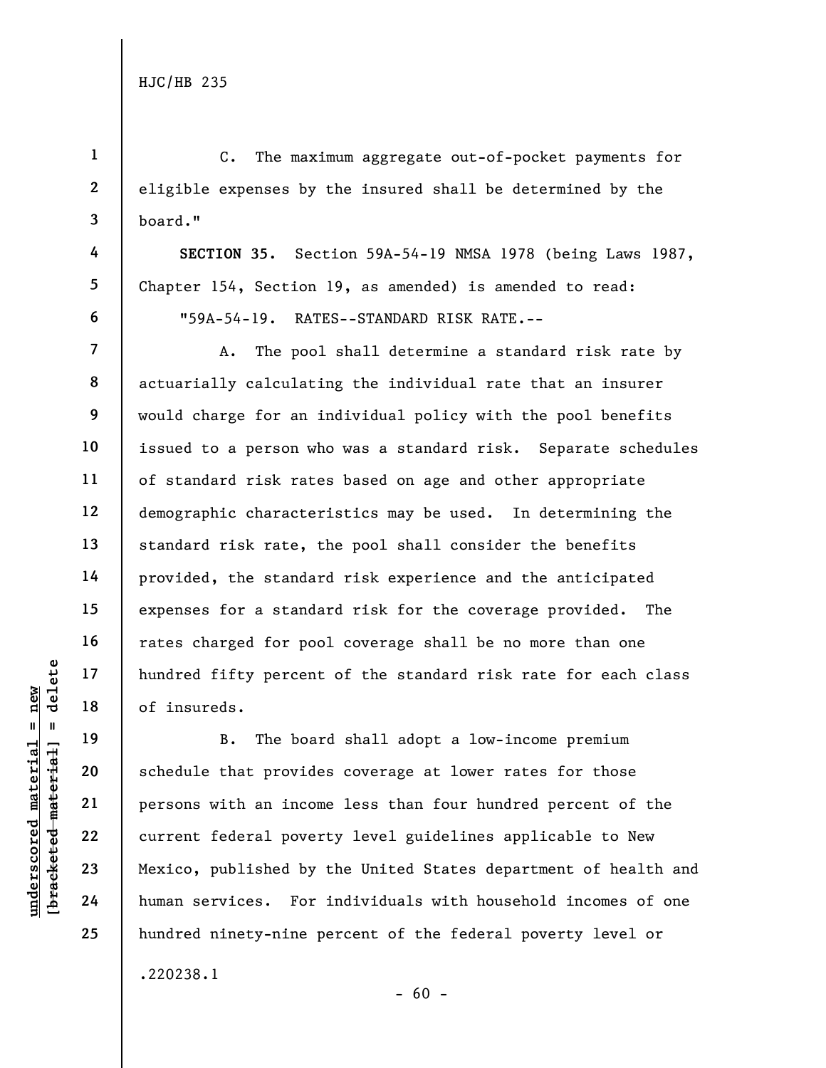C. The maximum aggregate out-of-pocket payments for eligible expenses by the insured shall be determined by the board."

**SECTION 35.** Section 59A-54-19 NMSA 1978 (being Laws 1987, Chapter 154, Section 19, as amended) is amended to read:

"59A-54-19. RATES--STANDARD RISK RATE.--

A. The pool shall determine a standard risk rate by actuarially calculating the individual rate that an insurer would charge for an individual policy with the pool benefits issued to a person who was a standard risk. Separate schedules of standard risk rates based on age and other appropriate demographic characteristics may be used. In determining the standard risk rate, the pool shall consider the benefits provided, the standard risk experience and the anticipated expenses for a standard risk for the coverage provided. The rates charged for pool coverage shall be no more than one hundred fifty percent of the standard risk rate for each class of insureds.

B. The board shall adopt a low-income premium schedule that provides coverage at lower rates for those persons with an income less than four hundred percent of the current federal poverty level guidelines applicable to New Mexico, published by the United States department of health and human services. For individuals with household incomes of one hundred ninety-nine percent of the federal poverty level or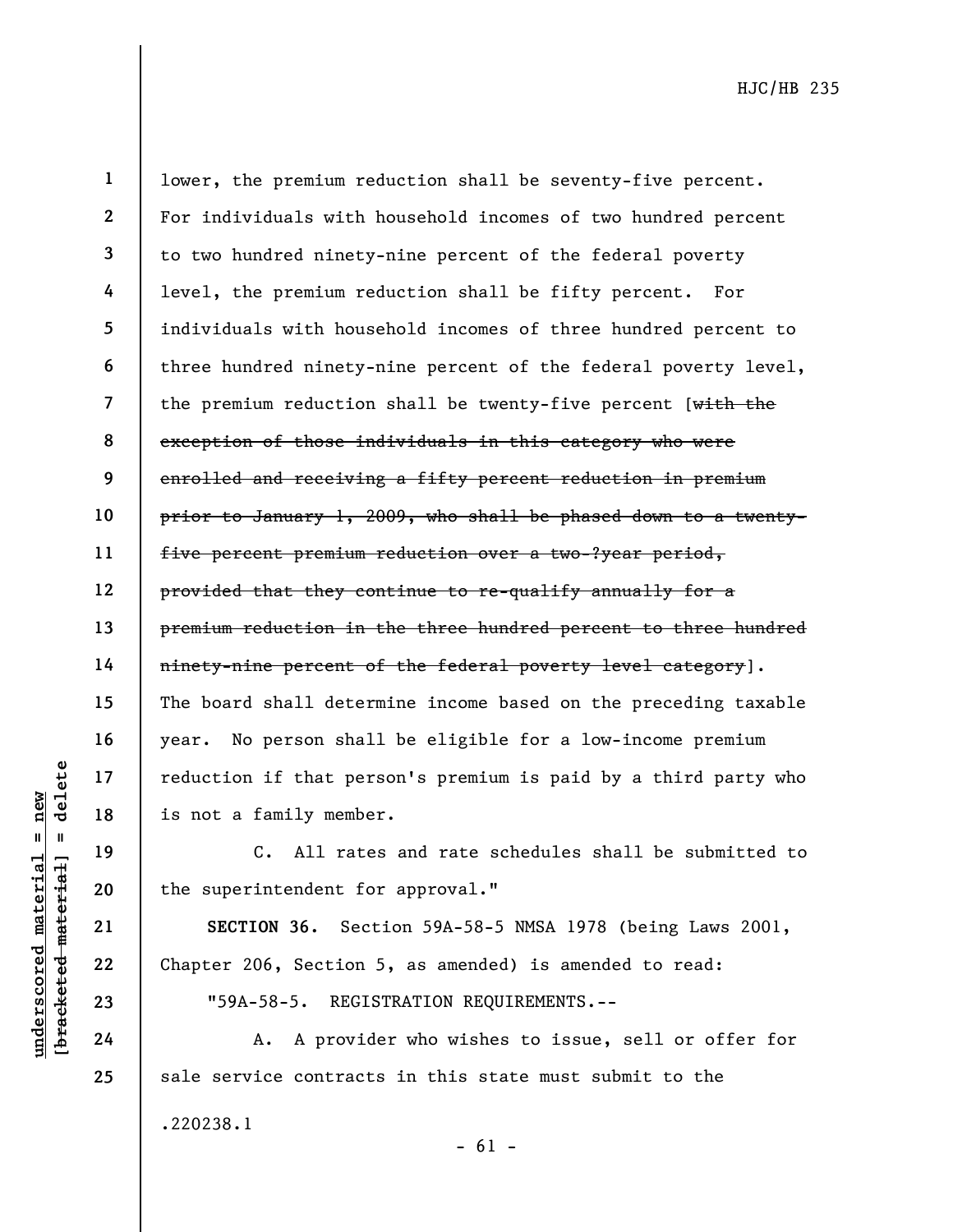lower, the premium reduction shall be seventy-five percent. For individuals with household incomes of two hundred percent to two hundred ninety-nine percent of the federal poverty level, the premium reduction shall be fifty percent. For individuals with household incomes of three hundred percent to three hundred ninety-nine percent of the federal poverty level, the premium reduction shall be twenty-five percent [~~with the exception of those individuals in this category who were enrolled and receiving a fifty percent reduction in premium prior to January 1, 2009, who shall be phased down to a twenty-five percent premium reduction over a two-?year period, provided that they continue to re-qualify annually for a premium reduction in the three hundred percent to three hundred ninety-nine percent of the federal poverty level category~~]. The board shall determine income based on the preceding taxable year. No person shall be eligible for a low-income premium reduction if that person's premium is paid by a third party who is not a family member.

C. All rates and rate schedules shall be submitted to the superintendent for approval."

**SECTION 36.** Section 59A-58-5 NMSA 1978 (being Laws 2001, Chapter 206, Section 5, as amended) is amended to read:

"59A-58-5. REGISTRATION REQUIREMENTS.--

A. A provider who wishes to issue, sell or offer for sale service contracts in this state must submit to the

.220238.1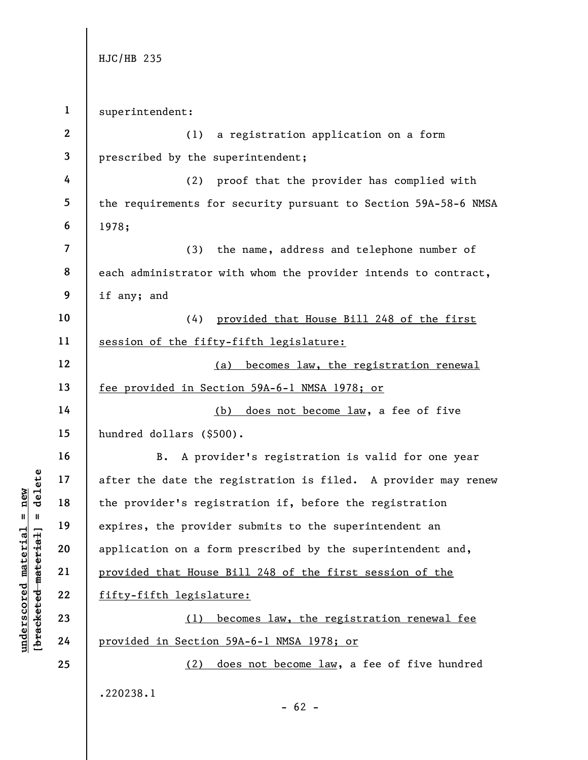superintendent:

(1) a registration application on a form prescribed by the superintendent;

(2) proof that the provider has complied with the requirements for security pursuant to Section 59A-58-6 NMSA 1978;

(3) the name, address and telephone number of each administrator with whom the provider intends to contract, if any; and

(4) provided that House Bill 248 of the first session of the fifty-fifth legislature:

(a) becomes law, the registration renewal fee provided in Section 59A-6-1 NMSA 1978; or

(b) does not become law, a fee of five hundred dollars ($500).

B. A provider's registration is valid for one year after the date the registration is filed. A provider may renew the provider's registration if, before the registration expires, the provider submits to the superintendent an application on a form prescribed by the superintendent and, provided that House Bill 248 of the first session of the fifty-fifth legislature:

(1) becomes law, the registration renewal fee provided in Section 59A-6-1 NMSA 1978; or

(2) does not become law, a fee of five hundred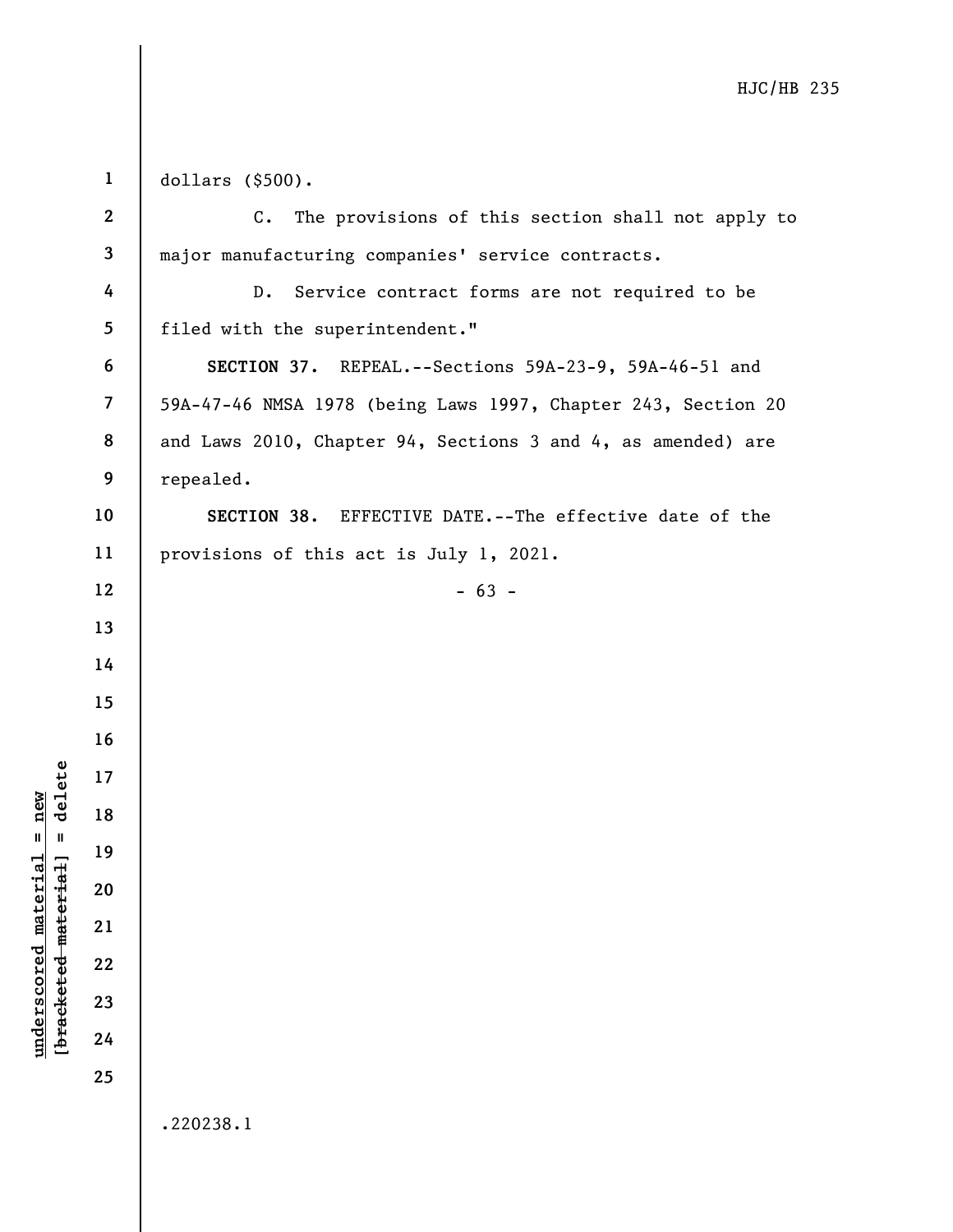dollars ($500).

C. The provisions of this section shall not apply to major manufacturing companies' service contracts.

D. Service contract forms are not required to be filed with the superintendent."

**SECTION 37.** REPEAL.--Sections 59A-23-9, 59A-46-51 and 59A-47-46 NMSA 1978 (being Laws 1997, Chapter 243, Section 20 and Laws 2010, Chapter 94, Sections 3 and 4, as amended) are repealed.

**SECTION 38.** EFFECTIVE DATE.--The effective date of the provisions of this act is July 1, 2021.